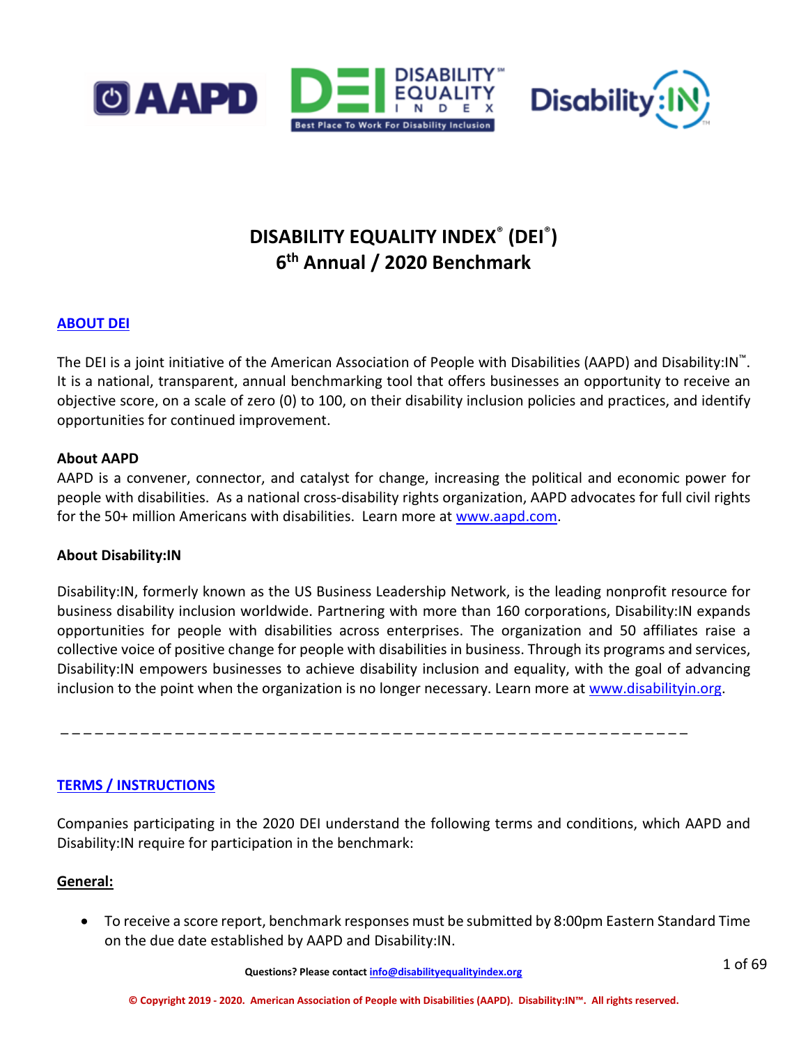# DISABILITY EQUALITY INDEX® (DEI®)
## 6th Annual / 2020 Benchmark

### ABOUT DEI

The DEI is a joint initiative of the American Association of People with Disabilities (AAPD) and Disability:IN™. It is a national, transparent, annual benchmarking tool that offers businesses an opportunity to receive an objective score, on a scale of zero (0) to 100, on their disability inclusion policies and practices, and identify opportunities for continued improvement.

**About AAPD**

AAPD is a convener, connector, and catalyst for change, increasing the political and economic power for people with disabilities. As a national cross-disability rights organization, AAPD advocates for full civil rights for the 50+ million Americans with disabilities. Learn more at www.aapd.com.

**About Disability:IN**

Disability:IN, formerly known as the US Business Leadership Network, is the leading nonprofit resource for business disability inclusion worldwide. Partnering with more than 160 corporations, Disability:IN expands opportunities for people with disabilities across enterprises. The organization and 50 affiliates raise a collective voice of positive change for people with disabilities in business. Through its programs and services, Disability:IN empowers businesses to achieve disability inclusion and equality, with the goal of advancing inclusion to the point when the organization is no longer necessary. Learn more at www.disabilityin.org.

---

### TERMS / INSTRUCTIONS

Companies participating in the 2020 DEI understand the following terms and conditions, which AAPD and Disability:IN require for participation in the benchmark:

**General:**

- To receive a score report, benchmark responses must be submitted by 8:00pm Eastern Standard Time on the due date established by AAPD and Disability:IN.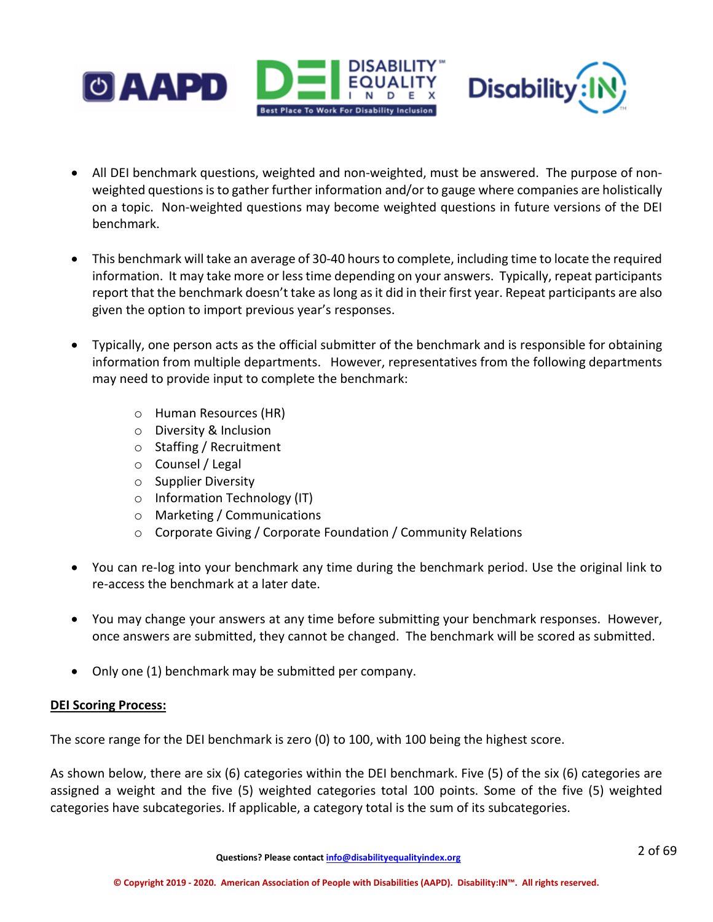- All DEI benchmark questions, weighted and non-weighted, must be answered. The purpose of non-weighted questions is to gather further information and/or to gauge where companies are holistically on a topic. Non-weighted questions may become weighted questions in future versions of the DEI benchmark.

- This benchmark will take an average of 30-40 hours to complete, including time to locate the required information. It may take more or less time depending on your answers. Typically, repeat participants report that the benchmark doesn't take as long as it did in their first year. Repeat participants are also given the option to import previous year's responses.

- Typically, one person acts as the official submitter of the benchmark and is responsible for obtaining information from multiple departments. However, representatives from the following departments may need to provide input to complete the benchmark:

  - Human Resources (HR)
  - Diversity & Inclusion
  - Staffing / Recruitment
  - Counsel / Legal
  - Supplier Diversity
  - Information Technology (IT)
  - Marketing / Communications
  - Corporate Giving / Corporate Foundation / Community Relations

- You can re-log into your benchmark any time during the benchmark period. Use the original link to re-access the benchmark at a later date.

- You may change your answers at any time before submitting your benchmark responses. However, once answers are submitted, they cannot be changed. The benchmark will be scored as submitted.

- Only one (1) benchmark may be submitted per company.

**DEI Scoring Process:**

The score range for the DEI benchmark is zero (0) to 100, with 100 being the highest score.

As shown below, there are six (6) categories within the DEI benchmark. Five (5) of the six (6) categories are assigned a weight and the five (5) weighted categories total 100 points. Some of the five (5) weighted categories have subcategories. If applicable, a category total is the sum of its subcategories.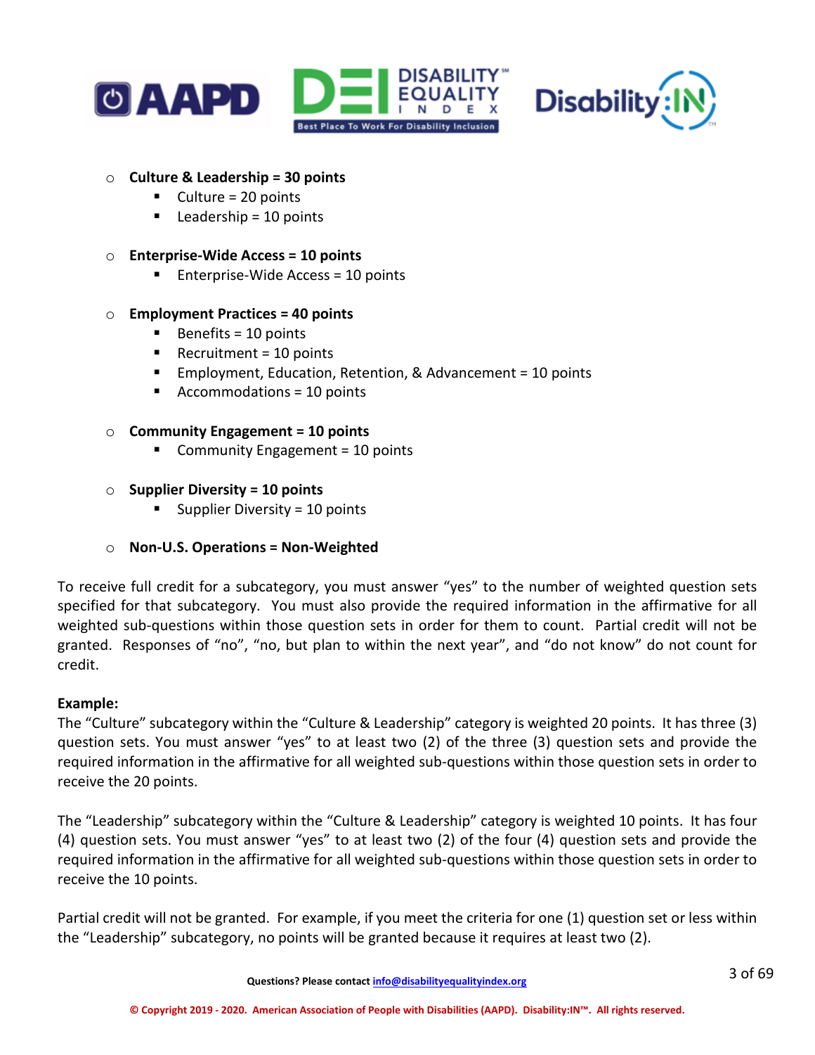- **Culture & Leadership = 30 points**
  - Culture = 20 points
  - Leadership = 10 points

- **Enterprise-Wide Access = 10 points**
  - Enterprise-Wide Access = 10 points

- **Employment Practices = 40 points**
  - Benefits = 10 points
  - Recruitment = 10 points
  - Employment, Education, Retention, & Advancement = 10 points
  - Accommodations = 10 points

- **Community Engagement = 10 points**
  - Community Engagement = 10 points

- **Supplier Diversity = 10 points**
  - Supplier Diversity = 10 points

- **Non-U.S. Operations = Non-Weighted**

To receive full credit for a subcategory, you must answer "yes" to the number of weighted question sets specified for that subcategory. You must also provide the required information in the affirmative for all weighted sub-questions within those question sets in order for them to count. Partial credit will not be granted. Responses of "no", "no, but plan to within the next year", and "do not know" do not count for credit.

**Example:**
The "Culture" subcategory within the "Culture & Leadership" category is weighted 20 points. It has three (3) question sets. You must answer "yes" to at least two (2) of the three (3) question sets and provide the required information in the affirmative for all weighted sub-questions within those question sets in order to receive the 20 points.

The "Leadership" subcategory within the "Culture & Leadership" category is weighted 10 points. It has four (4) question sets. You must answer "yes" to at least two (2) of the four (4) question sets and provide the required information in the affirmative for all weighted sub-questions within those question sets in order to receive the 10 points.

Partial credit will not be granted. For example, if you meet the criteria for one (1) question set or less within the "Leadership" subcategory, no points will be granted because it requires at least two (2).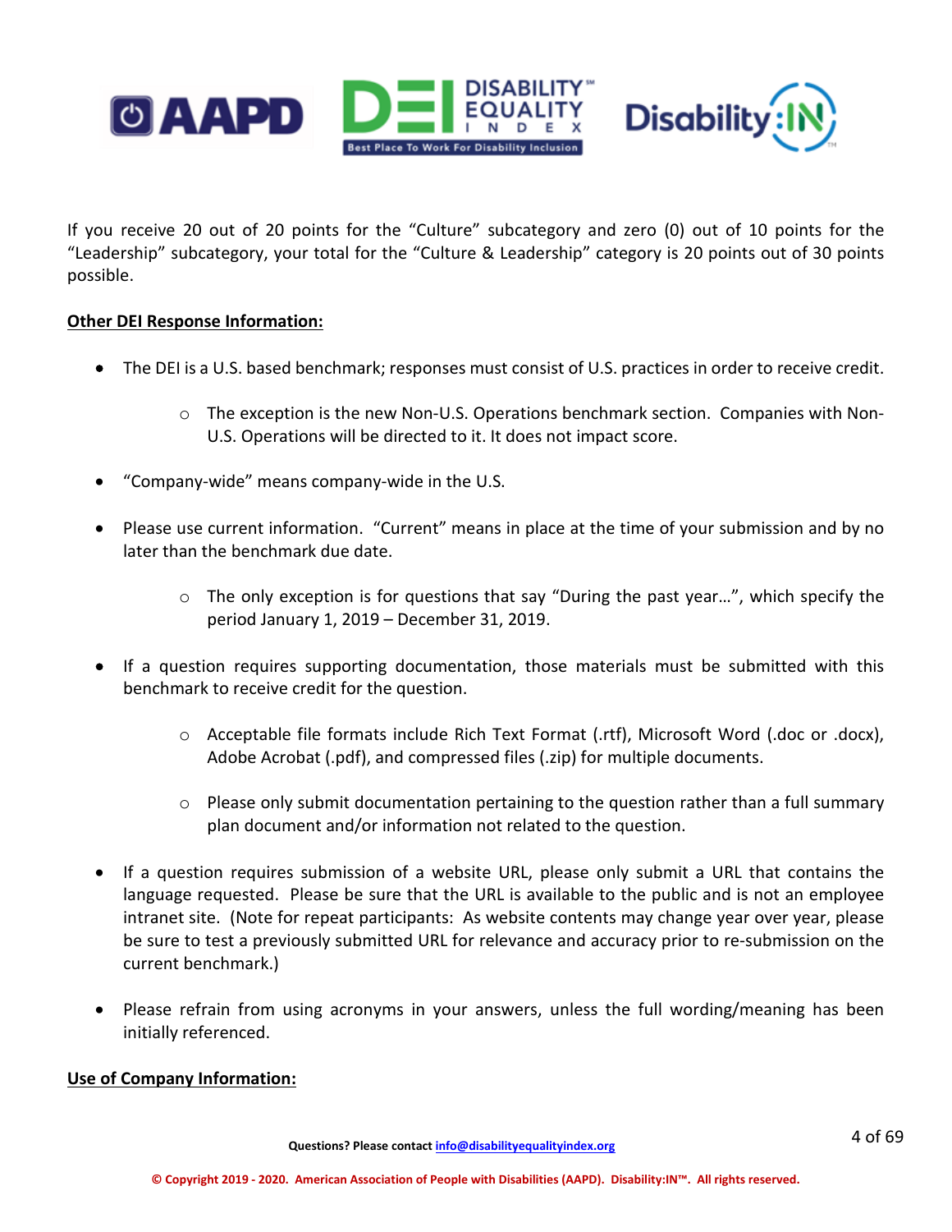If you receive 20 out of 20 points for the "Culture" subcategory and zero (0) out of 10 points for the "Leadership" subcategory, your total for the "Culture & Leadership" category is 20 points out of 30 points possible.

**Other DEI Response Information:**

- The DEI is a U.S. based benchmark; responses must consist of U.S. practices in order to receive credit.
  - The exception is the new Non-U.S. Operations benchmark section. Companies with Non-U.S. Operations will be directed to it. It does not impact score.
- "Company-wide" means company-wide in the U.S.
- Please use current information. "Current" means in place at the time of your submission and by no later than the benchmark due date.
  - The only exception is for questions that say "During the past year…", which specify the period January 1, 2019 – December 31, 2019.
- If a question requires supporting documentation, those materials must be submitted with this benchmark to receive credit for the question.
  - Acceptable file formats include Rich Text Format (.rtf), Microsoft Word (.doc or .docx), Adobe Acrobat (.pdf), and compressed files (.zip) for multiple documents.
  - Please only submit documentation pertaining to the question rather than a full summary plan document and/or information not related to the question.
- If a question requires submission of a website URL, please only submit a URL that contains the language requested. Please be sure that the URL is available to the public and is not an employee intranet site. (Note for repeat participants: As website contents may change year over year, please be sure to test a previously submitted URL for relevance and accuracy prior to re-submission on the current benchmark.)
- Please refrain from using acronyms in your answers, unless the full wording/meaning has been initially referenced.

**Use of Company Information:**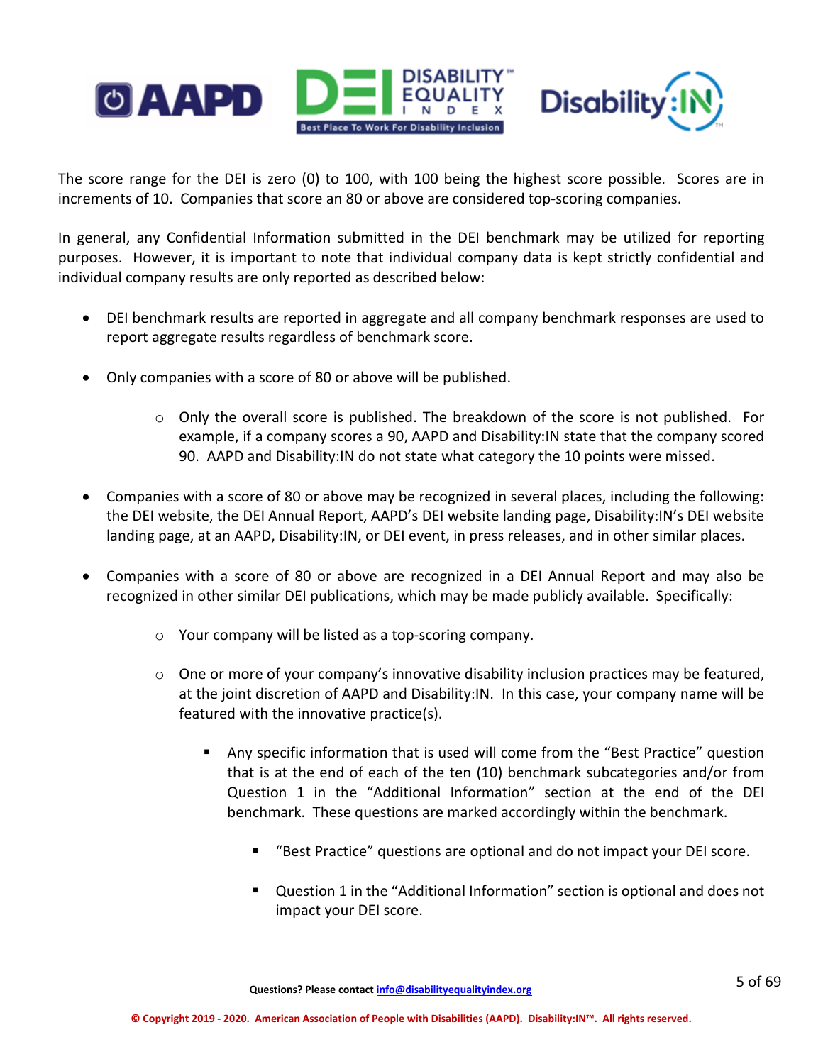The score range for the DEI is zero (0) to 100, with 100 being the highest score possible. Scores are in increments of 10. Companies that score an 80 or above are considered top-scoring companies.

In general, any Confidential Information submitted in the DEI benchmark may be utilized for reporting purposes. However, it is important to note that individual company data is kept strictly confidential and individual company results are only reported as described below:

- DEI benchmark results are reported in aggregate and all company benchmark responses are used to report aggregate results regardless of benchmark score.
- Only companies with a score of 80 or above will be published.
  - Only the overall score is published. The breakdown of the score is not published. For example, if a company scores a 90, AAPD and Disability:IN state that the company scored 90. AAPD and Disability:IN do not state what category the 10 points were missed.
- Companies with a score of 80 or above may be recognized in several places, including the following: the DEI website, the DEI Annual Report, AAPD's DEI website landing page, Disability:IN's DEI website landing page, at an AAPD, Disability:IN, or DEI event, in press releases, and in other similar places.
- Companies with a score of 80 or above are recognized in a DEI Annual Report and may also be recognized in other similar DEI publications, which may be made publicly available. Specifically:
  - Your company will be listed as a top-scoring company.
  - One or more of your company's innovative disability inclusion practices may be featured, at the joint discretion of AAPD and Disability:IN. In this case, your company name will be featured with the innovative practice(s).
    - Any specific information that is used will come from the "Best Practice" question that is at the end of each of the ten (10) benchmark subcategories and/or from Question 1 in the "Additional Information" section at the end of the DEI benchmark. These questions are marked accordingly within the benchmark.
      - "Best Practice" questions are optional and do not impact your DEI score.
      - Question 1 in the "Additional Information" section is optional and does not impact your DEI score.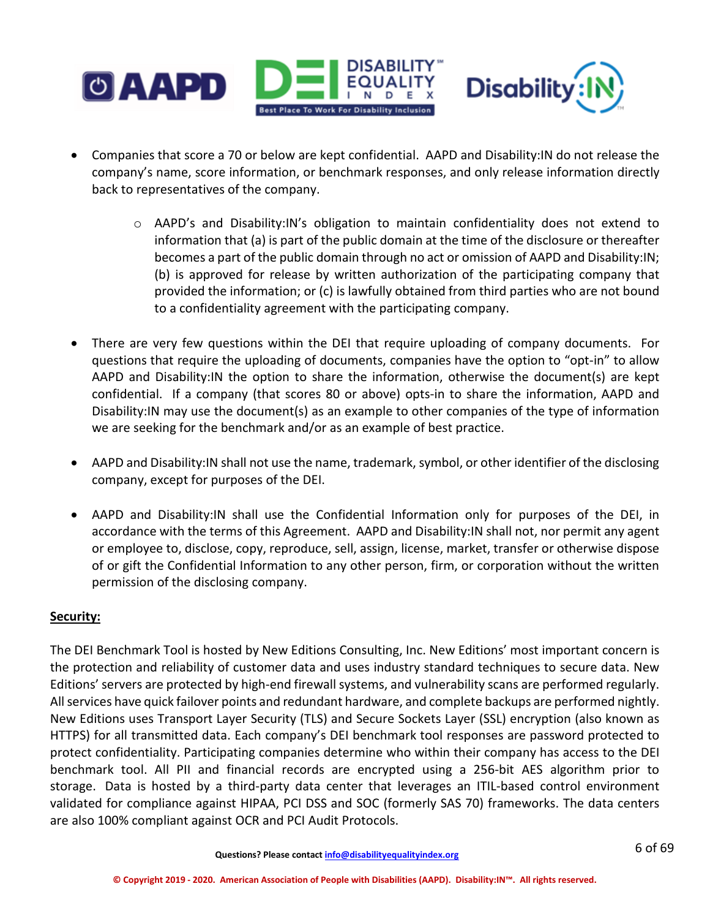- Companies that score a 70 or below are kept confidential. AAPD and Disability:IN do not release the company's name, score information, or benchmark responses, and only release information directly back to representatives of the company.
  - AAPD's and Disability:IN's obligation to maintain confidentiality does not extend to information that (a) is part of the public domain at the time of the disclosure or thereafter becomes a part of the public domain through no act or omission of AAPD and Disability:IN; (b) is approved for release by written authorization of the participating company that provided the information; or (c) is lawfully obtained from third parties who are not bound to a confidentiality agreement with the participating company.

- There are very few questions within the DEI that require uploading of company documents. For questions that require the uploading of documents, companies have the option to "opt-in" to allow AAPD and Disability:IN the option to share the information, otherwise the document(s) are kept confidential. If a company (that scores 80 or above) opts-in to share the information, AAPD and Disability:IN may use the document(s) as an example to other companies of the type of information we are seeking for the benchmark and/or as an example of best practice.

- AAPD and Disability:IN shall not use the name, trademark, symbol, or other identifier of the disclosing company, except for purposes of the DEI.

- AAPD and Disability:IN shall use the Confidential Information only for purposes of the DEI, in accordance with the terms of this Agreement. AAPD and Disability:IN shall not, nor permit any agent or employee to, disclose, copy, reproduce, sell, assign, license, market, transfer or otherwise dispose of or gift the Confidential Information to any other person, firm, or corporation without the written permission of the disclosing company.

**Security:**

The DEI Benchmark Tool is hosted by New Editions Consulting, Inc. New Editions' most important concern is the protection and reliability of customer data and uses industry standard techniques to secure data. New Editions' servers are protected by high-end firewall systems, and vulnerability scans are performed regularly. All services have quick failover points and redundant hardware, and complete backups are performed nightly. New Editions uses Transport Layer Security (TLS) and Secure Sockets Layer (SSL) encryption (also known as HTTPS) for all transmitted data. Each company's DEI benchmark tool responses are password protected to protect confidentiality. Participating companies determine who within their company has access to the DEI benchmark tool. All PII and financial records are encrypted using a 256-bit AES algorithm prior to storage. Data is hosted by a third-party data center that leverages an ITIL-based control environment validated for compliance against HIPAA, PCI DSS and SOC (formerly SAS 70) frameworks. The data centers are also 100% compliant against OCR and PCI Audit Protocols.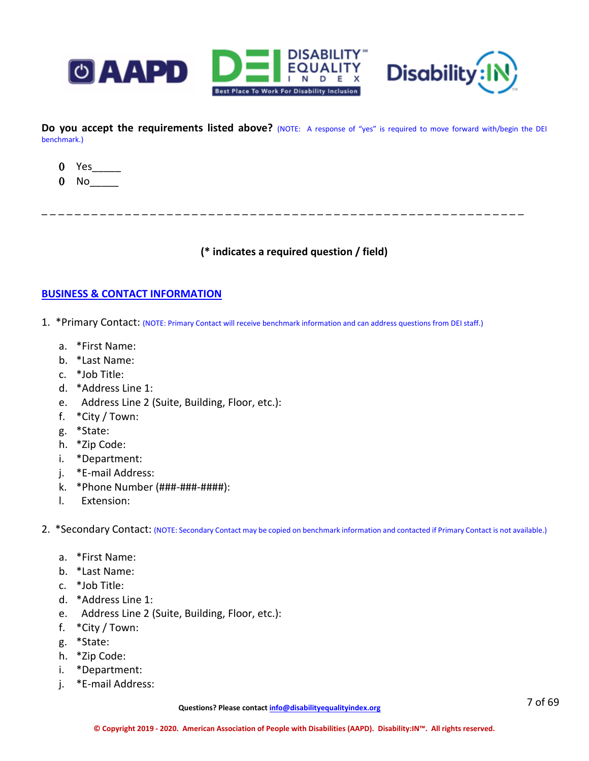**Do you accept the requirements listed above?** (NOTE: A response of "yes" is required to move forward with/begin the DEI benchmark.)

- Yes_____
- No_____

_ _ _ _ _ _ _ _ _ _ _ _ _ _ _ _ _ _ _ _ _ _ _ _ _ _ _ _ _ _ _ _ _ _ _ _ _ _ _ _ _ _ _ _ _ _ _ _ _ _ _ _ _ _ _ _ _ _ _ _

**(* indicates a required question / field)**

## BUSINESS & CONTACT INFORMATION

1. *Primary Contact: (NOTE: Primary Contact will receive benchmark information and can address questions from DEI staff.)

   a. *First Name:
   b. *Last Name:
   c. *Job Title:
   d. *Address Line 1:
   e. Address Line 2 (Suite, Building, Floor, etc.):
   f. *City / Town:
   g. *State:
   h. *Zip Code:
   i. *Department:
   j. *E-mail Address:
   k. *Phone Number (###-###-####):
   l. Extension:

2. *Secondary Contact: (NOTE: Secondary Contact may be copied on benchmark information and contacted if Primary Contact is not available.)

   a. *First Name:
   b. *Last Name:
   c. *Job Title:
   d. *Address Line 1:
   e. Address Line 2 (Suite, Building, Floor, etc.):
   f. *City / Town:
   g. *State:
   h. *Zip Code:
   i. *Department:
   j. *E-mail Address:

**Questions? Please contact info@disabilityequalityindex.org**

**© Copyright 2019 - 2020. American Association of People with Disabilities (AAPD). Disability:IN™. All rights reserved.**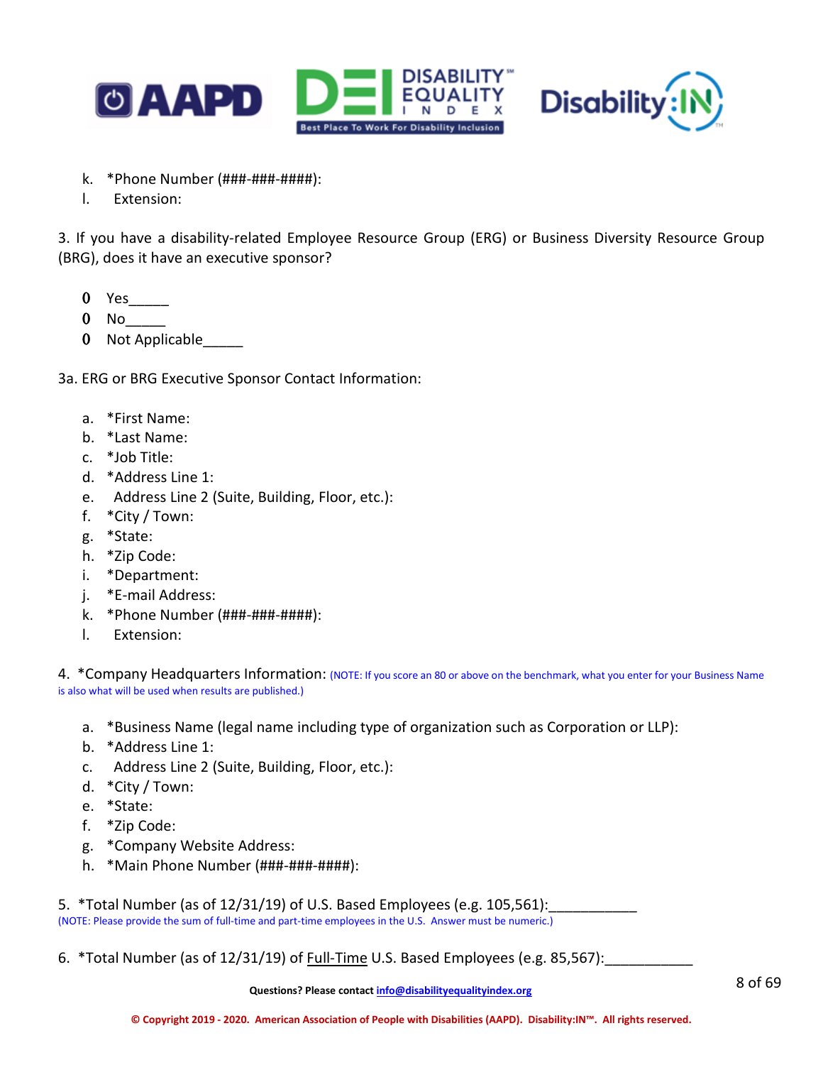k. *Phone Number (###-###-####):
l. Extension:

3. If you have a disability-related Employee Resource Group (ERG) or Business Diversity Resource Group (BRG), does it have an executive sponsor?

- Yes_____
- No_____
- Not Applicable_____

3a. ERG or BRG Executive Sponsor Contact Information:

a. *First Name:
b. *Last Name:
c. *Job Title:
d. *Address Line 1:
e. Address Line 2 (Suite, Building, Floor, etc.):
f. *City / Town:
g. *State:
h. *Zip Code:
i. *Department:
j. *E-mail Address:
k. *Phone Number (###-###-####):
l. Extension:

4. *Company Headquarters Information: (NOTE: If you score an 80 or above on the benchmark, what you enter for your Business Name is also what will be used when results are published.)

a. *Business Name (legal name including type of organization such as Corporation or LLP):
b. *Address Line 1:
c. Address Line 2 (Suite, Building, Floor, etc.):
d. *City / Town:
e. *State:
f. *Zip Code:
g. *Company Website Address:
h. *Main Phone Number (###-###-####):

5. *Total Number (as of 12/31/19) of U.S. Based Employees (e.g. 105,561):___________
(NOTE: Please provide the sum of full-time and part-time employees in the U.S. Answer must be numeric.)

6. *Total Number (as of 12/31/19) of Full-Time U.S. Based Employees (e.g. 85,567):___________

Questions? Please contact info@disabilityequalityindex.org

© Copyright 2019 - 2020. American Association of People with Disabilities (AAPD). Disability:IN™. All rights reserved.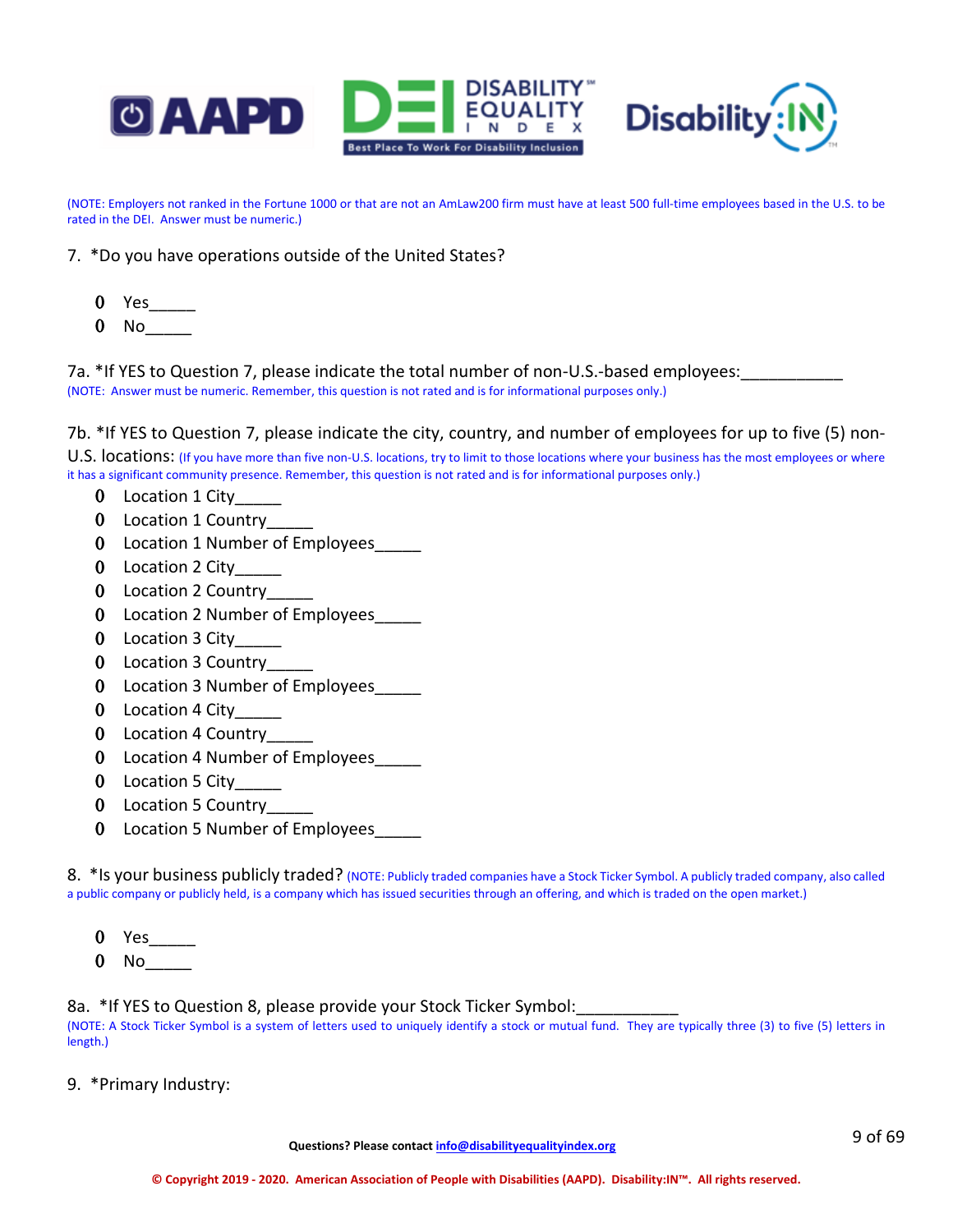(NOTE: Employers not ranked in the Fortune 1000 or that are not an AmLaw200 firm must have at least 500 full-time employees based in the U.S. to be rated in the DEI. Answer must be numeric.)

7. *Do you have operations outside of the United States?

- Yes_____
- No_____

7a. *If YES to Question 7, please indicate the total number of non-U.S.-based employees:___________
(NOTE: Answer must be numeric. Remember, this question is not rated and is for informational purposes only.)

7b. *If YES to Question 7, please indicate the city, country, and number of employees for up to five (5) non-U.S. locations: (If you have more than five non-U.S. locations, try to limit to those locations where your business has the most employees or where it has a significant community presence. Remember, this question is not rated and is for informational purposes only.)

- Location 1 City_____
- Location 1 Country_____
- Location 1 Number of Employees_____
- Location 2 City_____
- Location 2 Country_____
- Location 2 Number of Employees_____
- Location 3 City_____
- Location 3 Country_____
- Location 3 Number of Employees_____
- Location 4 City_____
- Location 4 Country_____
- Location 4 Number of Employees_____
- Location 5 City_____
- Location 5 Country_____
- Location 5 Number of Employees_____

8. *Is your business publicly traded? (NOTE: Publicly traded companies have a Stock Ticker Symbol. A publicly traded company, also called a public company or publicly held, is a company which has issued securities through an offering, and which is traded on the open market.)

- Yes_____
- No_____

8a. *If YES to Question 8, please provide your Stock Ticker Symbol:___________
(NOTE: A Stock Ticker Symbol is a system of letters used to uniquely identify a stock or mutual fund. They are typically three (3) to five (5) letters in length.)

9. *Primary Industry:

**Questions? Please contact info@disabilityequalityindex.org**

**© Copyright 2019 - 2020. American Association of People with Disabilities (AAPD). Disability:IN™. All rights reserved.**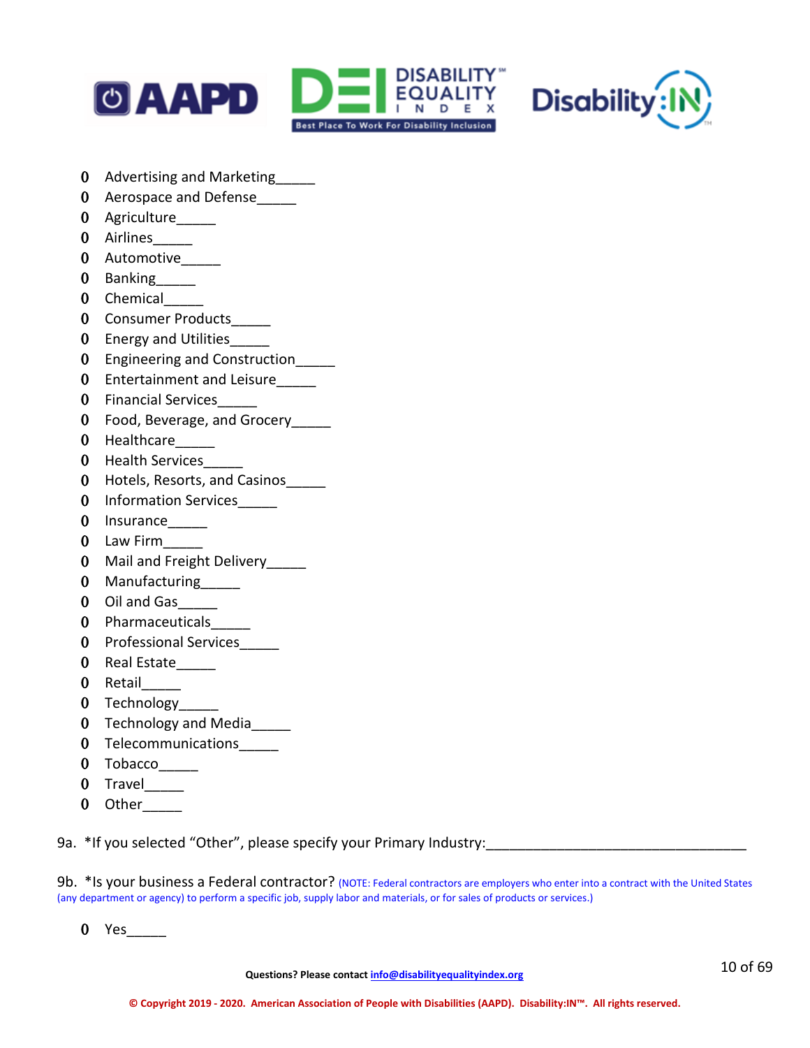- Advertising and Marketing_____
- Aerospace and Defense_____
- Agriculture_____
- Airlines_____
- Automotive_____
- Banking_____
- Chemical_____
- Consumer Products_____
- Energy and Utilities_____
- Engineering and Construction_____
- Entertainment and Leisure_____
- Financial Services_____
- Food, Beverage, and Grocery_____
- Healthcare_____
- Health Services_____
- Hotels, Resorts, and Casinos_____
- Information Services_____
- Insurance_____
- Law Firm_____
- Mail and Freight Delivery_____
- Manufacturing_____
- Oil and Gas_____
- Pharmaceuticals_____
- Professional Services_____
- Real Estate_____
- Retail_____
- Technology_____
- Technology and Media_____
- Telecommunications_____
- Tobacco_____
- Travel_____
- Other_____

9a. *If you selected "Other", please specify your Primary Industry:_________________________________

9b. *Is your business a Federal contractor? (NOTE: Federal contractors are employers who enter into a contract with the United States (any department or agency) to perform a specific job, supply labor and materials, or for sales of products or services.)

- Yes_____

Questions? Please contact info@disabilityequalityindex.org

© Copyright 2019 - 2020. American Association of People with Disabilities (AAPD). Disability:IN™. All rights reserved.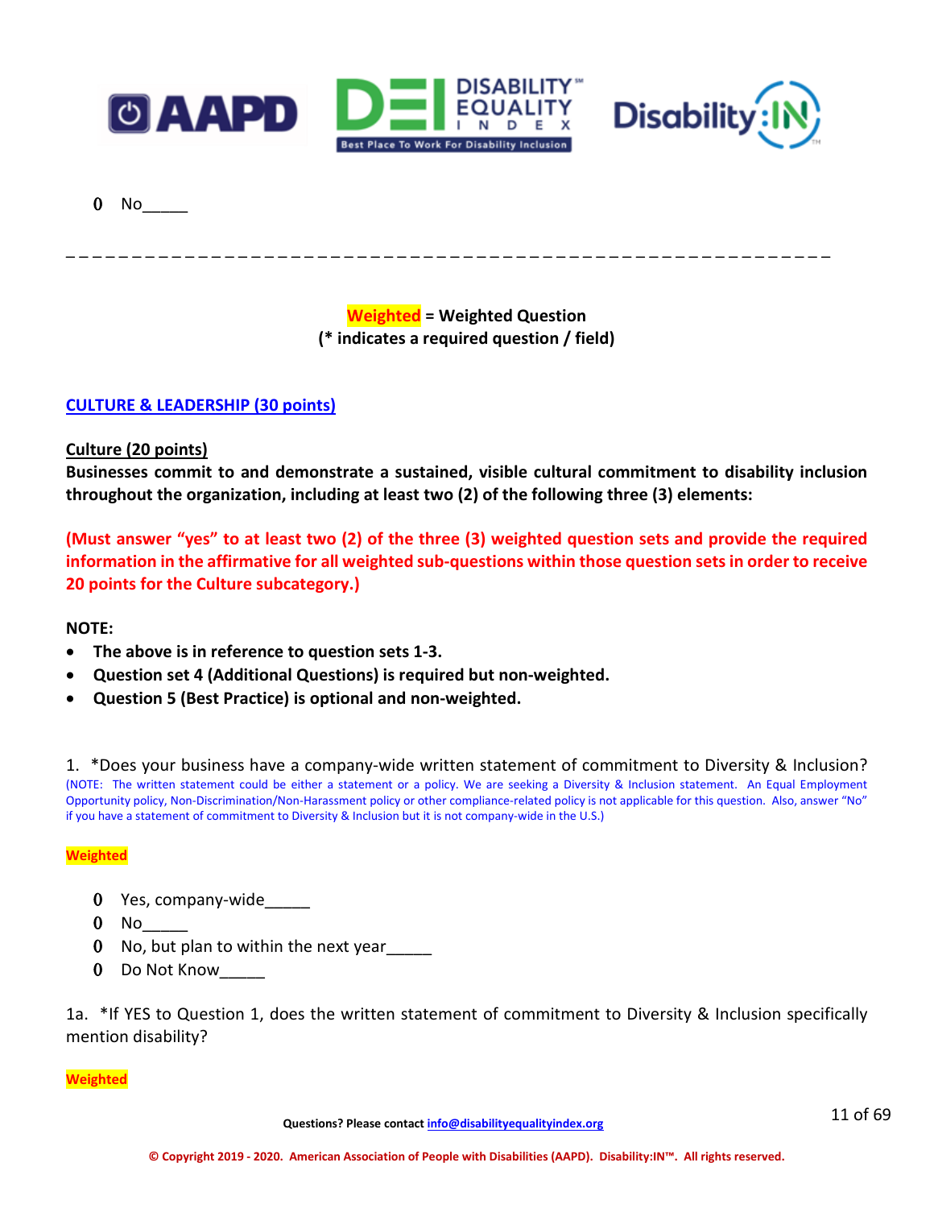- No_____

_ _ _ _ _ _ _ _ _ _ _ _ _ _ _ _ _ _ _ _ _ _ _ _ _ _ _ _ _ _ _ _ _ _ _ _ _ _ _ _ _ _ _ _ _ _ _ _ _ _ _ _ _ _ _ _ _ _

**Weighted = Weighted Question**
**(* indicates a required question / field)**

## CULTURE & LEADERSHIP (30 points)

### Culture (20 points)

**Businesses commit to and demonstrate a sustained, visible cultural commitment to disability inclusion throughout the organization, including at least two (2) of the following three (3) elements:**

**(Must answer "yes" to at least two (2) of the three (3) weighted question sets and provide the required information in the affirmative for all weighted sub-questions within those question sets in order to receive 20 points for the Culture subcategory.)**

**NOTE:**

- **The above is in reference to question sets 1-3.**
- **Question set 4 (Additional Questions) is required but non-weighted.**
- **Question 5 (Best Practice) is optional and non-weighted.**

1. *Does your business have a company-wide written statement of commitment to Diversity & Inclusion? (NOTE: The written statement could be either a statement or a policy. We are seeking a Diversity & Inclusion statement. An Equal Employment Opportunity policy, Non-Discrimination/Non-Harassment policy or other compliance-related policy is not applicable for this question. Also, answer "No" if you have a statement of commitment to Diversity & Inclusion but it is not company-wide in the U.S.)

**Weighted**

- Yes, company-wide_____
- No_____
- No, but plan to within the next year_____
- Do Not Know_____

1a. *If YES to Question 1, does the written statement of commitment to Diversity & Inclusion specifically mention disability?

**Weighted**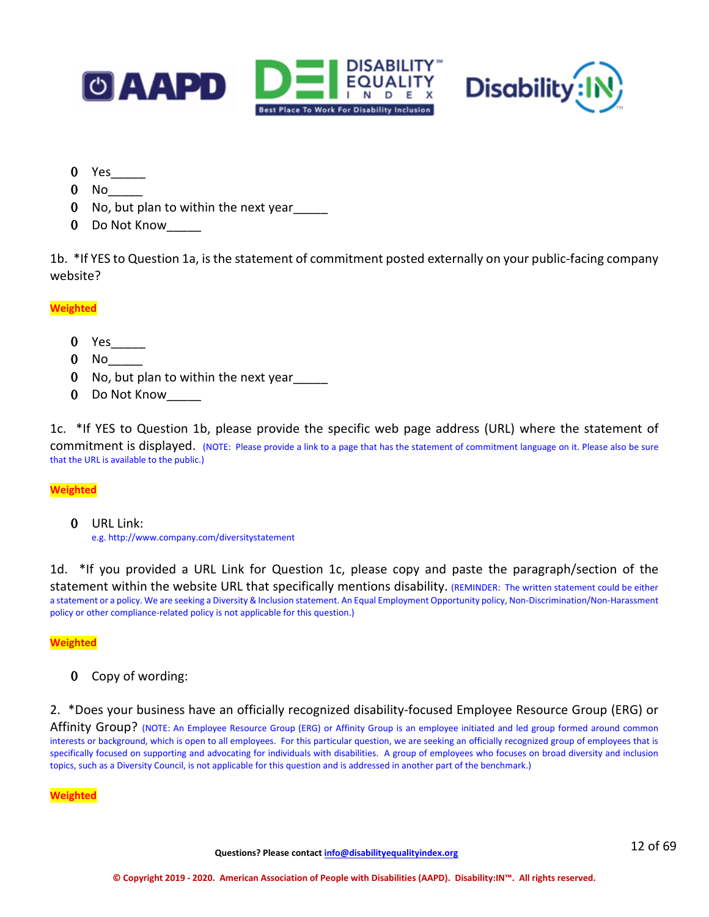- Yes_____
- No_____
- No, but plan to within the next year_____
- Do Not Know_____

1b. *If YES to Question 1a, is the statement of commitment posted externally on your public-facing company website?

**Weighted**

- Yes_____
- No_____
- No, but plan to within the next year_____
- Do Not Know_____

1c. *If YES to Question 1b, please provide the specific web page address (URL) where the statement of commitment is displayed. (NOTE: Please provide a link to a page that has the statement of commitment language on it. Please also be sure that the URL is available to the public.)

**Weighted**

- URL Link:
  e.g. http://www.company.com/diversitystatement

1d. *If you provided a URL Link for Question 1c, please copy and paste the paragraph/section of the statement within the website URL that specifically mentions disability. (REMINDER: The written statement could be either a statement or a policy. We are seeking a Diversity & Inclusion statement. An Equal Employment Opportunity policy, Non-Discrimination/Non-Harassment policy or other compliance-related policy is not applicable for this question.)

**Weighted**

- Copy of wording:

2. *Does your business have an officially recognized disability-focused Employee Resource Group (ERG) or Affinity Group? (NOTE: An Employee Resource Group (ERG) or Affinity Group is an employee initiated and led group formed around common interests or background, which is open to all employees. For this particular question, we are seeking an officially recognized group of employees that is specifically focused on supporting and advocating for individuals with disabilities. A group of employees who focuses on broad diversity and inclusion topics, such as a Diversity Council, is not applicable for this question and is addressed in another part of the benchmark.)

**Weighted**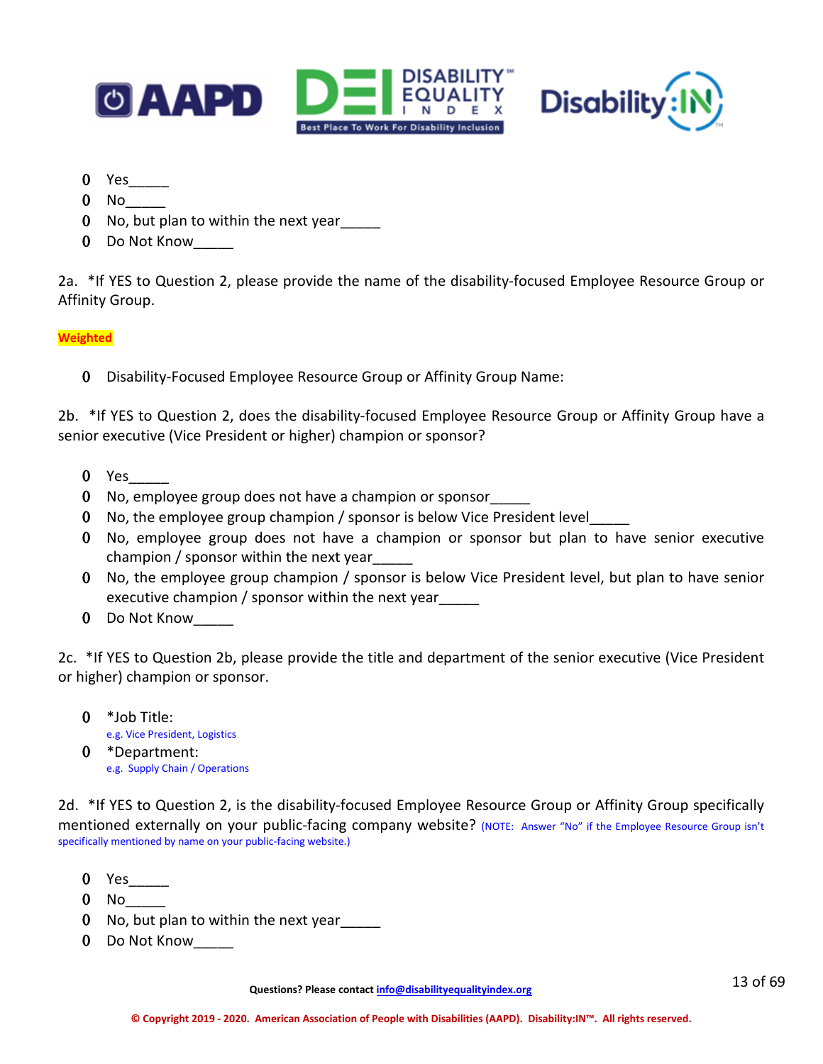- Yes_____
- No_____
- No, but plan to within the next year_____
- Do Not Know_____

2a. *If YES to Question 2, please provide the name of the disability-focused Employee Resource Group or Affinity Group.

**Weighted**

- Disability-Focused Employee Resource Group or Affinity Group Name:

2b. *If YES to Question 2, does the disability-focused Employee Resource Group or Affinity Group have a senior executive (Vice President or higher) champion or sponsor?

- Yes_____
- No, employee group does not have a champion or sponsor_____
- No, the employee group champion / sponsor is below Vice President level_____
- No, employee group does not have a champion or sponsor but plan to have senior executive champion / sponsor within the next year_____
- No, the employee group champion / sponsor is below Vice President level, but plan to have senior executive champion / sponsor within the next year_____
- Do Not Know_____

2c. *If YES to Question 2b, please provide the title and department of the senior executive (Vice President or higher) champion or sponsor.

- *Job Title:
  e.g. Vice President, Logistics
- *Department:
  e.g. Supply Chain / Operations

2d. *If YES to Question 2, is the disability-focused Employee Resource Group or Affinity Group specifically mentioned externally on your public-facing company website? (NOTE: Answer "No" if the Employee Resource Group isn't specifically mentioned by name on your public-facing website.)

- Yes_____
- No_____
- No, but plan to within the next year_____
- Do Not Know_____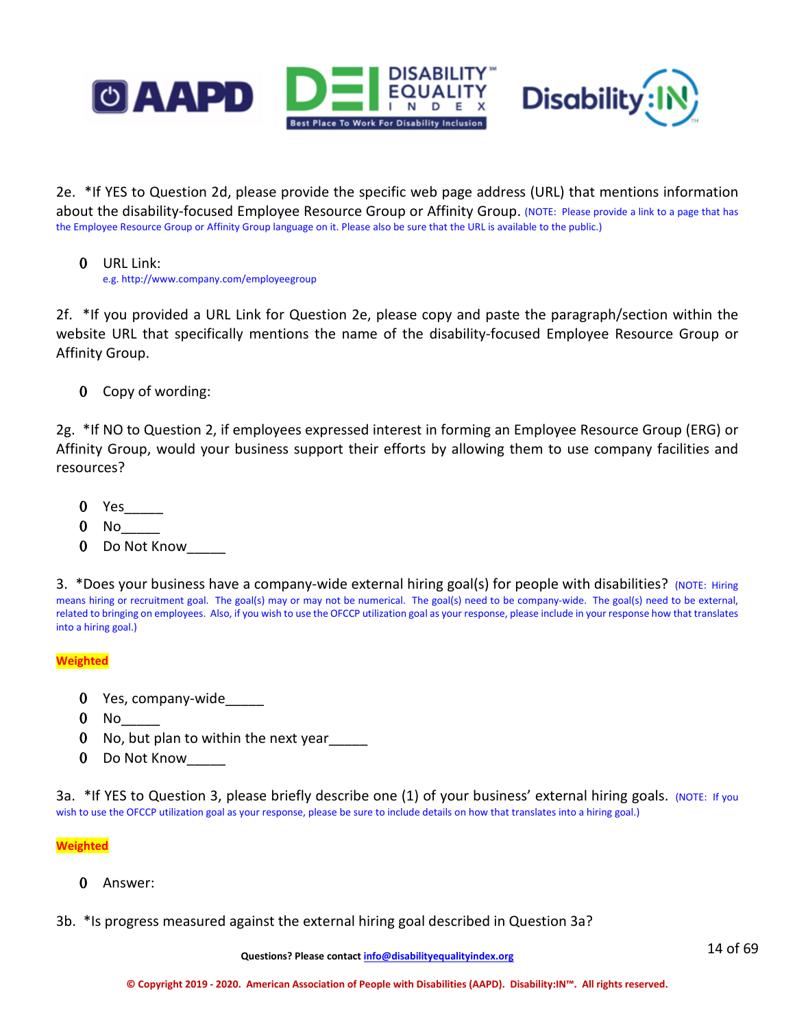2e. *If YES to Question 2d, please provide the specific web page address (URL) that mentions information about the disability-focused Employee Resource Group or Affinity Group. (NOTE: Please provide a link to a page that has the Employee Resource Group or Affinity Group language on it. Please also be sure that the URL is available to the public.)

- URL Link:
  e.g. http://www.company.com/employeegroup

2f. *If you provided a URL Link for Question 2e, please copy and paste the paragraph/section within the website URL that specifically mentions the name of the disability-focused Employee Resource Group or Affinity Group.

- Copy of wording:

2g. *If NO to Question 2, if employees expressed interest in forming an Employee Resource Group (ERG) or Affinity Group, would your business support their efforts by allowing them to use company facilities and resources?

- Yes_____
- No_____
- Do Not Know_____

3. *Does your business have a company-wide external hiring goal(s) for people with disabilities? (NOTE: Hiring means hiring or recruitment goal. The goal(s) may or may not be numerical. The goal(s) need to be company-wide. The goal(s) need to be external, related to bringing on employees. Also, if you wish to use the OFCCP utilization goal as your response, please include in your response how that translates into a hiring goal.)

**Weighted**

- Yes, company-wide_____
- No_____
- No, but plan to within the next year_____
- Do Not Know_____

3a. *If YES to Question 3, please briefly describe one (1) of your business' external hiring goals. (NOTE: If you wish to use the OFCCP utilization goal as your response, please be sure to include details on how that translates into a hiring goal.)

**Weighted**

- Answer:

3b. *Is progress measured against the external hiring goal described in Question 3a?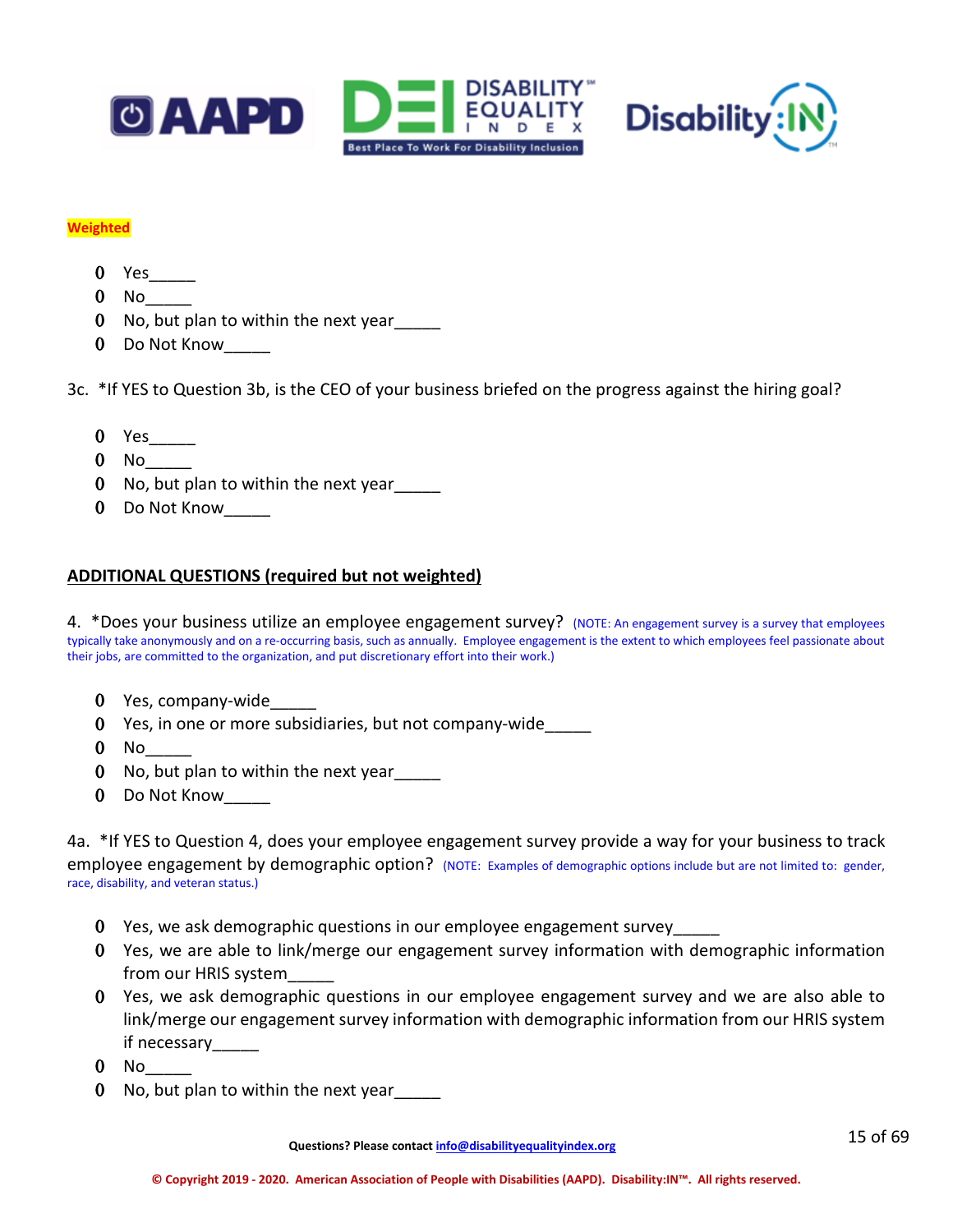**Weighted**

- Yes_____
- No_____
- No, but plan to within the next year_____
- Do Not Know_____

3c. *If YES to Question 3b, is the CEO of your business briefed on the progress against the hiring goal?

- Yes_____
- No_____
- No, but plan to within the next year_____
- Do Not Know_____

**ADDITIONAL QUESTIONS (required but not weighted)**

4. *Does your business utilize an employee engagement survey? (NOTE: An engagement survey is a survey that employees typically take anonymously and on a re-occurring basis, such as annually. Employee engagement is the extent to which employees feel passionate about their jobs, are committed to the organization, and put discretionary effort into their work.)

- Yes, company-wide_____
- Yes, in one or more subsidiaries, but not company-wide_____
- No_____
- No, but plan to within the next year_____
- Do Not Know_____

4a. *If YES to Question 4, does your employee engagement survey provide a way for your business to track employee engagement by demographic option? (NOTE: Examples of demographic options include but are not limited to: gender, race, disability, and veteran status.)

- Yes, we ask demographic questions in our employee engagement survey_____
- Yes, we are able to link/merge our engagement survey information with demographic information from our HRIS system_____
- Yes, we ask demographic questions in our employee engagement survey and we are also able to link/merge our engagement survey information with demographic information from our HRIS system if necessary_____
- No_____
- No, but plan to within the next year_____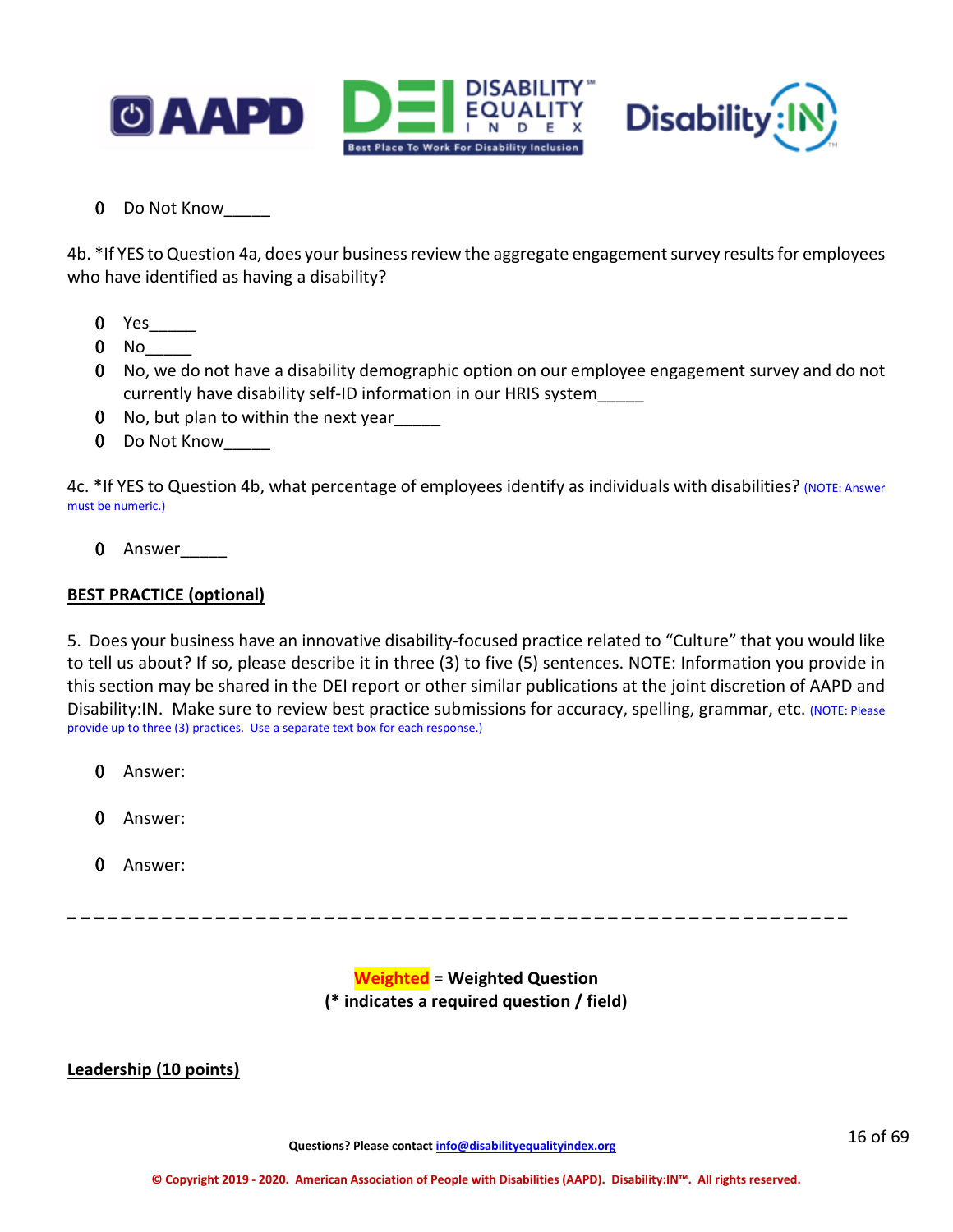- Do Not Know_____

4b. *If YES to Question 4a, does your business review the aggregate engagement survey results for employees who have identified as having a disability?

- Yes_____
- No_____
- No, we do not have a disability demographic option on our employee engagement survey and do not currently have disability self-ID information in our HRIS system_____
- No, but plan to within the next year_____
- Do Not Know_____

4c. *If YES to Question 4b, what percentage of employees identify as individuals with disabilities? (NOTE: Answer must be numeric.)

- Answer_____

**BEST PRACTICE (optional)**

5. Does your business have an innovative disability-focused practice related to "Culture" that you would like to tell us about? If so, please describe it in three (3) to five (5) sentences. NOTE: Information you provide in this section may be shared in the DEI report or other similar publications at the joint discretion of AAPD and Disability:IN. Make sure to review best practice submissions for accuracy, spelling, grammar, etc. (NOTE: Please provide up to three (3) practices. Use a separate text box for each response.)

- Answer:
- Answer:
- Answer:

_ _ _ _ _ _ _ _ _ _ _ _ _ _ _ _ _ _ _ _ _ _ _ _ _ _ _ _ _ _ _ _ _ _ _ _ _ _ _ _ _ _ _ _ _ _ _ _ _ _ _ _ _ _ _ _ _ _ _ _ _

**Weighted = Weighted Question**
**(* indicates a required question / field)**

**Leadership (10 points)**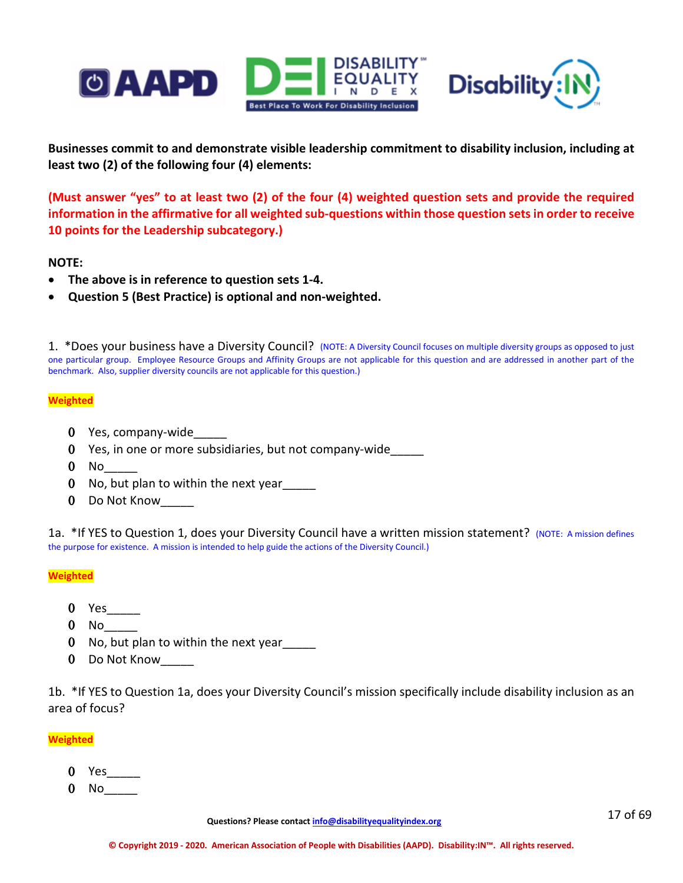**Businesses commit to and demonstrate visible leadership commitment to disability inclusion, including at least two (2) of the following four (4) elements:**

**(Must answer "yes" to at least two (2) of the four (4) weighted question sets and provide the required information in the affirmative for all weighted sub-questions within those question sets in order to receive 10 points for the Leadership subcategory.)**

**NOTE:**

- **The above is in reference to question sets 1-4.**
- **Question 5 (Best Practice) is optional and non-weighted.**

1. *Does your business have a Diversity Council? (NOTE: A Diversity Council focuses on multiple diversity groups as opposed to just one particular group. Employee Resource Groups and Affinity Groups are not applicable for this question and are addressed in another part of the benchmark. Also, supplier diversity councils are not applicable for this question.)

**Weighted**

- Yes, company-wide_____
- Yes, in one or more subsidiaries, but not company-wide_____
- No_____
- No, but plan to within the next year_____
- Do Not Know_____

1a. *If YES to Question 1, does your Diversity Council have a written mission statement? (NOTE: A mission defines the purpose for existence. A mission is intended to help guide the actions of the Diversity Council.)

**Weighted**

- Yes_____
- No_____
- No, but plan to within the next year_____
- Do Not Know_____

1b. *If YES to Question 1a, does your Diversity Council's mission specifically include disability inclusion as an area of focus?

**Weighted**

- Yes_____
- No_____

Questions? Please contact info@disabilityequalityindex.org

© Copyright 2019 - 2020. American Association of People with Disabilities (AAPD). Disability:IN™. All rights reserved.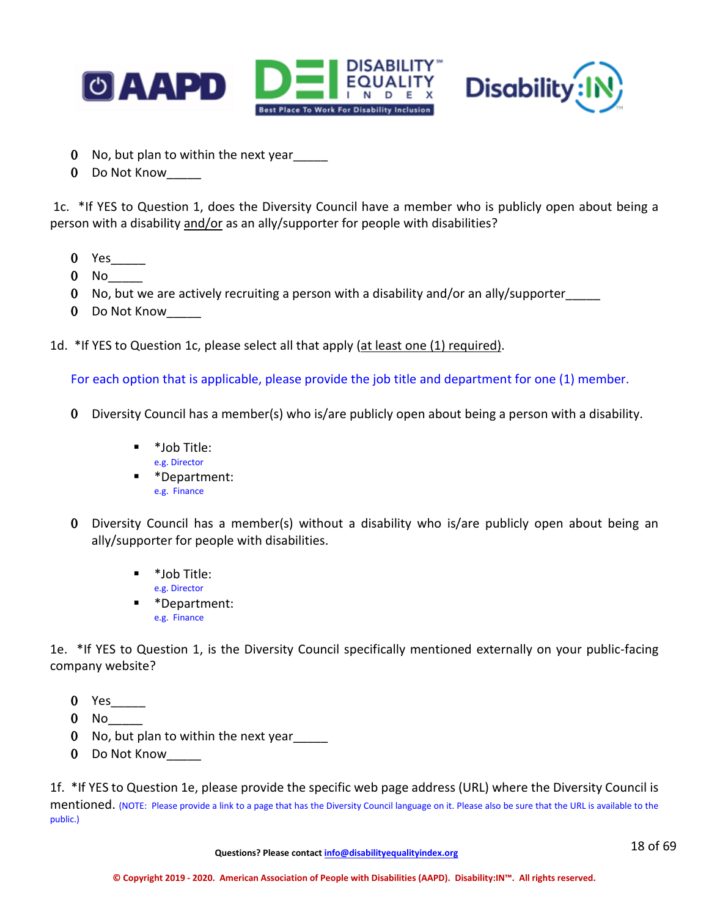- No, but plan to within the next year_____
- Do Not Know_____

1c. *If YES to Question 1, does the Diversity Council have a member who is publicly open about being a person with a disability and/or as an ally/supporter for people with disabilities?

- Yes_____
- No_____
- No, but we are actively recruiting a person with a disability and/or an ally/supporter_____
- Do Not Know_____

1d. *If YES to Question 1c, please select all that apply (at least one (1) required).

For each option that is applicable, please provide the job title and department for one (1) member.

- Diversity Council has a member(s) who is/are publicly open about being a person with a disability.
  - *Job Title:
    e.g. Director
  - *Department:
    e.g. Finance
- Diversity Council has a member(s) without a disability who is/are publicly open about being an ally/supporter for people with disabilities.
  - *Job Title:
    e.g. Director
  - *Department:
    e.g. Finance

1e. *If YES to Question 1, is the Diversity Council specifically mentioned externally on your public-facing company website?

- Yes_____
- No_____
- No, but plan to within the next year_____
- Do Not Know_____

1f. *If YES to Question 1e, please provide the specific web page address (URL) where the Diversity Council is mentioned. (NOTE: Please provide a link to a page that has the Diversity Council language on it. Please also be sure that the URL is available to the public.)

Questions? Please contact info@disabilityequalityindex.org

© Copyright 2019 - 2020. American Association of People with Disabilities (AAPD). Disability:IN™. All rights reserved.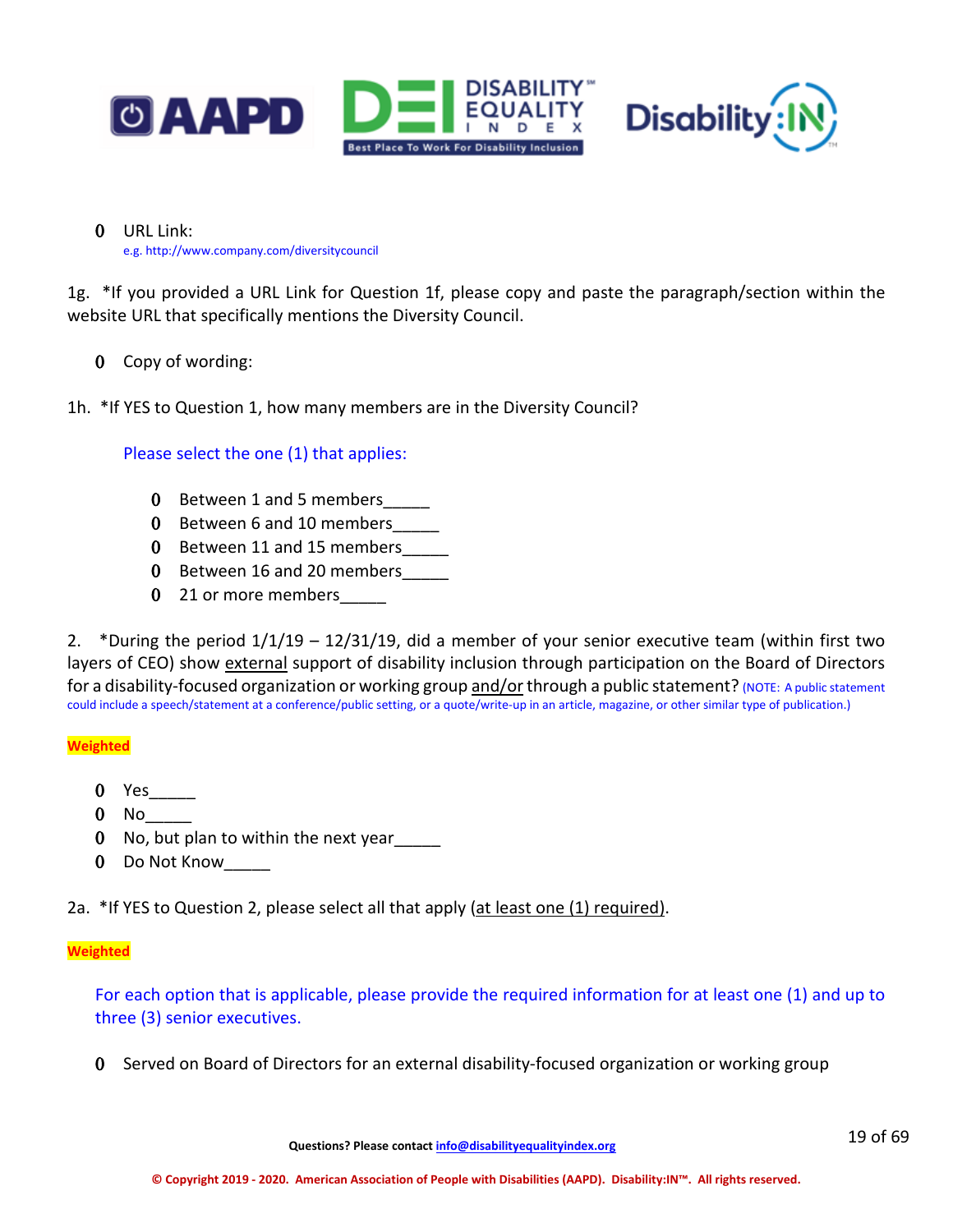- URL Link:
  e.g. http://www.company.com/diversitycouncil

1g. *If you provided a URL Link for Question 1f, please copy and paste the paragraph/section within the website URL that specifically mentions the Diversity Council.

- Copy of wording:

1h. *If YES to Question 1, how many members are in the Diversity Council?

Please select the one (1) that applies:

- Between 1 and 5 members_____
- Between 6 and 10 members_____
- Between 11 and 15 members_____
- Between 16 and 20 members_____
- 21 or more members_____

2. *During the period 1/1/19 – 12/31/19, did a member of your senior executive team (within first two layers of CEO) show external support of disability inclusion through participation on the Board of Directors for a disability-focused organization or working group and/or through a public statement? (NOTE: A public statement could include a speech/statement at a conference/public setting, or a quote/write-up in an article, magazine, or other similar type of publication.)

**Weighted**

- Yes_____
- No_____
- No, but plan to within the next year_____
- Do Not Know_____

2a. *If YES to Question 2, please select all that apply (at least one (1) required).

**Weighted**

For each option that is applicable, please provide the required information for at least one (1) and up to three (3) senior executives.

- Served on Board of Directors for an external disability-focused organization or working group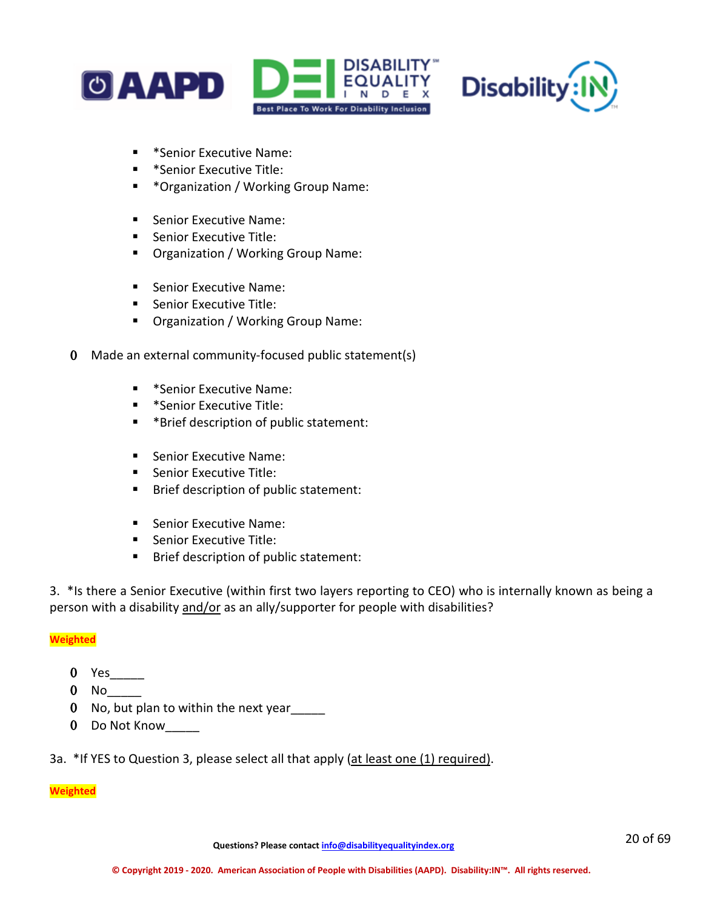- *Senior Executive Name:
- *Senior Executive Title:
- *Organization / Working Group Name:

- Senior Executive Name:
- Senior Executive Title:
- Organization / Working Group Name:

- Senior Executive Name:
- Senior Executive Title:
- Organization / Working Group Name:

- Made an external community-focused public statement(s)

  - *Senior Executive Name:
  - *Senior Executive Title:
  - *Brief description of public statement:

  - Senior Executive Name:
  - Senior Executive Title:
  - Brief description of public statement:

  - Senior Executive Name:
  - Senior Executive Title:
  - Brief description of public statement:

3. *Is there a Senior Executive (within first two layers reporting to CEO) who is internally known as being a person with a disability <u>and/or</u> as an ally/supporter for people with disabilities?

**Weighted**

- Yes_____
- No_____
- No, but plan to within the next year_____
- Do Not Know_____

3a. *If YES to Question 3, please select all that apply (<u>at least one (1) required</u>).

**Weighted**

Questions? Please contact info@disabilityequalityindex.org

© Copyright 2019 - 2020. American Association of People with Disabilities (AAPD). Disability:IN™. All rights reserved.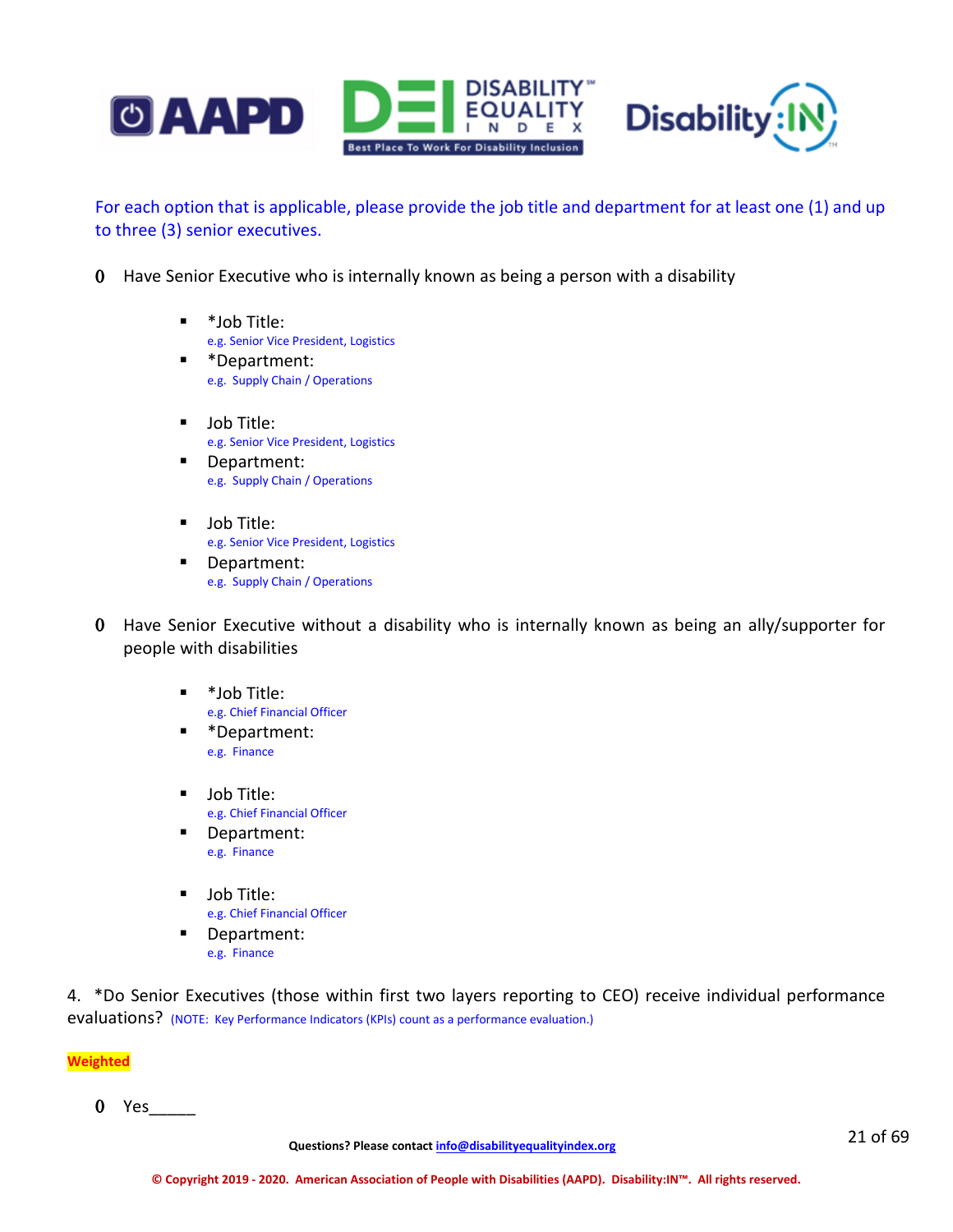For each option that is applicable, please provide the job title and department for at least one (1) and up to three (3) senior executives.

- Have Senior Executive who is internally known as being a person with a disability
  - *Job Title:
    e.g. Senior Vice President, Logistics
  - *Department:
    e.g. Supply Chain / Operations
  - Job Title:
    e.g. Senior Vice President, Logistics
  - Department:
    e.g. Supply Chain / Operations
  - Job Title:
    e.g. Senior Vice President, Logistics
  - Department:
    e.g. Supply Chain / Operations
- Have Senior Executive without a disability who is internally known as being an ally/supporter for people with disabilities
  - *Job Title:
    e.g. Chief Financial Officer
  - *Department:
    e.g. Finance
  - Job Title:
    e.g. Chief Financial Officer
  - Department:
    e.g. Finance
  - Job Title:
    e.g. Chief Financial Officer
  - Department:
    e.g. Finance

4. *Do Senior Executives (those within first two layers reporting to CEO) receive individual performance evaluations? (NOTE: Key Performance Indicators (KPIs) count as a performance evaluation.)

**Weighted**

- Yes_____

Questions? Please contact info@disabilityequalityindex.org

© Copyright 2019 - 2020. American Association of People with Disabilities (AAPD). Disability:IN™. All rights reserved.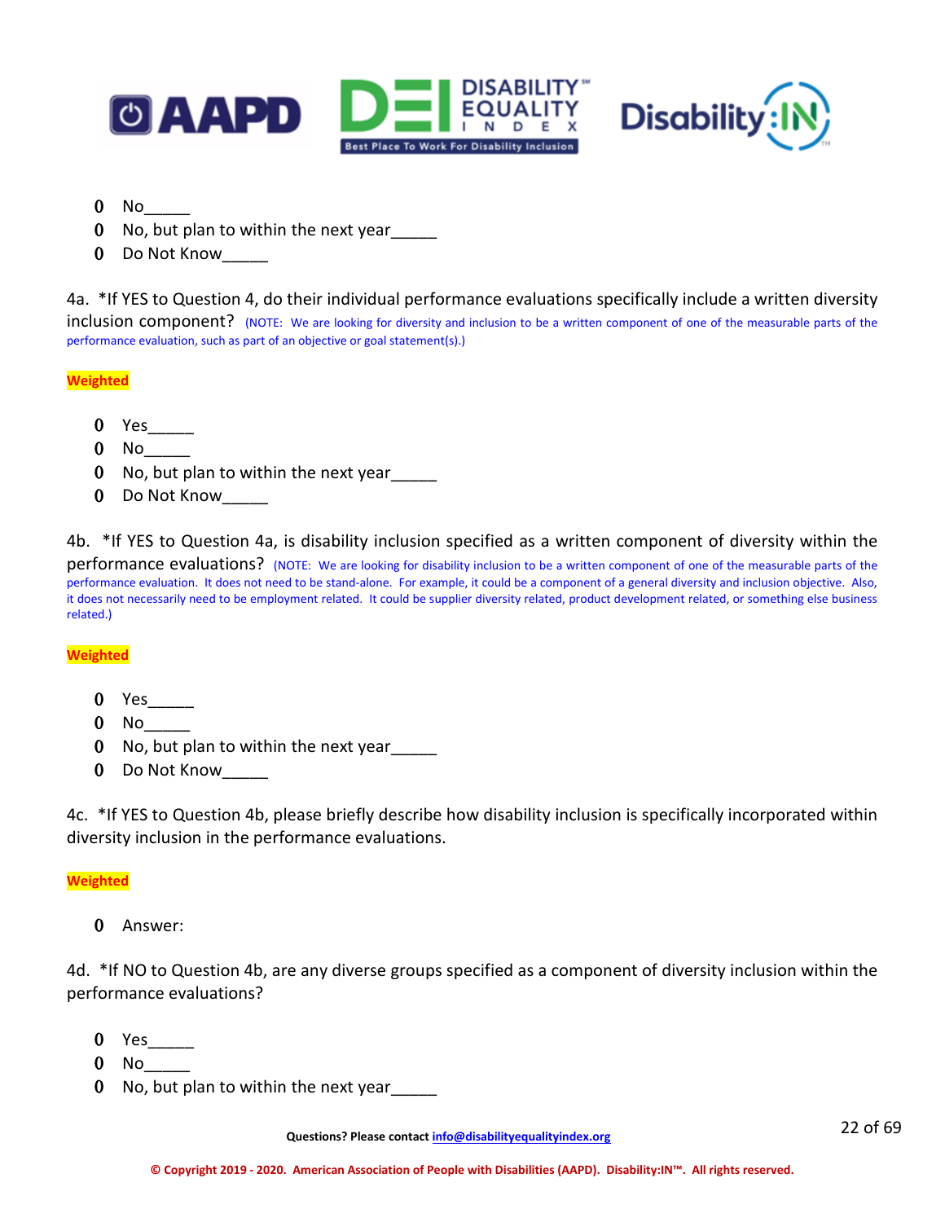- No_____
- No, but plan to within the next year_____
- Do Not Know_____

4a. *If YES to Question 4, do their individual performance evaluations specifically include a written diversity inclusion component? (NOTE: We are looking for diversity and inclusion to be a written component of one of the measurable parts of the performance evaluation, such as part of an objective or goal statement(s).)

**Weighted**

- Yes_____
- No_____
- No, but plan to within the next year_____
- Do Not Know_____

4b. *If YES to Question 4a, is disability inclusion specified as a written component of diversity within the performance evaluations? (NOTE: We are looking for disability inclusion to be a written component of one of the measurable parts of the performance evaluation. It does not need to be stand-alone. For example, it could be a component of a general diversity and inclusion objective. Also, it does not necessarily need to be employment related. It could be supplier diversity related, product development related, or something else business related.)

**Weighted**

- Yes_____
- No_____
- No, but plan to within the next year_____
- Do Not Know_____

4c. *If YES to Question 4b, please briefly describe how disability inclusion is specifically incorporated within diversity inclusion in the performance evaluations.

**Weighted**

- Answer:

4d. *If NO to Question 4b, are any diverse groups specified as a component of diversity inclusion within the performance evaluations?

- Yes_____
- No_____
- No, but plan to within the next year_____

Questions? Please contact info@disabilityequalityindex.org

© Copyright 2019 - 2020. American Association of People with Disabilities (AAPD). Disability:IN™. All rights reserved.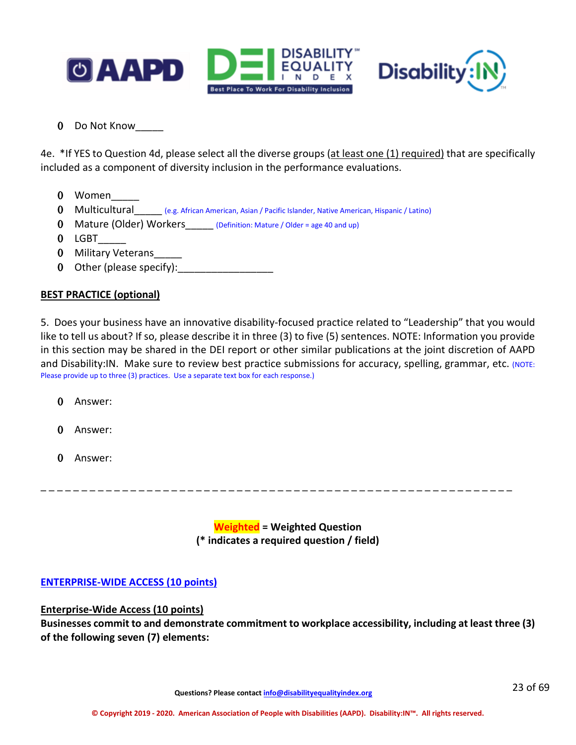- Do Not Know_____

4e. *If YES to Question 4d, please select all the diverse groups (at least one (1) required) that are specifically included as a component of diversity inclusion in the performance evaluations.

- Women_____
- Multicultural_____ (e.g. African American, Asian / Pacific Islander, Native American, Hispanic / Latino)
- Mature (Older) Workers_____ (Definition: Mature / Older = age 40 and up)
- LGBT_____
- Military Veterans_____
- Other (please specify):_________________

**BEST PRACTICE (optional)**

5. Does your business have an innovative disability-focused practice related to "Leadership" that you would like to tell us about? If so, please describe it in three (3) to five (5) sentences. NOTE: Information you provide in this section may be shared in the DEI report or other similar publications at the joint discretion of AAPD and Disability:IN. Make sure to review best practice submissions for accuracy, spelling, grammar, etc. (NOTE: Please provide up to three (3) practices. Use a separate text box for each response.)

- Answer:
- Answer:
- Answer:

---

**Weighted = Weighted Question**
**(* indicates a required question / field)**

## ENTERPRISE-WIDE ACCESS (10 points)

**Enterprise-Wide Access (10 points)**
**Businesses commit to and demonstrate commitment to workplace accessibility, including at least three (3) of the following seven (7) elements:**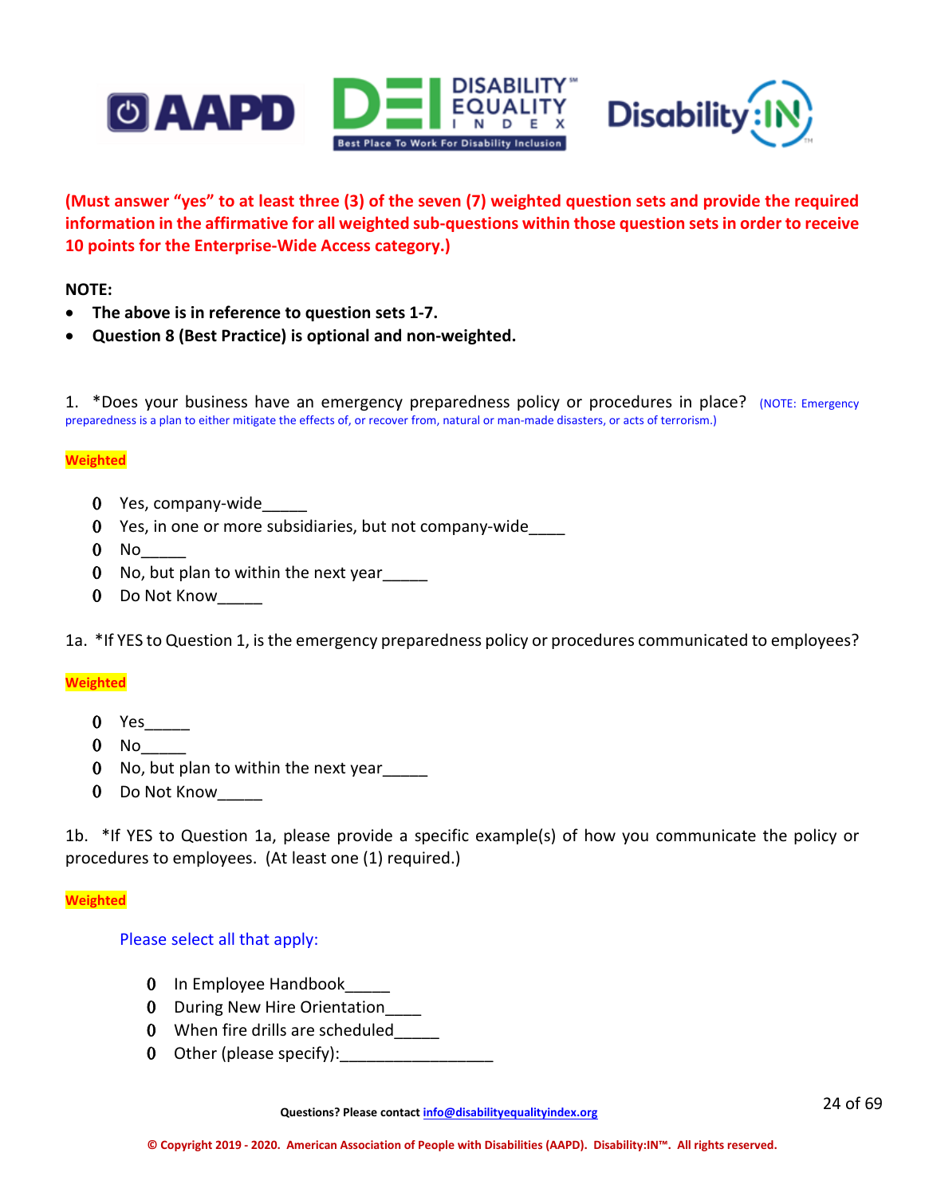**(Must answer "yes" to at least three (3) of the seven (7) weighted question sets and provide the required information in the affirmative for all weighted sub-questions within those question sets in order to receive 10 points for the Enterprise-Wide Access category.)**

**NOTE:**

- **The above is in reference to question sets 1-7.**
- **Question 8 (Best Practice) is optional and non-weighted.**

1. *Does your business have an emergency preparedness policy or procedures in place? (NOTE: Emergency preparedness is a plan to either mitigate the effects of, or recover from, natural or man-made disasters, or acts of terrorism.)

**Weighted**

- Yes, company-wide_____
- Yes, in one or more subsidiaries, but not company-wide____
- No_____
- No, but plan to within the next year_____
- Do Not Know_____

1a. *If YES to Question 1, is the emergency preparedness policy or procedures communicated to employees?

**Weighted**

- Yes_____
- No_____
- No, but plan to within the next year_____
- Do Not Know_____

1b. *If YES to Question 1a, please provide a specific example(s) of how you communicate the policy or procedures to employees. (At least one (1) required.)

**Weighted**

Please select all that apply:

- In Employee Handbook_____
- During New Hire Orientation____
- When fire drills are scheduled_____
- Other (please specify):_________________

Questions? Please contact info@disabilityequalityindex.org

© Copyright 2019 - 2020. American Association of People with Disabilities (AAPD). Disability:IN™. All rights reserved.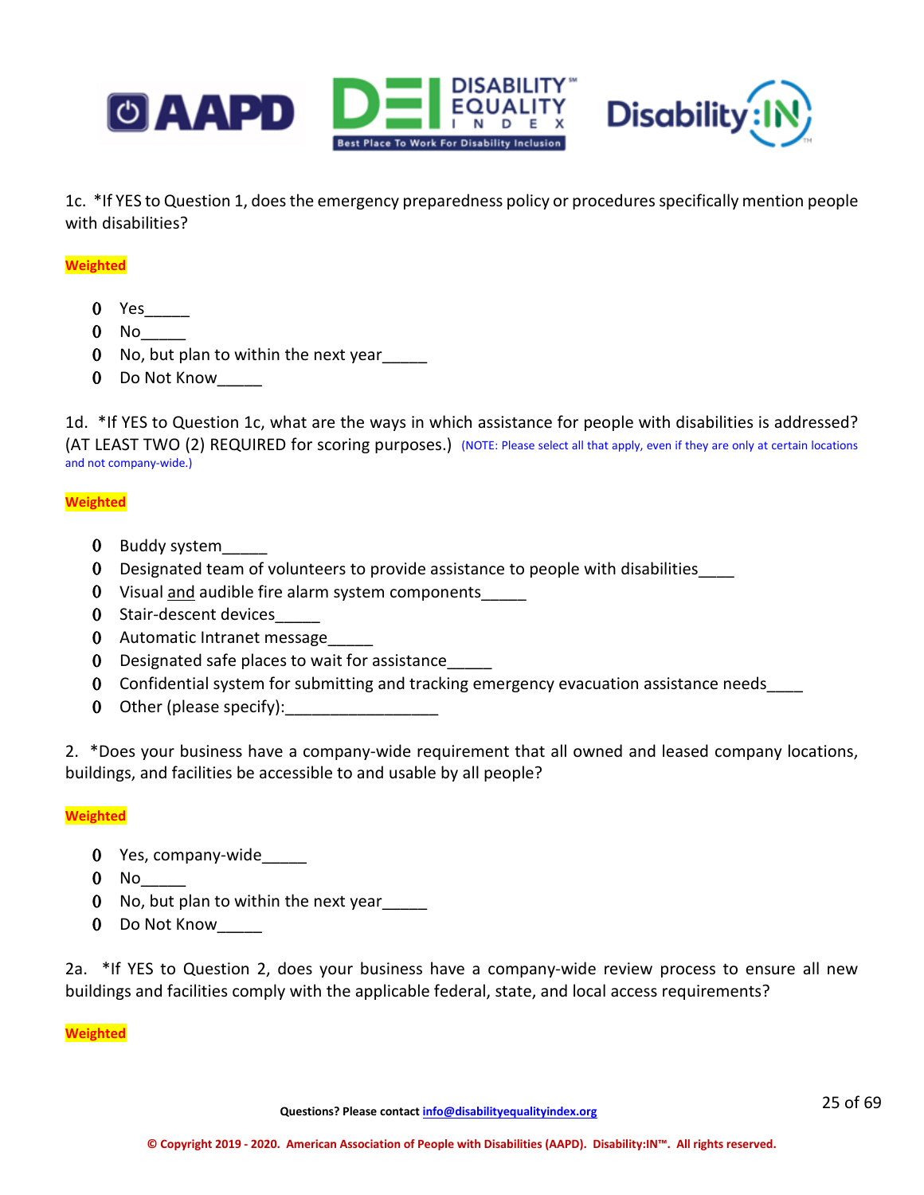1c. *If YES to Question 1, does the emergency preparedness policy or procedures specifically mention people with disabilities?

**Weighted**

- Yes_____
- No_____
- No, but plan to within the next year_____
- Do Not Know_____

1d. *If YES to Question 1c, what are the ways in which assistance for people with disabilities is addressed? (AT LEAST TWO (2) REQUIRED for scoring purposes.) (NOTE: Please select all that apply, even if they are only at certain locations and not company-wide.)

**Weighted**

- Buddy system_____
- Designated team of volunteers to provide assistance to people with disabilities____
- Visual <u>and</u> audible fire alarm system components_____
- Stair-descent devices_____
- Automatic Intranet message_____
- Designated safe places to wait for assistance_____
- Confidential system for submitting and tracking emergency evacuation assistance needs____
- Other (please specify):_________________

2. *Does your business have a company-wide requirement that all owned and leased company locations, buildings, and facilities be accessible to and usable by all people?

**Weighted**

- Yes, company-wide_____
- No_____
- No, but plan to within the next year_____
- Do Not Know_____

2a. *If YES to Question 2, does your business have a company-wide review process to ensure all new buildings and facilities comply with the applicable federal, state, and local access requirements?

**Weighted**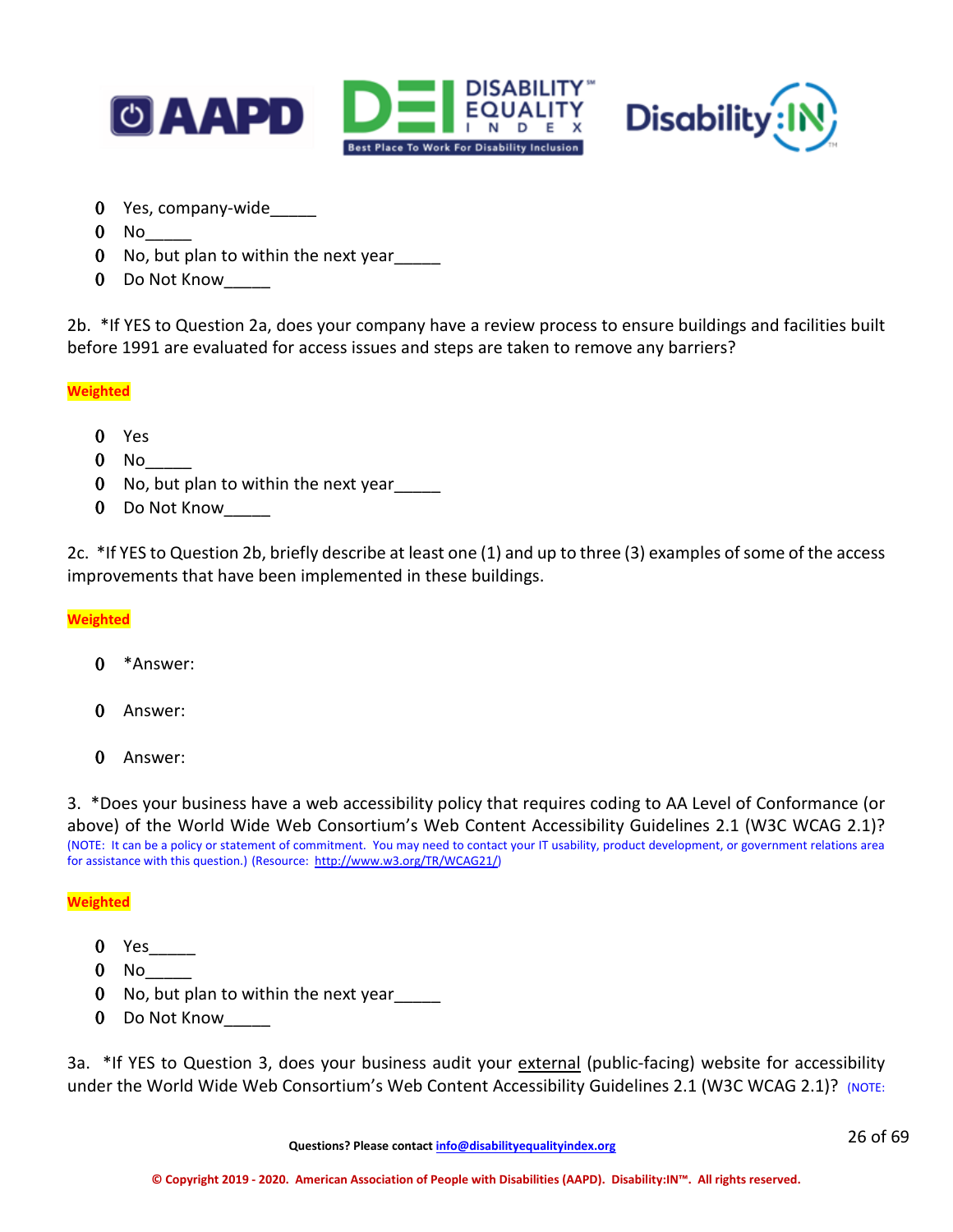- Yes, company-wide_____
- No_____
- No, but plan to within the next year_____
- Do Not Know_____

2b. *If YES to Question 2a, does your company have a review process to ensure buildings and facilities built before 1991 are evaluated for access issues and steps are taken to remove any barriers?

**Weighted**

- Yes
- No_____
- No, but plan to within the next year_____
- Do Not Know_____

2c. *If YES to Question 2b, briefly describe at least one (1) and up to three (3) examples of some of the access improvements that have been implemented in these buildings.

**Weighted**

- *Answer:
- Answer:
- Answer:

3. *Does your business have a web accessibility policy that requires coding to AA Level of Conformance (or above) of the World Wide Web Consortium's Web Content Accessibility Guidelines 2.1 (W3C WCAG 2.1)? (NOTE: It can be a policy or statement of commitment. You may need to contact your IT usability, product development, or government relations area for assistance with this question.) (Resource: [http://www.w3.org/TR/WCAG21/](http://www.w3.org/TR/WCAG21/))

**Weighted**

- Yes_____
- No_____
- No, but plan to within the next year_____
- Do Not Know_____

3a. *If YES to Question 3, does your business audit your <u>external</u> (public-facing) website for accessibility under the World Wide Web Consortium's Web Content Accessibility Guidelines 2.1 (W3C WCAG 2.1)? (NOTE:

Questions? Please contact [info@disabilityequalityindex.org](mailto:info@disabilityequalityindex.org)

© Copyright 2019 - 2020. American Association of People with Disabilities (AAPD). Disability:IN™. All rights reserved.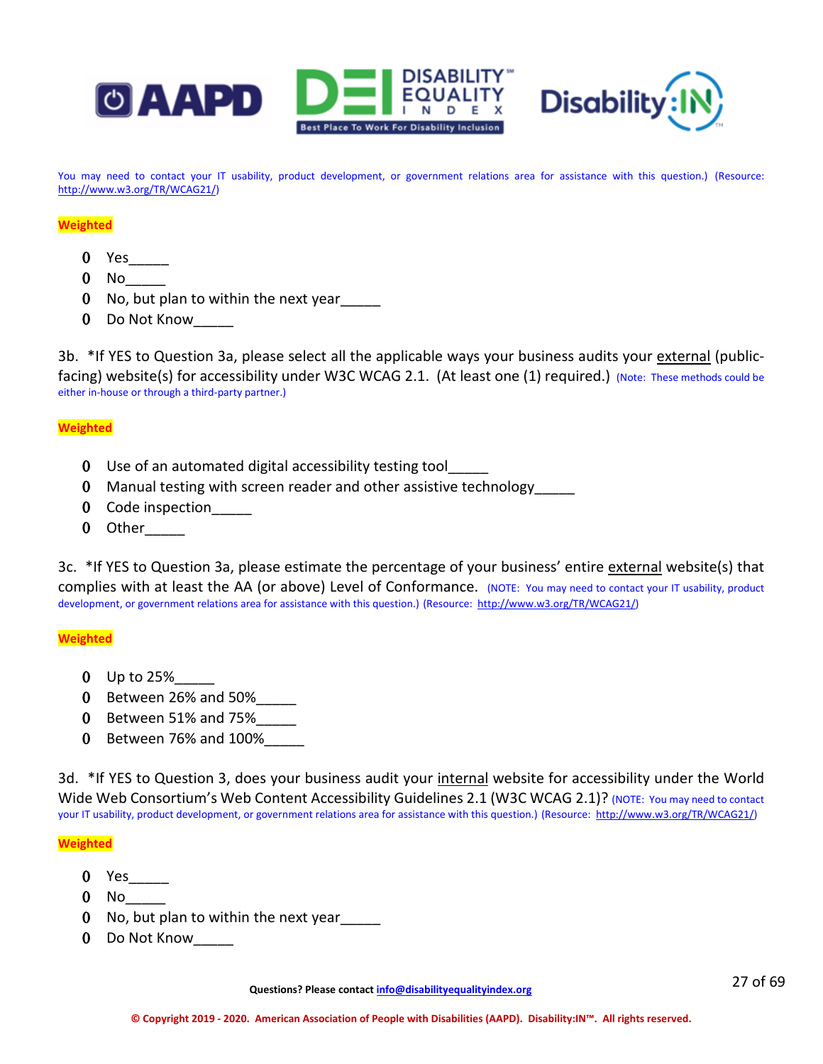You may need to contact your IT usability, product development, or government relations area for assistance with this question.) (Resource: http://www.w3.org/TR/WCAG21/)

**Weighted**

- Yes_____
- No_____
- No, but plan to within the next year_____
- Do Not Know_____

3b. *If YES to Question 3a, please select all the applicable ways your business audits your external (public-facing) website(s) for accessibility under W3C WCAG 2.1. (At least one (1) required.) (Note: These methods could be either in-house or through a third-party partner.)

**Weighted**

- Use of an automated digital accessibility testing tool_____
- Manual testing with screen reader and other assistive technology_____
- Code inspection_____
- Other_____

3c. *If YES to Question 3a, please estimate the percentage of your business' entire external website(s) that complies with at least the AA (or above) Level of Conformance. (NOTE: You may need to contact your IT usability, product development, or government relations area for assistance with this question.) (Resource: http://www.w3.org/TR/WCAG21/)

**Weighted**

- Up to 25%_____
- Between 26% and 50%_____
- Between 51% and 75%_____
- Between 76% and 100%_____

3d. *If YES to Question 3, does your business audit your internal website for accessibility under the World Wide Web Consortium's Web Content Accessibility Guidelines 2.1 (W3C WCAG 2.1)? (NOTE: You may need to contact your IT usability, product development, or government relations area for assistance with this question.) (Resource: http://www.w3.org/TR/WCAG21/)

**Weighted**

- Yes_____
- No_____
- No, but plan to within the next year_____
- Do Not Know_____

**Questions? Please contact info@disabilityequalityindex.org**

**© Copyright 2019 - 2020. American Association of People with Disabilities (AAPD). Disability:IN™. All rights reserved.**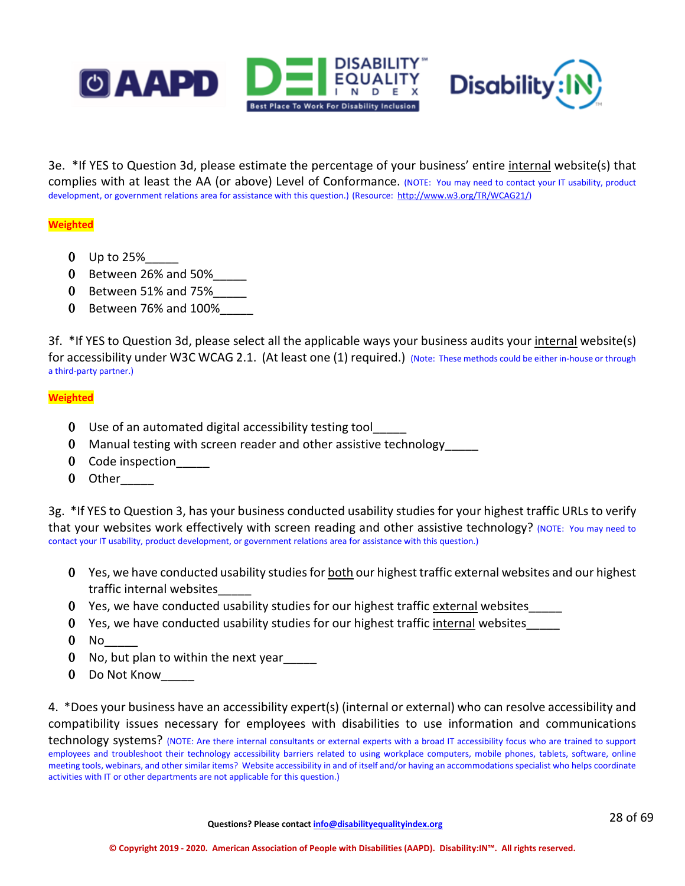3e. *If YES to Question 3d, please estimate the percentage of your business' entire internal website(s) that complies with at least the AA (or above) Level of Conformance. (NOTE: You may need to contact your IT usability, product development, or government relations area for assistance with this question.) (Resource: http://www.w3.org/TR/WCAG21/)

**Weighted**

- Up to 25%_____
- Between 26% and 50%_____
- Between 51% and 75%_____
- Between 76% and 100%_____

3f. *If YES to Question 3d, please select all the applicable ways your business audits your internal website(s) for accessibility under W3C WCAG 2.1. (At least one (1) required.) (Note: These methods could be either in-house or through a third-party partner.)

**Weighted**

- Use of an automated digital accessibility testing tool_____
- Manual testing with screen reader and other assistive technology_____
- Code inspection_____
- Other_____

3g. *If YES to Question 3, has your business conducted usability studies for your highest traffic URLs to verify that your websites work effectively with screen reading and other assistive technology? (NOTE: You may need to contact your IT usability, product development, or government relations area for assistance with this question.)

- Yes, we have conducted usability studies for both our highest traffic external websites and our highest traffic internal websites_____
- Yes, we have conducted usability studies for our highest traffic external websites_____
- Yes, we have conducted usability studies for our highest traffic internal websites_____
- No_____
- No, but plan to within the next year_____
- Do Not Know_____

4. *Does your business have an accessibility expert(s) (internal or external) who can resolve accessibility and compatibility issues necessary for employees with disabilities to use information and communications technology systems? (NOTE: Are there internal consultants or external experts with a broad IT accessibility focus who are trained to support employees and troubleshoot their technology accessibility barriers related to using workplace computers, mobile phones, tablets, software, online meeting tools, webinars, and other similar items? Website accessibility in and of itself and/or having an accommodations specialist who helps coordinate activities with IT or other departments are not applicable for this question.)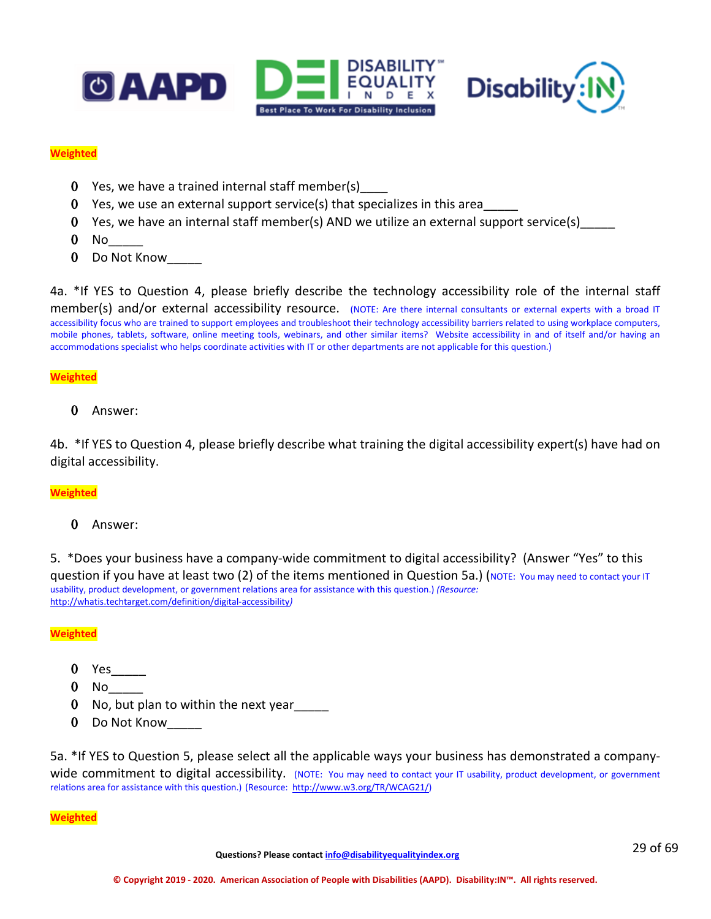**Weighted**

- Yes, we have a trained internal staff member(s)____
- Yes, we use an external support service(s) that specializes in this area_____
- Yes, we have an internal staff member(s) AND we utilize an external support service(s)_____
- No_____
- Do Not Know_____

4a. *If YES to Question 4, please briefly describe the technology accessibility role of the internal staff member(s) and/or external accessibility resource. (NOTE: Are there internal consultants or external experts with a broad IT accessibility focus who are trained to support employees and troubleshoot their technology accessibility barriers related to using workplace computers, mobile phones, tablets, software, online meeting tools, webinars, and other similar items? Website accessibility in and of itself and/or having an accommodations specialist who helps coordinate activities with IT or other departments are not applicable for this question.)

**Weighted**

- Answer:

4b. *If YES to Question 4, please briefly describe what training the digital accessibility expert(s) have had on digital accessibility.

**Weighted**

- Answer:

5. *Does your business have a company-wide commitment to digital accessibility? (Answer "Yes" to this question if you have at least two (2) of the items mentioned in Question 5a.) (NOTE: You may need to contact your IT usability, product development, or government relations area for assistance with this question.) *(Resource: http://whatis.techtarget.com/definition/digital-accessibility)*

**Weighted**

- Yes_____
- No_____
- No, but plan to within the next year_____
- Do Not Know_____

5a. *If YES to Question 5, please select all the applicable ways your business has demonstrated a company-wide commitment to digital accessibility. (NOTE: You may need to contact your IT usability, product development, or government relations area for assistance with this question.) (Resource: http://www.w3.org/TR/WCAG21/)

**Weighted**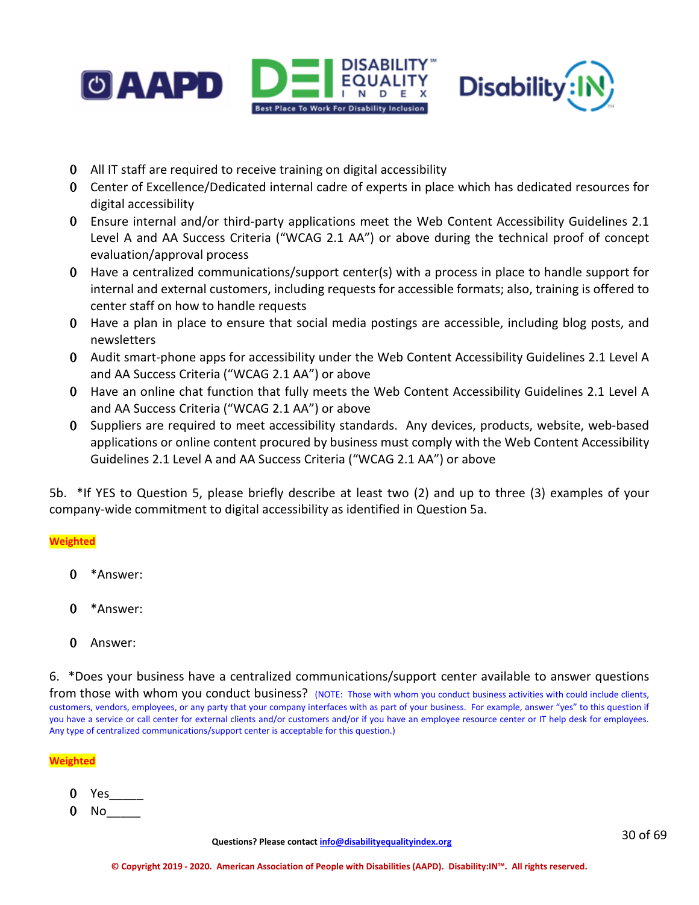- All IT staff are required to receive training on digital accessibility
- Center of Excellence/Dedicated internal cadre of experts in place which has dedicated resources for digital accessibility
- Ensure internal and/or third-party applications meet the Web Content Accessibility Guidelines 2.1 Level A and AA Success Criteria ("WCAG 2.1 AA") or above during the technical proof of concept evaluation/approval process
- Have a centralized communications/support center(s) with a process in place to handle support for internal and external customers, including requests for accessible formats; also, training is offered to center staff on how to handle requests
- Have a plan in place to ensure that social media postings are accessible, including blog posts, and newsletters
- Audit smart-phone apps for accessibility under the Web Content Accessibility Guidelines 2.1 Level A and AA Success Criteria ("WCAG 2.1 AA") or above
- Have an online chat function that fully meets the Web Content Accessibility Guidelines 2.1 Level A and AA Success Criteria ("WCAG 2.1 AA") or above
- Suppliers are required to meet accessibility standards. Any devices, products, website, web-based applications or online content procured by business must comply with the Web Content Accessibility Guidelines 2.1 Level A and AA Success Criteria ("WCAG 2.1 AA") or above

5b. *If YES to Question 5, please briefly describe at least two (2) and up to three (3) examples of your company-wide commitment to digital accessibility as identified in Question 5a.

**Weighted**

- *Answer:
- *Answer:
- Answer:

6. *Does your business have a centralized communications/support center available to answer questions from those with whom you conduct business? (NOTE: Those with whom you conduct business activities with could include clients, customers, vendors, employees, or any party that your company interfaces with as part of your business. For example, answer "yes" to this question if you have a service or call center for external clients and/or customers and/or if you have an employee resource center or IT help desk for employees. Any type of centralized communications/support center is acceptable for this question.)

**Weighted**

- Yes_____
- No_____

Questions? Please contact info@disabilityequalityindex.org

© Copyright 2019 - 2020. American Association of People with Disabilities (AAPD). Disability:IN™. All rights reserved.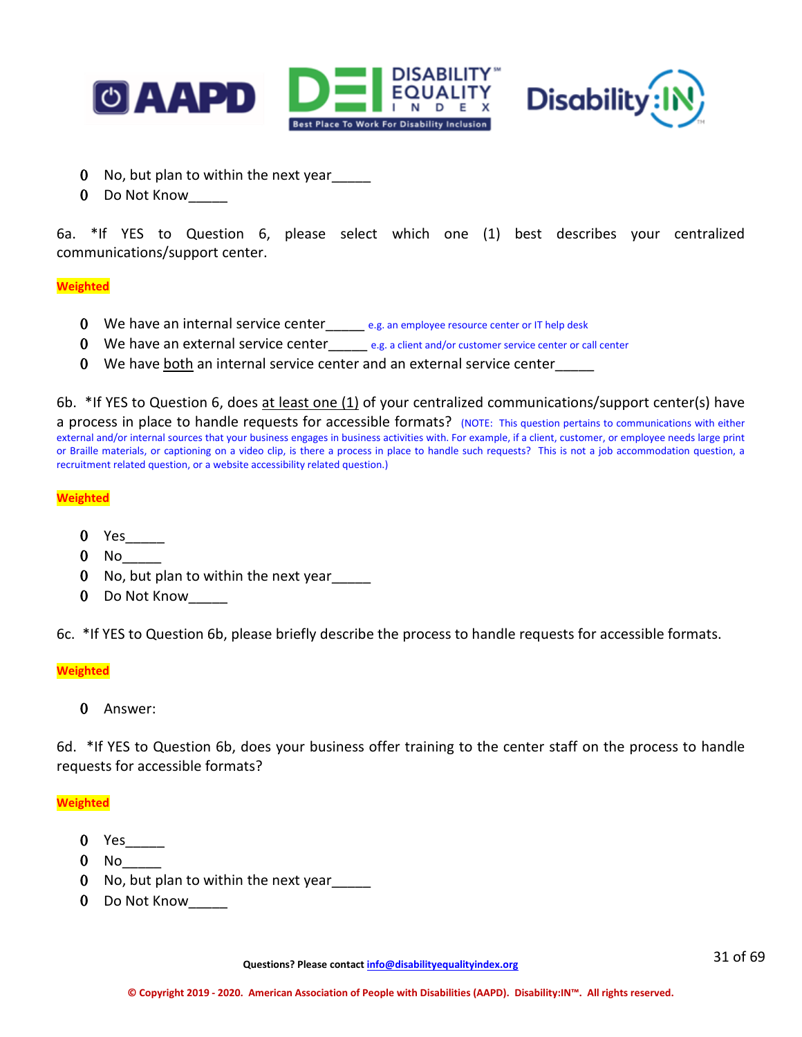- No, but plan to within the next year_____
- Do Not Know_____

6a. *If YES to Question 6, please select which one (1) best describes your centralized communications/support center.

**Weighted**

- We have an internal service center_____ e.g. an employee resource center or IT help desk
- We have an external service center_____ e.g. a client and/or customer service center or call center
- We have both an internal service center and an external service center_____

6b. *If YES to Question 6, does at least one (1) of your centralized communications/support center(s) have a process in place to handle requests for accessible formats? (NOTE: This question pertains to communications with either external and/or internal sources that your business engages in business activities with. For example, if a client, customer, or employee needs large print or Braille materials, or captioning on a video clip, is there a process in place to handle such requests? This is not a job accommodation question, a recruitment related question, or a website accessibility related question.)

**Weighted**

- Yes_____
- No_____
- No, but plan to within the next year_____
- Do Not Know_____

6c. *If YES to Question 6b, please briefly describe the process to handle requests for accessible formats.

**Weighted**

- Answer:

6d. *If YES to Question 6b, does your business offer training to the center staff on the process to handle requests for accessible formats?

**Weighted**

- Yes_____
- No_____
- No, but plan to within the next year_____
- Do Not Know_____

Questions? Please contact info@disabilityequalityindex.org

© Copyright 2019 - 2020. American Association of People with Disabilities (AAPD). Disability:IN™. All rights reserved.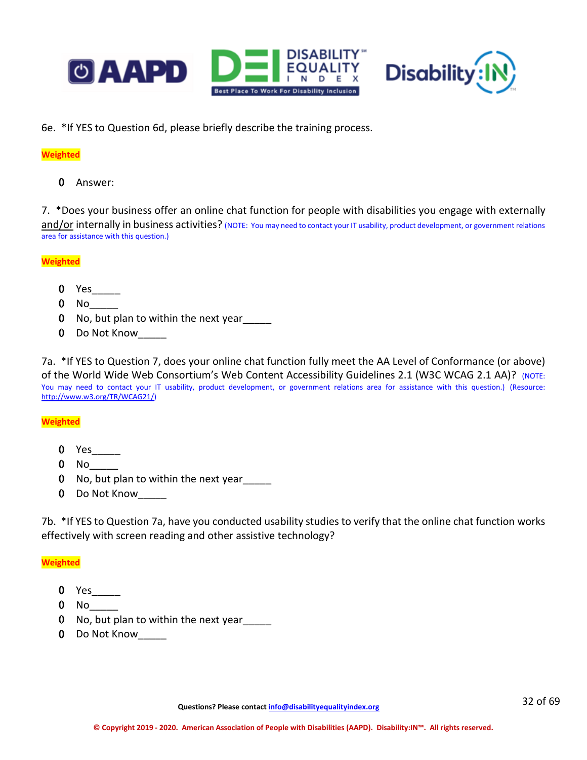6e. *If YES to Question 6d, please briefly describe the training process.

**Weighted**

- Answer:

7. *Does your business offer an online chat function for people with disabilities you engage with externally and/or internally in business activities? (NOTE: You may need to contact your IT usability, product development, or government relations area for assistance with this question.)

**Weighted**

- Yes_____
- No_____
- No, but plan to within the next year_____
- Do Not Know_____

7a. *If YES to Question 7, does your online chat function fully meet the AA Level of Conformance (or above) of the World Wide Web Consortium's Web Content Accessibility Guidelines 2.1 (W3C WCAG 2.1 AA)? (NOTE: You may need to contact your IT usability, product development, or government relations area for assistance with this question.) (Resource: http://www.w3.org/TR/WCAG21/)

**Weighted**

- Yes_____
- No_____
- No, but plan to within the next year_____
- Do Not Know_____

7b. *If YES to Question 7a, have you conducted usability studies to verify that the online chat function works effectively with screen reading and other assistive technology?

**Weighted**

- Yes_____
- No_____
- No, but plan to within the next year_____
- Do Not Know_____

Questions? Please contact info@disabilityequalityindex.org

© Copyright 2019 - 2020. American Association of People with Disabilities (AAPD). Disability:IN™. All rights reserved.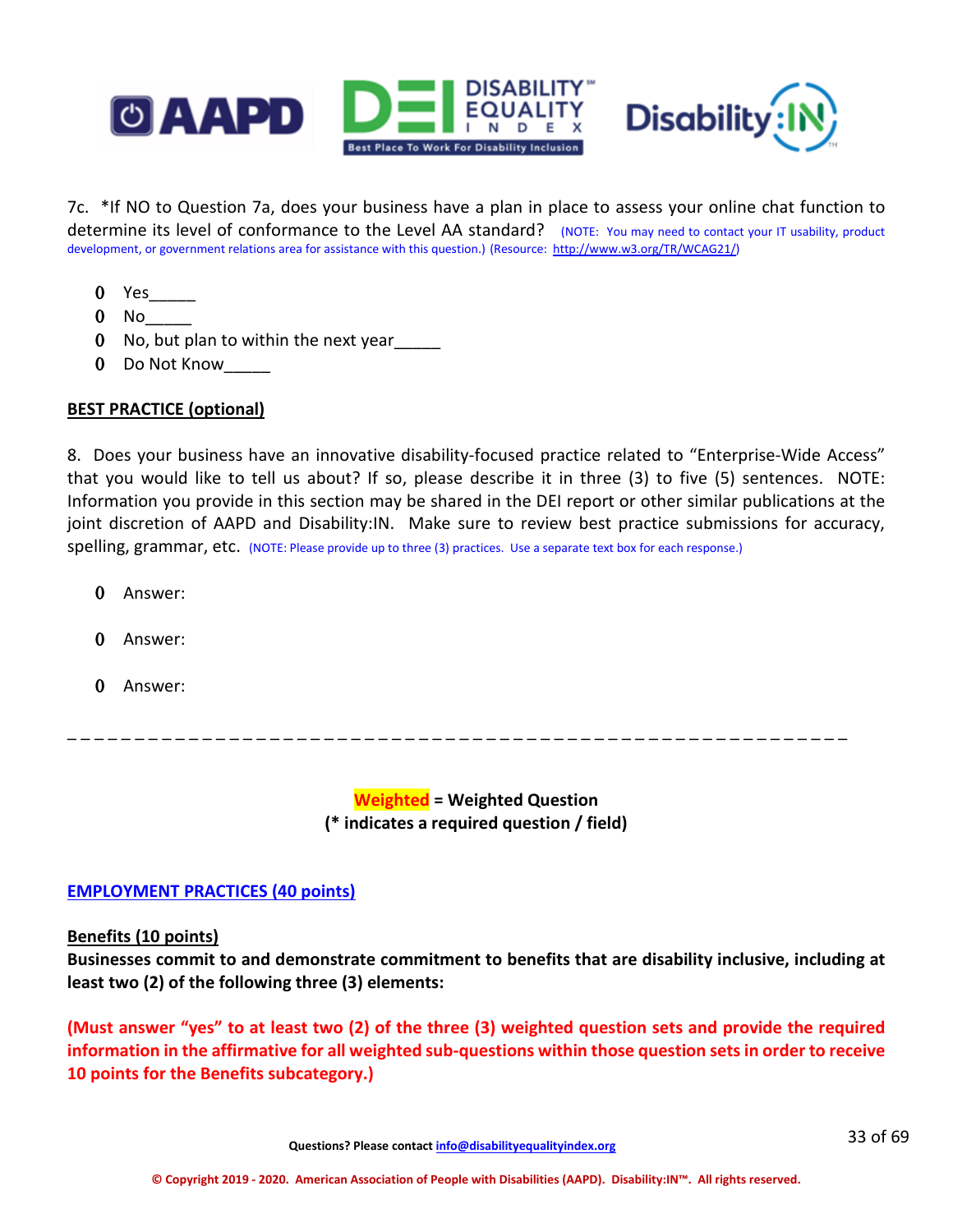7c. *If NO to Question 7a, does your business have a plan in place to assess your online chat function to determine its level of conformance to the Level AA standard? (NOTE: You may need to contact your IT usability, product development, or government relations area for assistance with this question.) (Resource: http://www.w3.org/TR/WCAG21/)

- Yes_____
- No_____
- No, but plan to within the next year_____
- Do Not Know_____

**BEST PRACTICE (optional)**

8. Does your business have an innovative disability-focused practice related to "Enterprise-Wide Access" that you would like to tell us about? If so, please describe it in three (3) to five (5) sentences. NOTE: Information you provide in this section may be shared in the DEI report or other similar publications at the joint discretion of AAPD and Disability:IN. Make sure to review best practice submissions for accuracy, spelling, grammar, etc. (NOTE: Please provide up to three (3) practices. Use a separate text box for each response.)

- Answer:
- Answer:
- Answer:

_ _ _ _ _ _ _ _ _ _ _ _ _ _ _ _ _ _ _ _ _ _ _ _ _ _ _ _ _ _ _ _ _ _ _ _ _ _ _ _ _ _ _ _ _ _ _ _ _ _ _ _ _ _ _ _ _ _ _ _

**Weighted = Weighted Question**
**(* indicates a required question / field)**

## EMPLOYMENT PRACTICES (40 points)

### Benefits (10 points)

**Businesses commit to and demonstrate commitment to benefits that are disability inclusive, including at least two (2) of the following three (3) elements:**

**(Must answer "yes" to at least two (2) of the three (3) weighted question sets and provide the required information in the affirmative for all weighted sub-questions within those question sets in order to receive 10 points for the Benefits subcategory.)**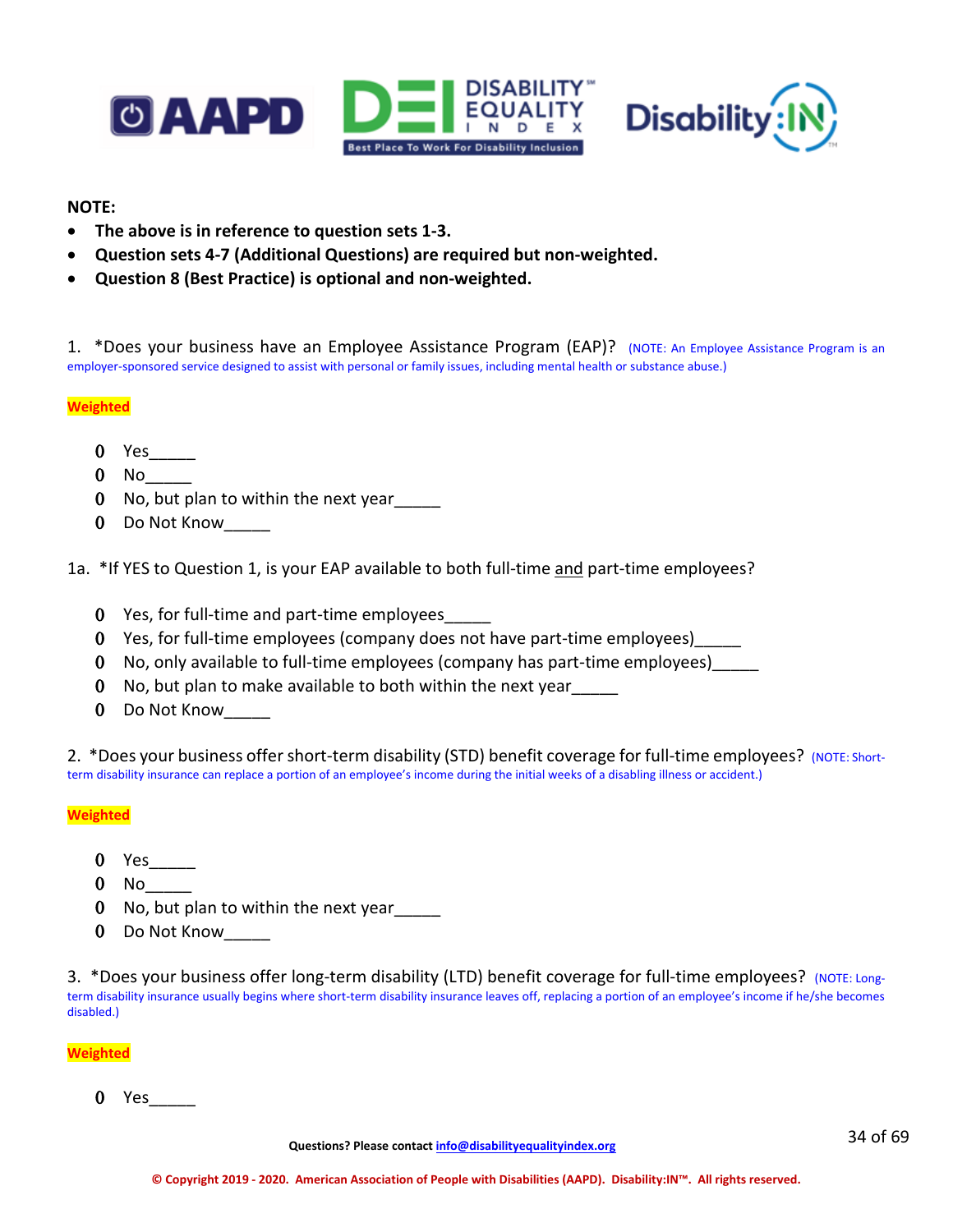**NOTE:**

- **The above is in reference to question sets 1-3.**
- **Question sets 4-7 (Additional Questions) are required but non-weighted.**
- **Question 8 (Best Practice) is optional and non-weighted.**

1. *Does your business have an Employee Assistance Program (EAP)? (NOTE: An Employee Assistance Program is an employer-sponsored service designed to assist with personal or family issues, including mental health or substance abuse.)

**Weighted**

- Yes_____
- No_____
- No, but plan to within the next year_____
- Do Not Know_____

1a. *If YES to Question 1, is your EAP available to both full-time and part-time employees?

- Yes, for full-time and part-time employees_____
- Yes, for full-time employees (company does not have part-time employees)_____
- No, only available to full-time employees (company has part-time employees)_____
- No, but plan to make available to both within the next year_____
- Do Not Know_____

2. *Does your business offer short-term disability (STD) benefit coverage for full-time employees? (NOTE: Short-term disability insurance can replace a portion of an employee's income during the initial weeks of a disabling illness or accident.)

**Weighted**

- Yes_____
- No_____
- No, but plan to within the next year_____
- Do Not Know_____

3. *Does your business offer long-term disability (LTD) benefit coverage for full-time employees? (NOTE: Long-term disability insurance usually begins where short-term disability insurance leaves off, replacing a portion of an employee's income if he/she becomes disabled.)

**Weighted**

- Yes_____

Questions? Please contact info@disabilityequalityindex.org

© Copyright 2019 - 2020. American Association of People with Disabilities (AAPD). Disability:IN™. All rights reserved.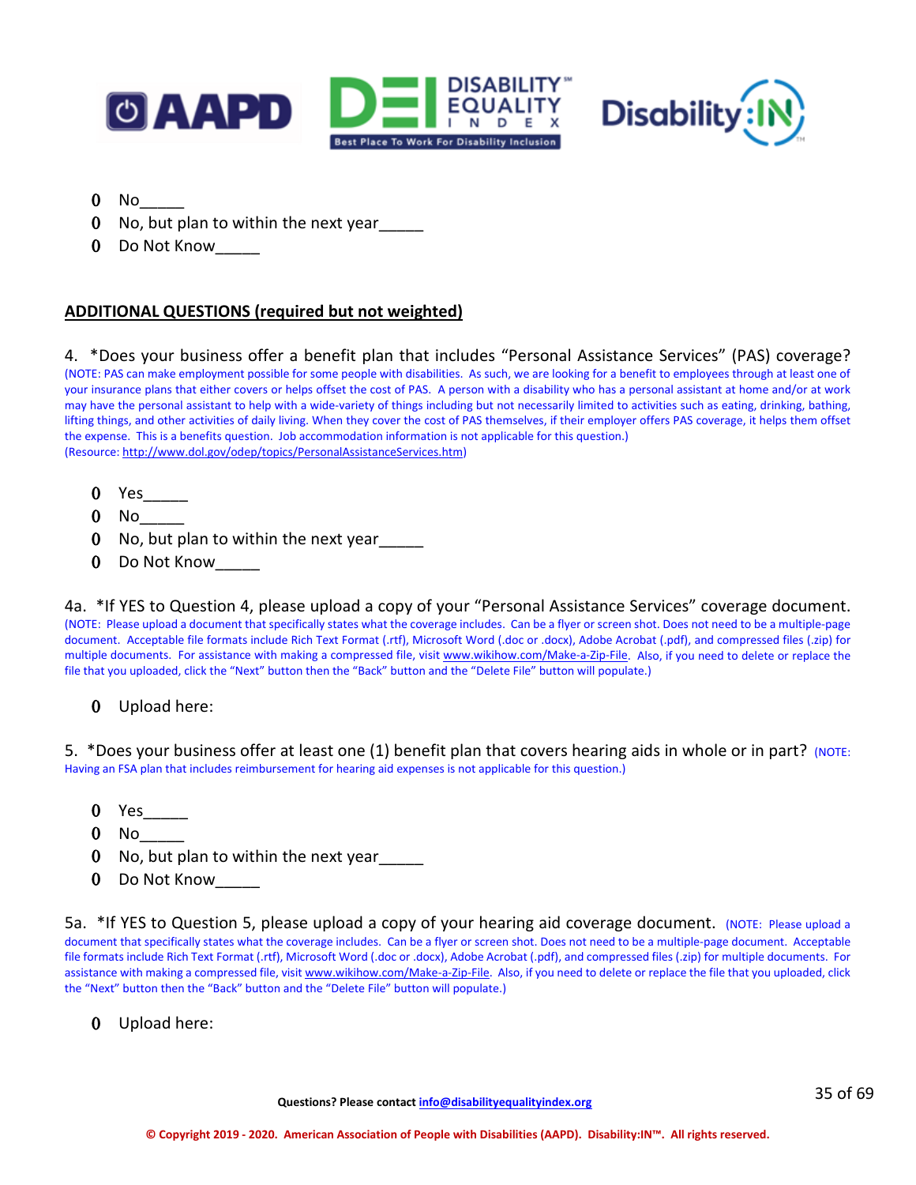- No_____
- No, but plan to within the next year_____
- Do Not Know_____

**ADDITIONAL QUESTIONS (required but not weighted)**

4. *Does your business offer a benefit plan that includes "Personal Assistance Services" (PAS) coverage? (NOTE: PAS can make employment possible for some people with disabilities. As such, we are looking for a benefit to employees through at least one of your insurance plans that either covers or helps offset the cost of PAS. A person with a disability who has a personal assistant at home and/or at work may have the personal assistant to help with a wide-variety of things including but not necessarily limited to activities such as eating, drinking, bathing, lifting things, and other activities of daily living. When they cover the cost of PAS themselves, if their employer offers PAS coverage, it helps them offset the expense. This is a benefits question. Job accommodation information is not applicable for this question.)
(Resource: http://www.dol.gov/odep/topics/PersonalAssistanceServices.htm)

- Yes_____
- No_____
- No, but plan to within the next year_____
- Do Not Know_____

4a. *If YES to Question 4, please upload a copy of your "Personal Assistance Services" coverage document. (NOTE: Please upload a document that specifically states what the coverage includes. Can be a flyer or screen shot. Does not need to be a multiple-page document. Acceptable file formats include Rich Text Format (.rtf), Microsoft Word (.doc or .docx), Adobe Acrobat (.pdf), and compressed files (.zip) for multiple documents. For assistance with making a compressed file, visit www.wikihow.com/Make-a-Zip-File. Also, if you need to delete or replace the file that you uploaded, click the "Next" button then the "Back" button and the "Delete File" button will populate.)

- Upload here:

5. *Does your business offer at least one (1) benefit plan that covers hearing aids in whole or in part? (NOTE: Having an FSA plan that includes reimbursement for hearing aid expenses is not applicable for this question.)

- Yes_____
- No_____
- No, but plan to within the next year_____
- Do Not Know_____

5a. *If YES to Question 5, please upload a copy of your hearing aid coverage document. (NOTE: Please upload a document that specifically states what the coverage includes. Can be a flyer or screen shot. Does not need to be a multiple-page document. Acceptable file formats include Rich Text Format (.rtf), Microsoft Word (.doc or .docx), Adobe Acrobat (.pdf), and compressed files (.zip) for multiple documents. For assistance with making a compressed file, visit www.wikihow.com/Make-a-Zip-File. Also, if you need to delete or replace the file that you uploaded, click the "Next" button then the "Back" button and the "Delete File" button will populate.)

- Upload here: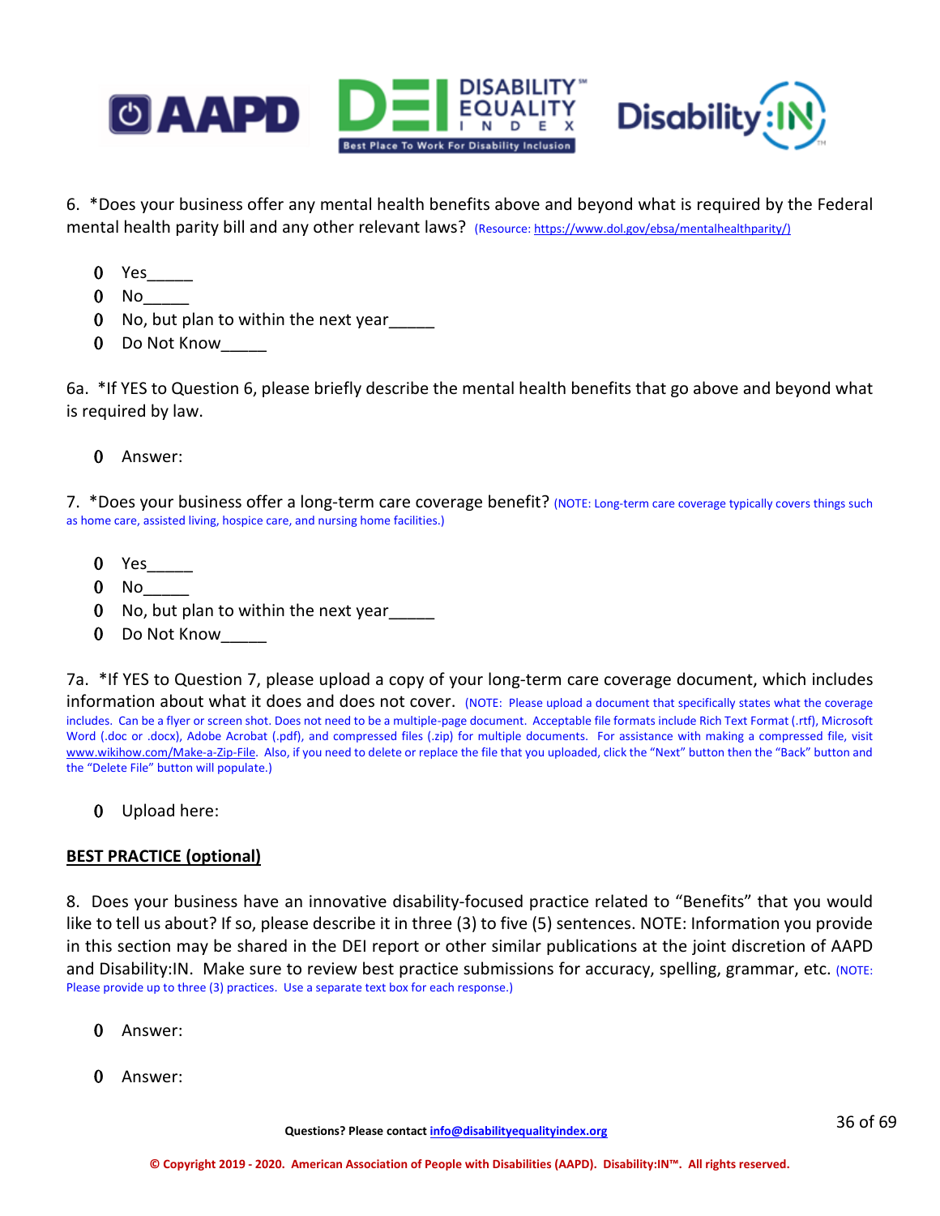6. *Does your business offer any mental health benefits above and beyond what is required by the Federal mental health parity bill and any other relevant laws? (Resource: https://www.dol.gov/ebsa/mentalhealthparity/)

- Yes_____
- No_____
- No, but plan to within the next year_____
- Do Not Know_____

6a. *If YES to Question 6, please briefly describe the mental health benefits that go above and beyond what is required by law.

- Answer:

7. *Does your business offer a long-term care coverage benefit? (NOTE: Long-term care coverage typically covers things such as home care, assisted living, hospice care, and nursing home facilities.)

- Yes_____
- No_____
- No, but plan to within the next year_____
- Do Not Know_____

7a. *If YES to Question 7, please upload a copy of your long-term care coverage document, which includes information about what it does and does not cover. (NOTE: Please upload a document that specifically states what the coverage includes. Can be a flyer or screen shot. Does not need to be a multiple-page document. Acceptable file formats include Rich Text Format (.rtf), Microsoft Word (.doc or .docx), Adobe Acrobat (.pdf), and compressed files (.zip) for multiple documents. For assistance with making a compressed file, visit www.wikihow.com/Make-a-Zip-File. Also, if you need to delete or replace the file that you uploaded, click the "Next" button then the "Back" button and the "Delete File" button will populate.)

- Upload here:

**BEST PRACTICE (optional)**

8. Does your business have an innovative disability-focused practice related to "Benefits" that you would like to tell us about? If so, please describe it in three (3) to five (5) sentences. NOTE: Information you provide in this section may be shared in the DEI report or other similar publications at the joint discretion of AAPD and Disability:IN. Make sure to review best practice submissions for accuracy, spelling, grammar, etc. (NOTE: Please provide up to three (3) practices. Use a separate text box for each response.)

- Answer:
- Answer: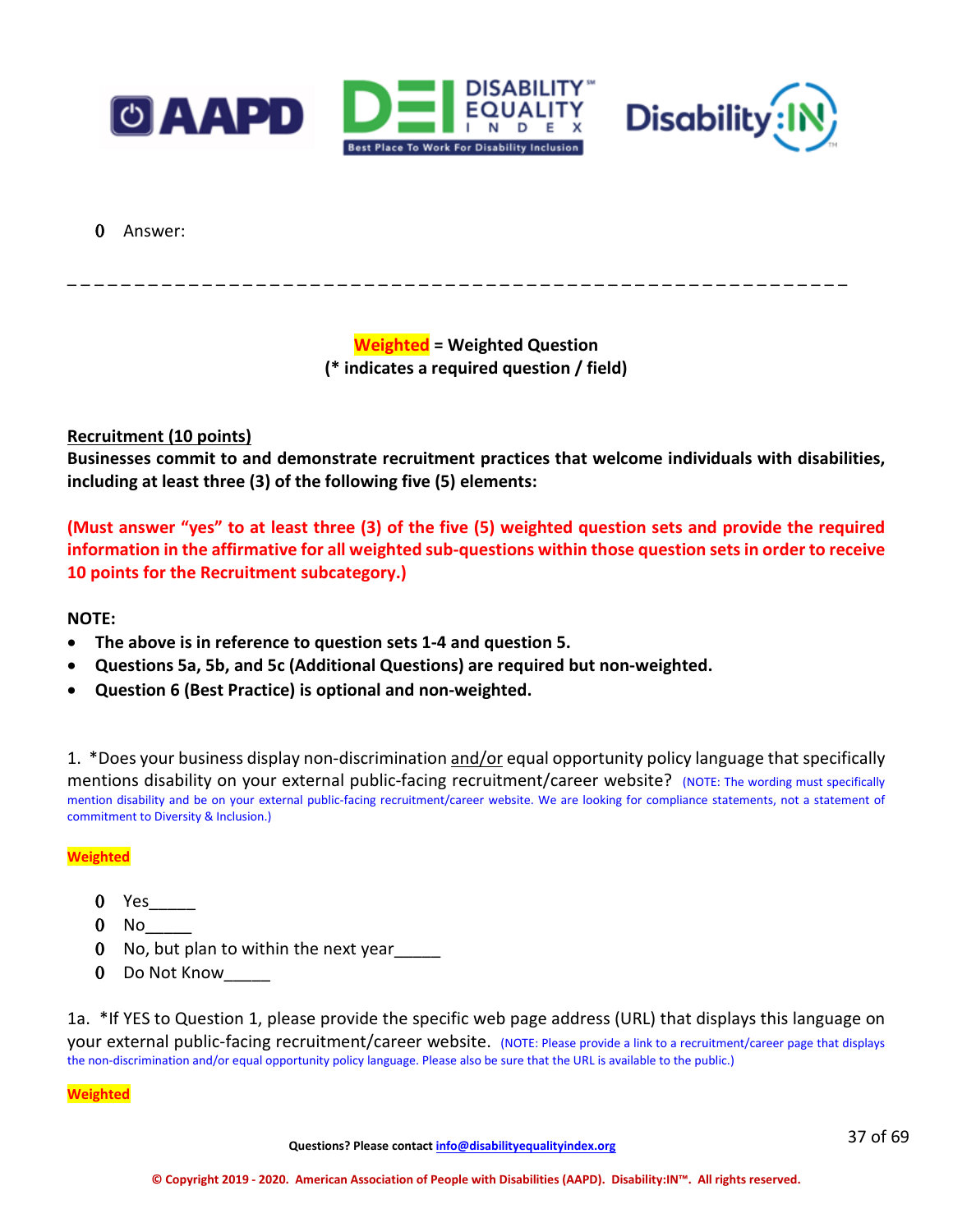- Answer:

_ _ _ _ _ _ _ _ _ _ _ _ _ _ _ _ _ _ _ _ _ _ _ _ _ _ _ _ _ _ _ _ _ _ _ _ _ _ _ _ _ _ _ _ _ _ _ _ _ _ _ _ _ _ _ _ _ _ _ _

**Weighted = Weighted Question**
**(* indicates a required question / field)**

**Recruitment (10 points)**

**Businesses commit to and demonstrate recruitment practices that welcome individuals with disabilities, including at least three (3) of the following five (5) elements:**

**(Must answer "yes" to at least three (3) of the five (5) weighted question sets and provide the required information in the affirmative for all weighted sub-questions within those question sets in order to receive 10 points for the Recruitment subcategory.)**

**NOTE:**

- **The above is in reference to question sets 1-4 and question 5.**
- **Questions 5a, 5b, and 5c (Additional Questions) are required but non-weighted.**
- **Question 6 (Best Practice) is optional and non-weighted.**

1. *Does your business display non-discrimination and/or equal opportunity policy language that specifically mentions disability on your external public-facing recruitment/career website? (NOTE: The wording must specifically mention disability and be on your external public-facing recruitment/career website. We are looking for compliance statements, not a statement of commitment to Diversity & Inclusion.)

**Weighted**

- Yes_____
- No_____
- No, but plan to within the next year_____
- Do Not Know_____

1a. *If YES to Question 1, please provide the specific web page address (URL) that displays this language on your external public-facing recruitment/career website. (NOTE: Please provide a link to a recruitment/career page that displays the non-discrimination and/or equal opportunity policy language. Please also be sure that the URL is available to the public.)

**Weighted**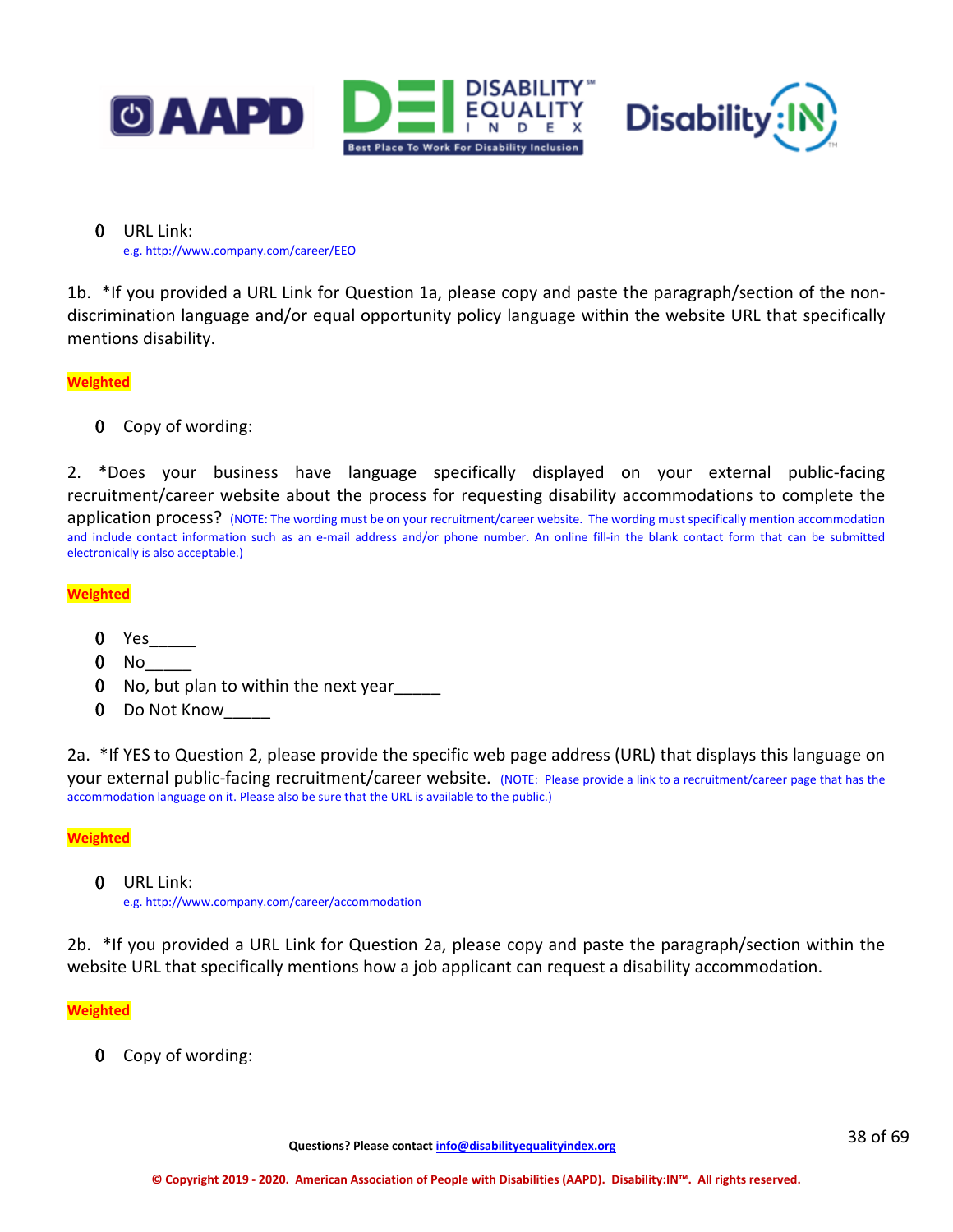- URL Link:
  e.g. http://www.company.com/career/EEO

1b. *If you provided a URL Link for Question 1a, please copy and paste the paragraph/section of the non-discrimination language and/or equal opportunity policy language within the website URL that specifically mentions disability.

**Weighted**

- Copy of wording:

2. *Does your business have language specifically displayed on your external public-facing recruitment/career website about the process for requesting disability accommodations to complete the application process? (NOTE: The wording must be on your recruitment/career website. The wording must specifically mention accommodation and include contact information such as an e-mail address and/or phone number. An online fill-in the blank contact form that can be submitted electronically is also acceptable.)

**Weighted**

- Yes_____
- No_____
- No, but plan to within the next year_____
- Do Not Know_____

2a. *If YES to Question 2, please provide the specific web page address (URL) that displays this language on your external public-facing recruitment/career website. (NOTE: Please provide a link to a recruitment/career page that has the accommodation language on it. Please also be sure that the URL is available to the public.)

**Weighted**

- URL Link:
  e.g. http://www.company.com/career/accommodation

2b. *If you provided a URL Link for Question 2a, please copy and paste the paragraph/section within the website URL that specifically mentions how a job applicant can request a disability accommodation.

**Weighted**

- Copy of wording:

**Questions? Please contact info@disabilityequalityindex.org**

**© Copyright 2019 - 2020. American Association of People with Disabilities (AAPD). Disability:IN™. All rights reserved.**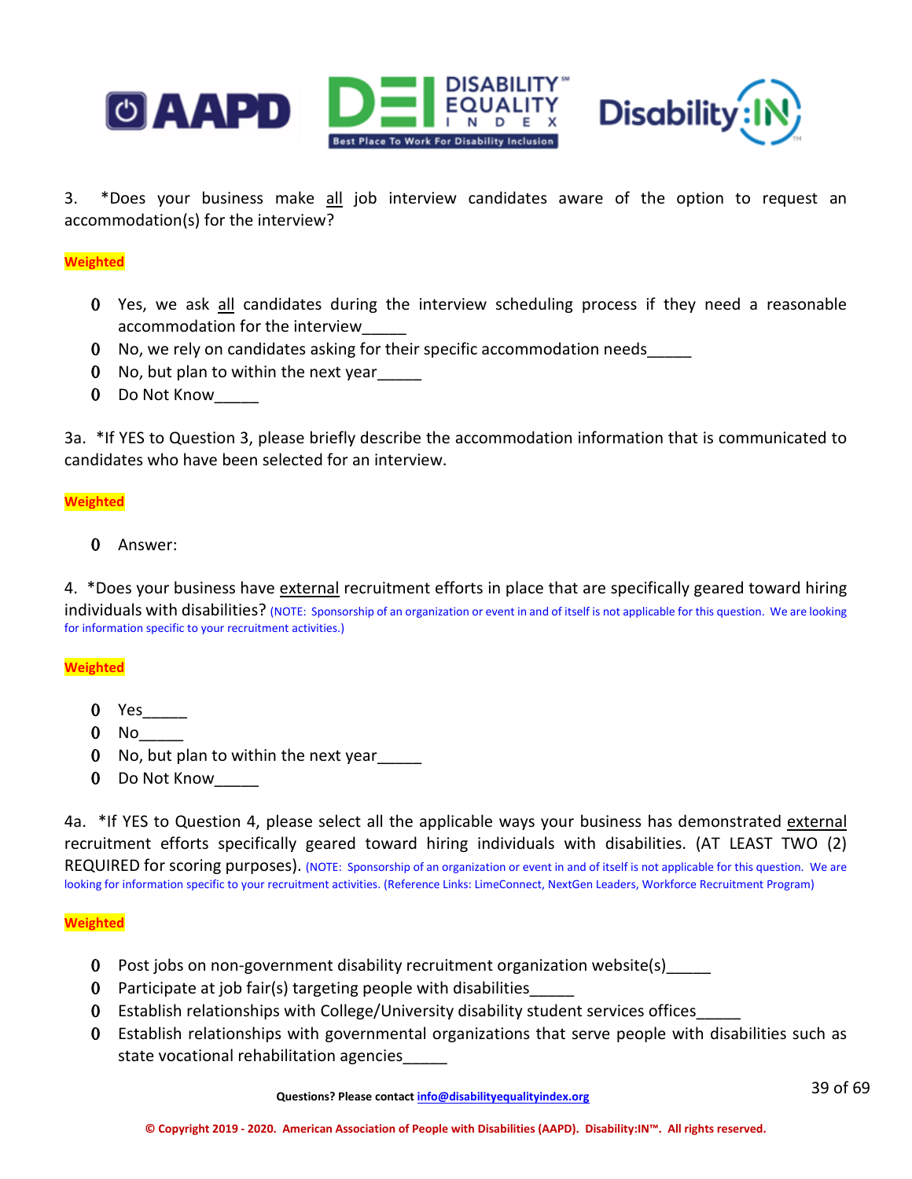3. *Does your business make <u>all</u> job interview candidates aware of the option to request an accommodation(s) for the interview?

**Weighted**

- Yes, we ask <u>all</u> candidates during the interview scheduling process if they need a reasonable accommodation for the interview_____
- No, we rely on candidates asking for their specific accommodation needs_____
- No, but plan to within the next year_____
- Do Not Know_____

3a. *If YES to Question 3, please briefly describe the accommodation information that is communicated to candidates who have been selected for an interview.

**Weighted**

- Answer:

4. *Does your business have <u>external</u> recruitment efforts in place that are specifically geared toward hiring individuals with disabilities? (NOTE: Sponsorship of an organization or event in and of itself is not applicable for this question. We are looking for information specific to your recruitment activities.)

**Weighted**

- Yes_____
- No_____
- No, but plan to within the next year_____
- Do Not Know_____

4a. *If YES to Question 4, please select all the applicable ways your business has demonstrated <u>external</u> recruitment efforts specifically geared toward hiring individuals with disabilities. (AT LEAST TWO (2) REQUIRED for scoring purposes). (NOTE: Sponsorship of an organization or event in and of itself is not applicable for this question. We are looking for information specific to your recruitment activities. (Reference Links: LimeConnect, NextGen Leaders, Workforce Recruitment Program)

**Weighted**

- Post jobs on non-government disability recruitment organization website(s)_____
- Participate at job fair(s) targeting people with disabilities_____
- Establish relationships with College/University disability student services offices_____
- Establish relationships with governmental organizations that serve people with disabilities such as state vocational rehabilitation agencies_____

Questions? Please contact info@disabilityequalityindex.org

© Copyright 2019 - 2020. American Association of People with Disabilities (AAPD). Disability:IN™. All rights reserved.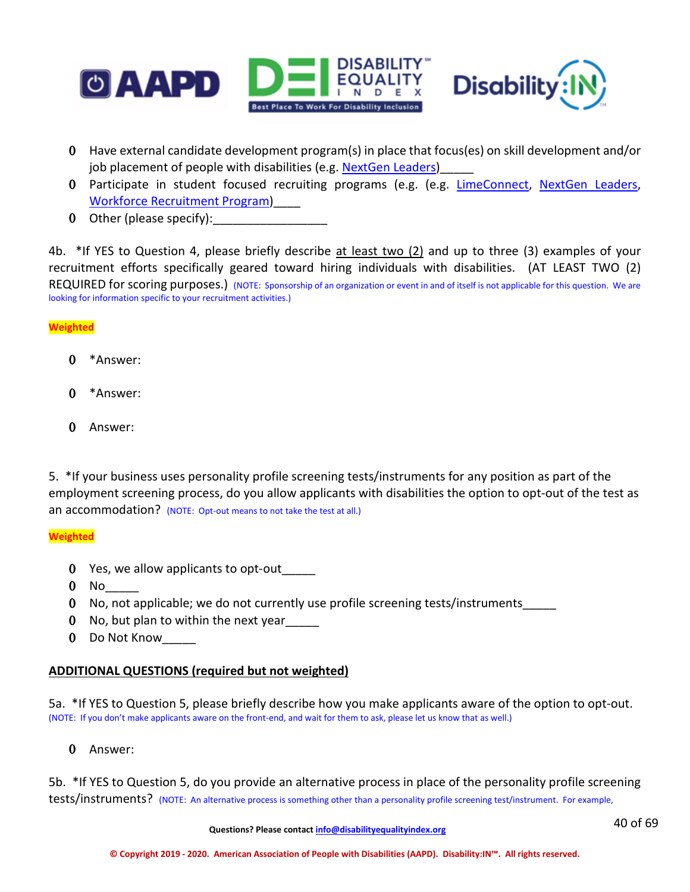- Have external candidate development program(s) in place that focus(es) on skill development and/or job placement of people with disabilities (e.g. NextGen Leaders)_____
- Participate in student focused recruiting programs (e.g. (e.g. LimeConnect, NextGen Leaders, Workforce Recruitment Program)____
- Other (please specify):_________________

4b. *If YES to Question 4, please briefly describe at least two (2) and up to three (3) examples of your recruitment efforts specifically geared toward hiring individuals with disabilities. (AT LEAST TWO (2) REQUIRED for scoring purposes.) (NOTE: Sponsorship of an organization or event in and of itself is not applicable for this question. We are looking for information specific to your recruitment activities.)

**Weighted**

- *Answer:
- *Answer:
- Answer:

5. *If your business uses personality profile screening tests/instruments for any position as part of the employment screening process, do you allow applicants with disabilities the option to opt-out of the test as an accommodation? (NOTE: Opt-out means to not take the test at all.)

**Weighted**

- Yes, we allow applicants to opt-out_____
- No_____
- No, not applicable; we do not currently use profile screening tests/instruments_____
- No, but plan to within the next year_____
- Do Not Know_____

**ADDITIONAL QUESTIONS (required but not weighted)**

5a. *If YES to Question 5, please briefly describe how you make applicants aware of the option to opt-out. (NOTE: If you don't make applicants aware on the front-end, and wait for them to ask, please let us know that as well.)

- Answer:

5b. *If YES to Question 5, do you provide an alternative process in place of the personality profile screening tests/instruments? (NOTE: An alternative process is something other than a personality profile screening test/instrument. For example,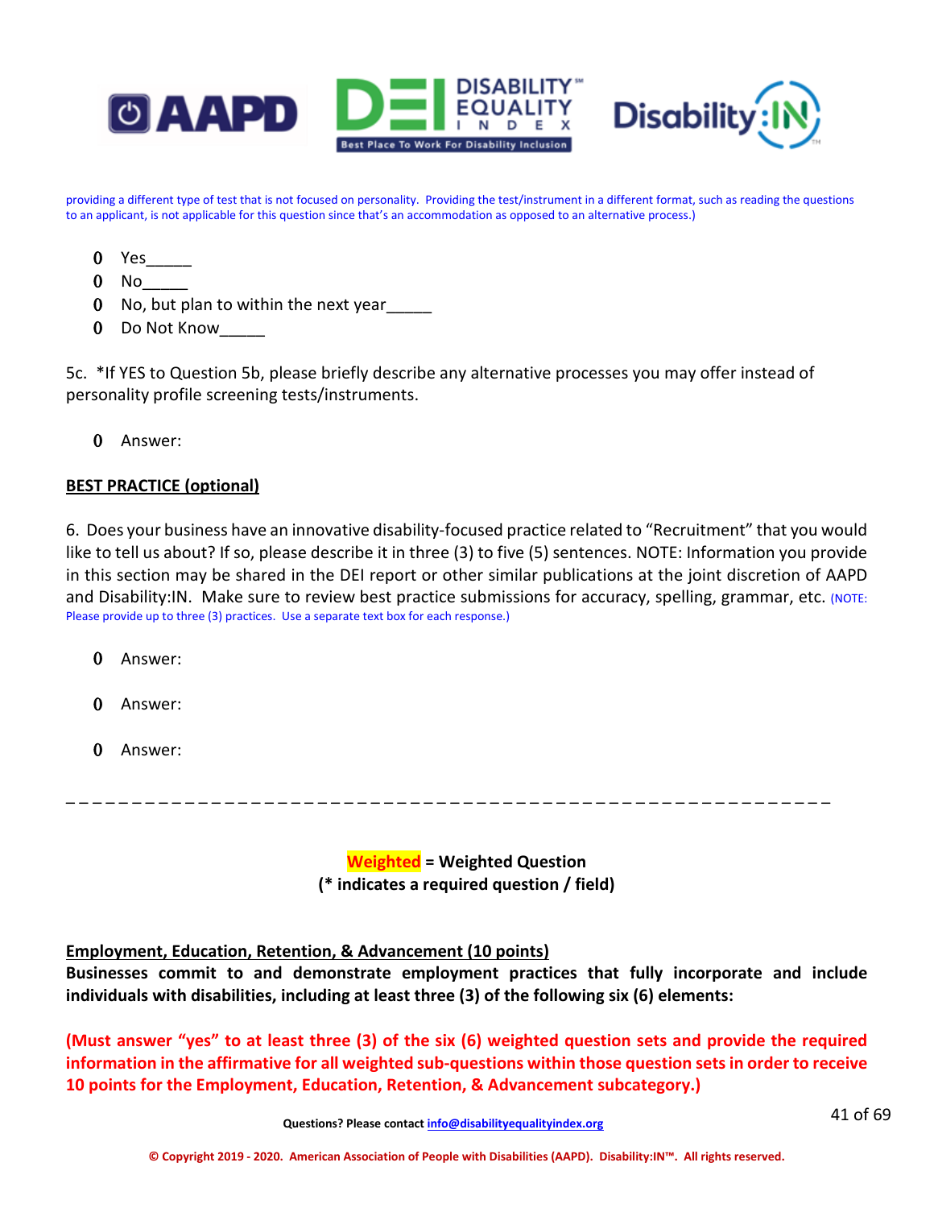providing a different type of test that is not focused on personality. Providing the test/instrument in a different format, such as reading the questions to an applicant, is not applicable for this question since that's an accommodation as opposed to an alternative process.)

- Yes_____
- No_____
- No, but plan to within the next year_____
- Do Not Know_____

5c. *If YES to Question 5b, please briefly describe any alternative processes you may offer instead of personality profile screening tests/instruments.

- Answer:

**BEST PRACTICE (optional)**

6. Does your business have an innovative disability-focused practice related to "Recruitment" that you would like to tell us about? If so, please describe it in three (3) to five (5) sentences. NOTE: Information you provide in this section may be shared in the DEI report or other similar publications at the joint discretion of AAPD and Disability:IN. Make sure to review best practice submissions for accuracy, spelling, grammar, etc. (NOTE: Please provide up to three (3) practices. Use a separate text box for each response.)

- Answer:
- Answer:
- Answer:

---

**Weighted = Weighted Question**
**(* indicates a required question / field)**

**Employment, Education, Retention, & Advancement (10 points)**

**Businesses commit to and demonstrate employment practices that fully incorporate and include individuals with disabilities, including at least three (3) of the following six (6) elements:**

**(Must answer "yes" to at least three (3) of the six (6) weighted question sets and provide the required information in the affirmative for all weighted sub-questions within those question sets in order to receive 10 points for the Employment, Education, Retention, & Advancement subcategory.)**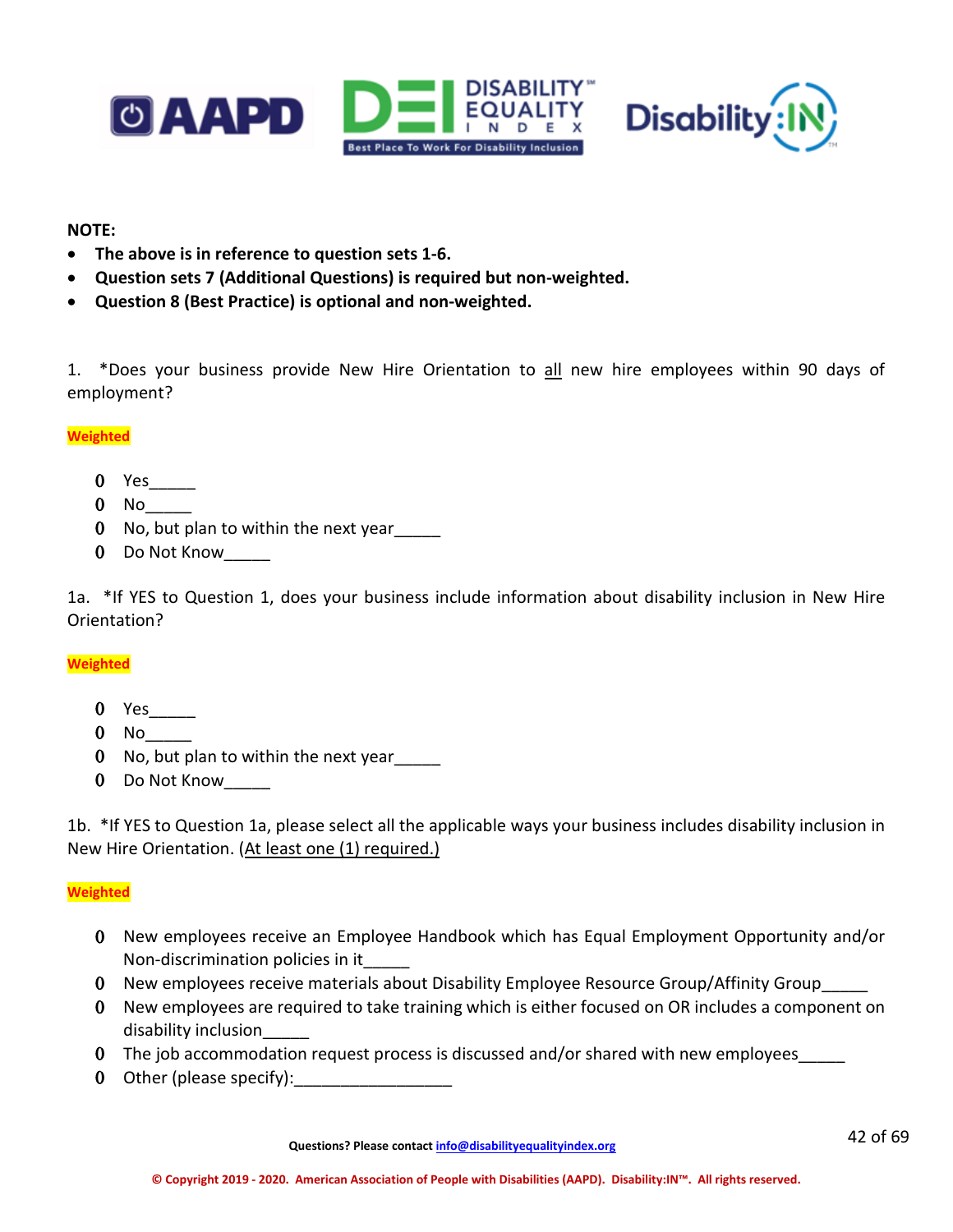**NOTE:**

- **The above is in reference to question sets 1-6.**
- **Question sets 7 (Additional Questions) is required but non-weighted.**
- **Question 8 (Best Practice) is optional and non-weighted.**

1. *Does your business provide New Hire Orientation to all new hire employees within 90 days of employment?

**Weighted**

- Yes_____
- No_____
- No, but plan to within the next year_____
- Do Not Know_____

1a. *If YES to Question 1, does your business include information about disability inclusion in New Hire Orientation?

**Weighted**

- Yes_____
- No_____
- No, but plan to within the next year_____
- Do Not Know_____

1b. *If YES to Question 1a, please select all the applicable ways your business includes disability inclusion in New Hire Orientation. (At least one (1) required.)

**Weighted**

- New employees receive an Employee Handbook which has Equal Employment Opportunity and/or Non-discrimination policies in it_____
- New employees receive materials about Disability Employee Resource Group/Affinity Group_____
- New employees are required to take training which is either focused on OR includes a component on disability inclusion_____
- The job accommodation request process is discussed and/or shared with new employees_____
- Other (please specify):_________________

Questions? Please contact info@disabilityequalityindex.org

© Copyright 2019 - 2020. American Association of People with Disabilities (AAPD). Disability:IN™. All rights reserved.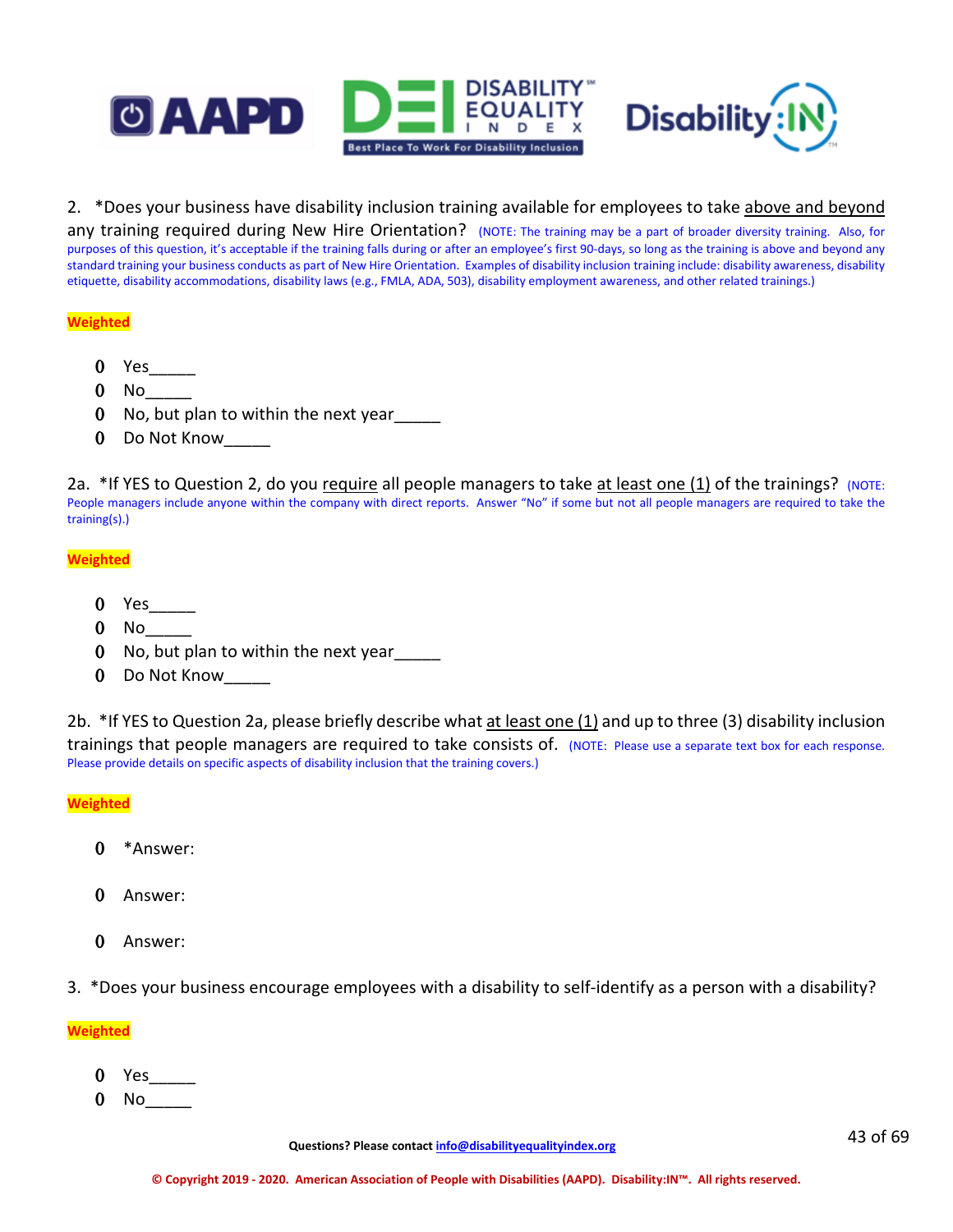2. *Does your business have disability inclusion training available for employees to take above and beyond any training required during New Hire Orientation? (NOTE: The training may be a part of broader diversity training. Also, for purposes of this question, it's acceptable if the training falls during or after an employee's first 90-days, so long as the training is above and beyond any standard training your business conducts as part of New Hire Orientation. Examples of disability inclusion training include: disability awareness, disability etiquette, disability accommodations, disability laws (e.g., FMLA, ADA, 503), disability employment awareness, and other related trainings.)

**Weighted**

- Yes_____
- No_____
- No, but plan to within the next year_____
- Do Not Know_____

2a. *If YES to Question 2, do you require all people managers to take at least one (1) of the trainings? (NOTE: People managers include anyone within the company with direct reports. Answer "No" if some but not all people managers are required to take the training(s).)

**Weighted**

- Yes_____
- No_____
- No, but plan to within the next year_____
- Do Not Know_____

2b. *If YES to Question 2a, please briefly describe what at least one (1) and up to three (3) disability inclusion trainings that people managers are required to take consists of. (NOTE: Please use a separate text box for each response. Please provide details on specific aspects of disability inclusion that the training covers.)

**Weighted**

- *Answer:
- Answer:
- Answer:

3. *Does your business encourage employees with a disability to self-identify as a person with a disability?

**Weighted**

- Yes_____
- No_____

Questions? Please contact info@disabilityequalityindex.org

© Copyright 2019 - 2020. American Association of People with Disabilities (AAPD). Disability:IN™. All rights reserved.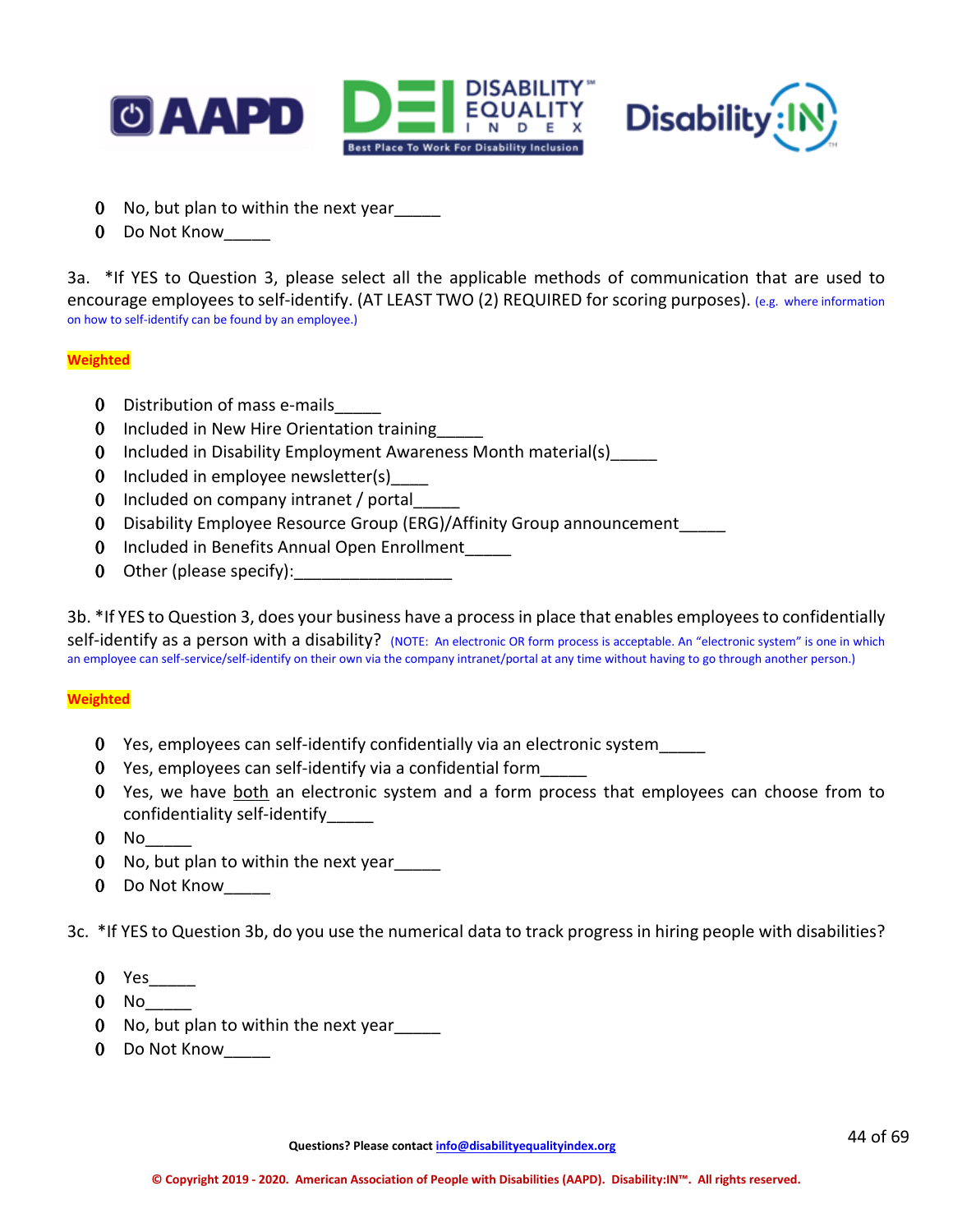- No, but plan to within the next year_____
- Do Not Know_____

3a. *If YES to Question 3, please select all the applicable methods of communication that are used to encourage employees to self-identify. (AT LEAST TWO (2) REQUIRED for scoring purposes). (e.g. where information on how to self-identify can be found by an employee.)

**Weighted**

- Distribution of mass e-mails_____
- Included in New Hire Orientation training_____
- Included in Disability Employment Awareness Month material(s)_____
- Included in employee newsletter(s)____
- Included on company intranet / portal_____
- Disability Employee Resource Group (ERG)/Affinity Group announcement_____
- Included in Benefits Annual Open Enrollment_____
- Other (please specify):_________________

3b. *If YES to Question 3, does your business have a process in place that enables employees to confidentially self-identify as a person with a disability? (NOTE: An electronic OR form process is acceptable. An "electronic system" is one in which an employee can self-service/self-identify on their own via the company intranet/portal at any time without having to go through another person.)

**Weighted**

- Yes, employees can self-identify confidentially via an electronic system_____
- Yes, employees can self-identify via a confidential form_____
- Yes, we have both an electronic system and a form process that employees can choose from to confidentiality self-identify_____
- No_____
- No, but plan to within the next year_____
- Do Not Know_____

3c. *If YES to Question 3b, do you use the numerical data to track progress in hiring people with disabilities?

- Yes_____
- No_____
- No, but plan to within the next year_____
- Do Not Know_____

**Questions? Please contact info@disabilityequalityindex.org**

**© Copyright 2019 - 2020. American Association of People with Disabilities (AAPD). Disability:IN™. All rights reserved.**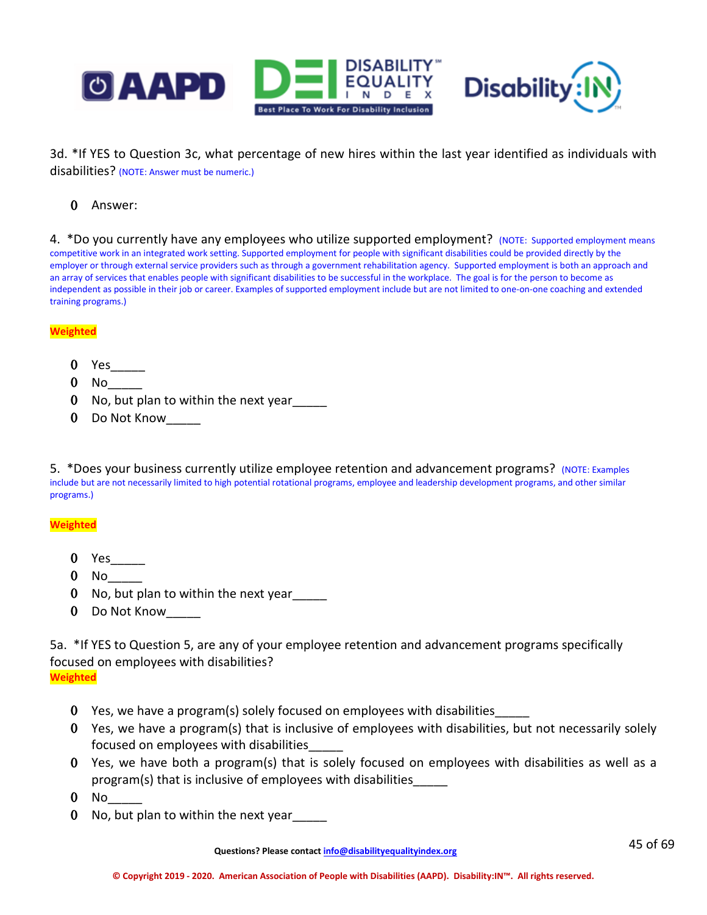3d. *If YES to Question 3c, what percentage of new hires within the last year identified as individuals with disabilities? (NOTE: Answer must be numeric.)

- Answer:

4. *Do you currently have any employees who utilize supported employment? (NOTE: Supported employment means competitive work in an integrated work setting. Supported employment for people with significant disabilities could be provided directly by the employer or through external service providers such as through a government rehabilitation agency. Supported employment is both an approach and an array of services that enables people with significant disabilities to be successful in the workplace. The goal is for the person to become as independent as possible in their job or career. Examples of supported employment include but are not limited to one-on-one coaching and extended training programs.)

**Weighted**

- Yes_____
- No_____
- No, but plan to within the next year_____
- Do Not Know_____

5. *Does your business currently utilize employee retention and advancement programs? (NOTE: Examples include but are not necessarily limited to high potential rotational programs, employee and leadership development programs, and other similar programs.)

**Weighted**

- Yes_____
- No_____
- No, but plan to within the next year_____
- Do Not Know_____

5a. *If YES to Question 5, are any of your employee retention and advancement programs specifically focused on employees with disabilities?

**Weighted**

- Yes, we have a program(s) solely focused on employees with disabilities_____
- Yes, we have a program(s) that is inclusive of employees with disabilities, but not necessarily solely focused on employees with disabilities_____
- Yes, we have both a program(s) that is solely focused on employees with disabilities as well as a program(s) that is inclusive of employees with disabilities_____
- No_____
- No, but plan to within the next year_____

**Questions? Please contact info@disabilityequalityindex.org**

**© Copyright 2019 - 2020. American Association of People with Disabilities (AAPD). Disability:IN™. All rights reserved.**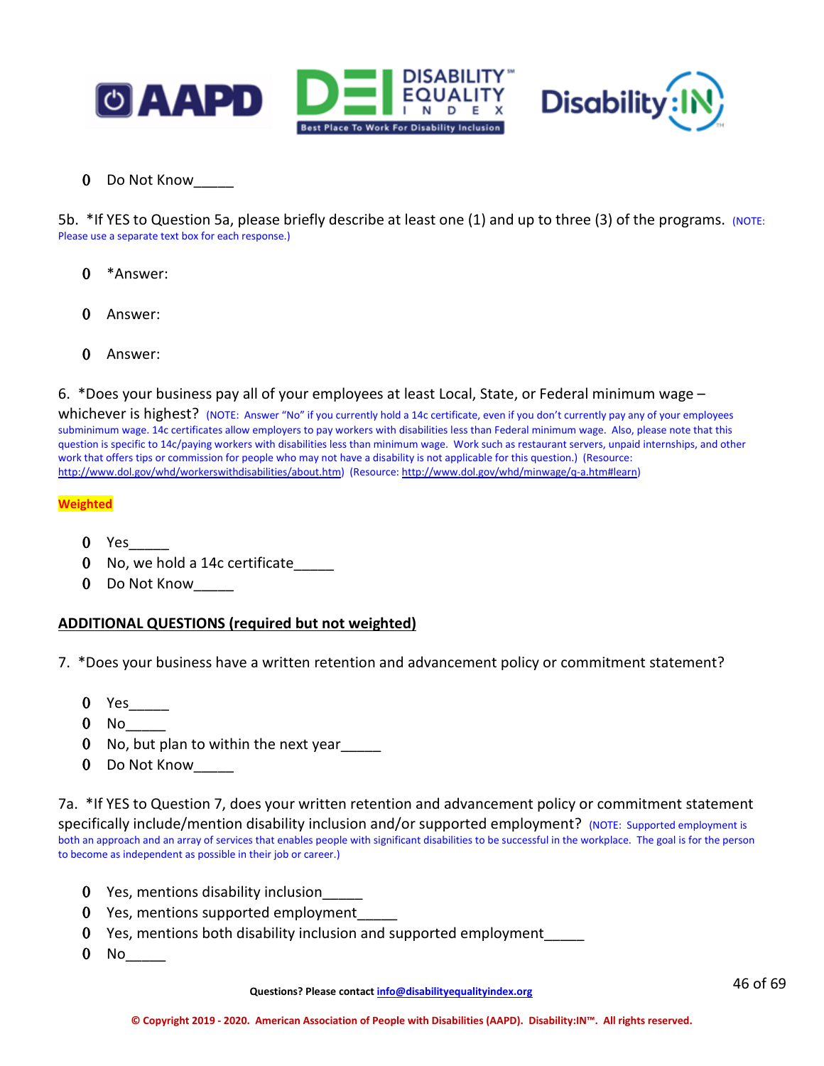- Do Not Know_____

5b. *If YES to Question 5a, please briefly describe at least one (1) and up to three (3) of the programs. (NOTE: Please use a separate text box for each response.)

- *Answer:
- Answer:
- Answer:

6. *Does your business pay all of your employees at least Local, State, or Federal minimum wage – whichever is highest? (NOTE: Answer "No" if you currently hold a 14c certificate, even if you don't currently pay any of your employees subminimum wage. 14c certificates allow employers to pay workers with disabilities less than Federal minimum wage. Also, please note that this question is specific to 14c/paying workers with disabilities less than minimum wage. Work such as restaurant servers, unpaid internships, and other work that offers tips or commission for people who may not have a disability is not applicable for this question.) (Resource: http://www.dol.gov/whd/workerswithdisabilities/about.htm) (Resource: http://www.dol.gov/whd/minwage/q-a.htm#learn)

**Weighted**

- Yes_____
- No, we hold a 14c certificate_____
- Do Not Know_____

**ADDITIONAL QUESTIONS (required but not weighted)**

7. *Does your business have a written retention and advancement policy or commitment statement?

- Yes_____
- No_____
- No, but plan to within the next year_____
- Do Not Know_____

7a. *If YES to Question 7, does your written retention and advancement policy or commitment statement specifically include/mention disability inclusion and/or supported employment? (NOTE: Supported employment is both an approach and an array of services that enables people with significant disabilities to be successful in the workplace. The goal is for the person to become as independent as possible in their job or career.)

- Yes, mentions disability inclusion_____
- Yes, mentions supported employment_____
- Yes, mentions both disability inclusion and supported employment_____
- No_____

Questions? Please contact info@disabilityequalityindex.org

© Copyright 2019 - 2020. American Association of People with Disabilities (AAPD). Disability:IN™. All rights reserved.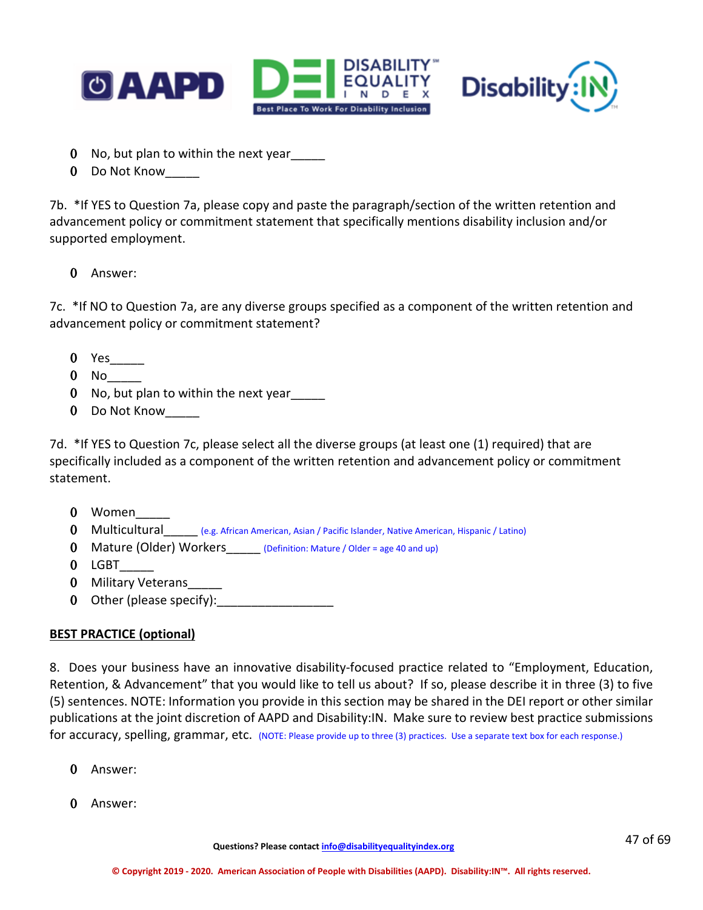- No, but plan to within the next year_____
- Do Not Know_____

7b. *If YES to Question 7a, please copy and paste the paragraph/section of the written retention and advancement policy or commitment statement that specifically mentions disability inclusion and/or supported employment.

- Answer:

7c. *If NO to Question 7a, are any diverse groups specified as a component of the written retention and advancement policy or commitment statement?

- Yes_____
- No_____
- No, but plan to within the next year_____
- Do Not Know_____

7d. *If YES to Question 7c, please select all the diverse groups (at least one (1) required) that are specifically included as a component of the written retention and advancement policy or commitment statement.

- Women_____
- Multicultural_____ (e.g. African American, Asian / Pacific Islander, Native American, Hispanic / Latino)
- Mature (Older) Workers_____ (Definition: Mature / Older = age 40 and up)
- LGBT_____
- Military Veterans_____
- Other (please specify):_________________

**BEST PRACTICE (optional)**

8. Does your business have an innovative disability-focused practice related to "Employment, Education, Retention, & Advancement" that you would like to tell us about? If so, please describe it in three (3) to five (5) sentences. NOTE: Information you provide in this section may be shared in the DEI report or other similar publications at the joint discretion of AAPD and Disability:IN. Make sure to review best practice submissions for accuracy, spelling, grammar, etc. (NOTE: Please provide up to three (3) practices. Use a separate text box for each response.)

- Answer:
- Answer:

Questions? Please contact info@disabilityequalityindex.org

© Copyright 2019 - 2020. American Association of People with Disabilities (AAPD). Disability:IN™. All rights reserved.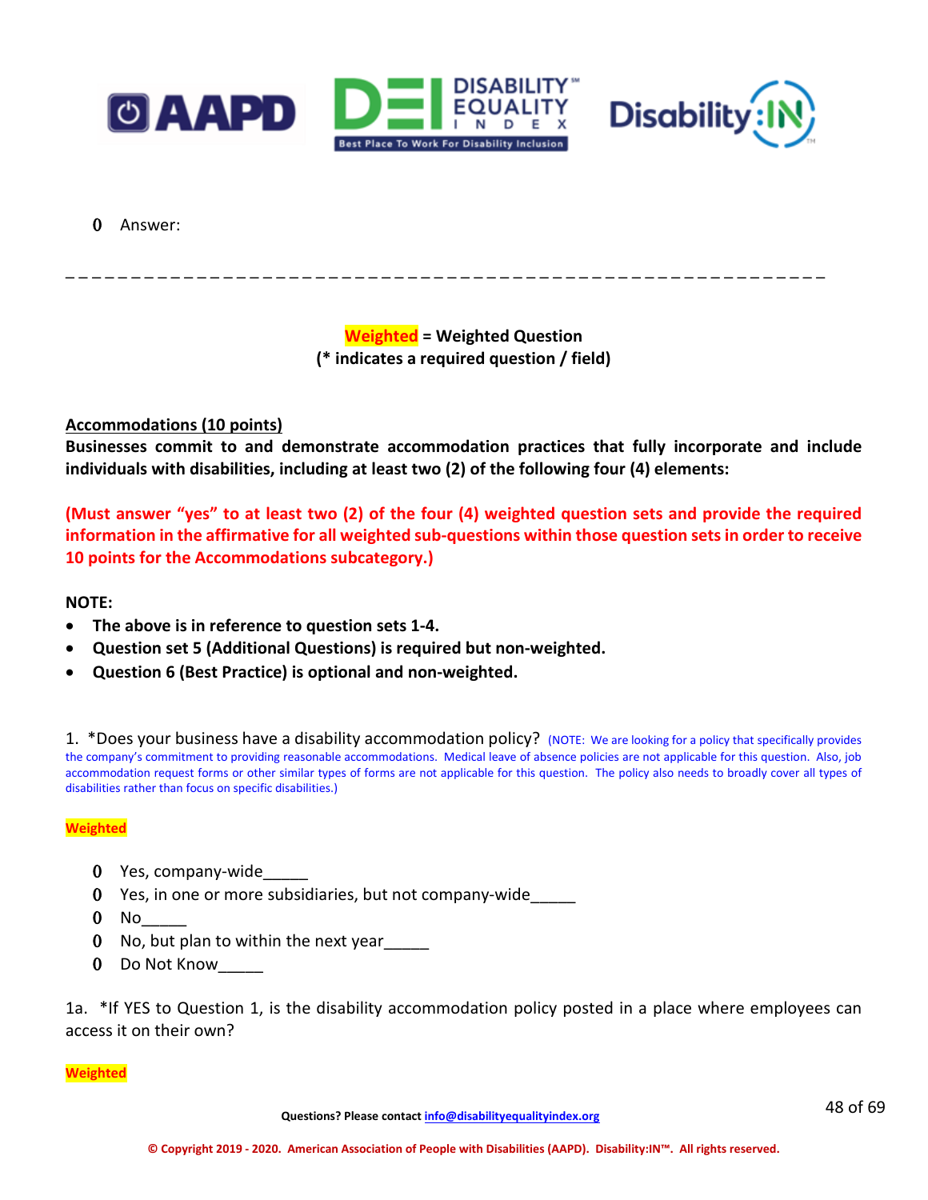- Answer:

_ _ _ _ _ _ _ _ _ _ _ _ _ _ _ _ _ _ _ _ _ _ _ _ _ _ _ _ _ _ _ _ _ _ _ _ _ _ _ _ _ _ _ _ _ _ _ _ _ _ _ _ _ _ _ _ _ _ _ _

**Weighted = Weighted Question**
**(* indicates a required question / field)**

**Accommodations (10 points)**

**Businesses commit to and demonstrate accommodation practices that fully incorporate and include individuals with disabilities, including at least two (2) of the following four (4) elements:**

**(Must answer "yes" to at least two (2) of the four (4) weighted question sets and provide the required information in the affirmative for all weighted sub-questions within those question sets in order to receive 10 points for the Accommodations subcategory.)**

**NOTE:**

- **The above is in reference to question sets 1-4.**
- **Question set 5 (Additional Questions) is required but non-weighted.**
- **Question 6 (Best Practice) is optional and non-weighted.**

1. *Does your business have a disability accommodation policy? (NOTE: We are looking for a policy that specifically provides the company's commitment to providing reasonable accommodations. Medical leave of absence policies are not applicable for this question. Also, job accommodation request forms or other similar types of forms are not applicable for this question. The policy also needs to broadly cover all types of disabilities rather than focus on specific disabilities.)

**Weighted**

- Yes, company-wide_____
- Yes, in one or more subsidiaries, but not company-wide_____
- No_____
- No, but plan to within the next year_____
- Do Not Know_____

1a. *If YES to Question 1, is the disability accommodation policy posted in a place where employees can access it on their own?

**Weighted**

**Questions? Please contact info@disabilityequalityindex.org**

**© Copyright 2019 - 2020. American Association of People with Disabilities (AAPD). Disability:IN™. All rights reserved.**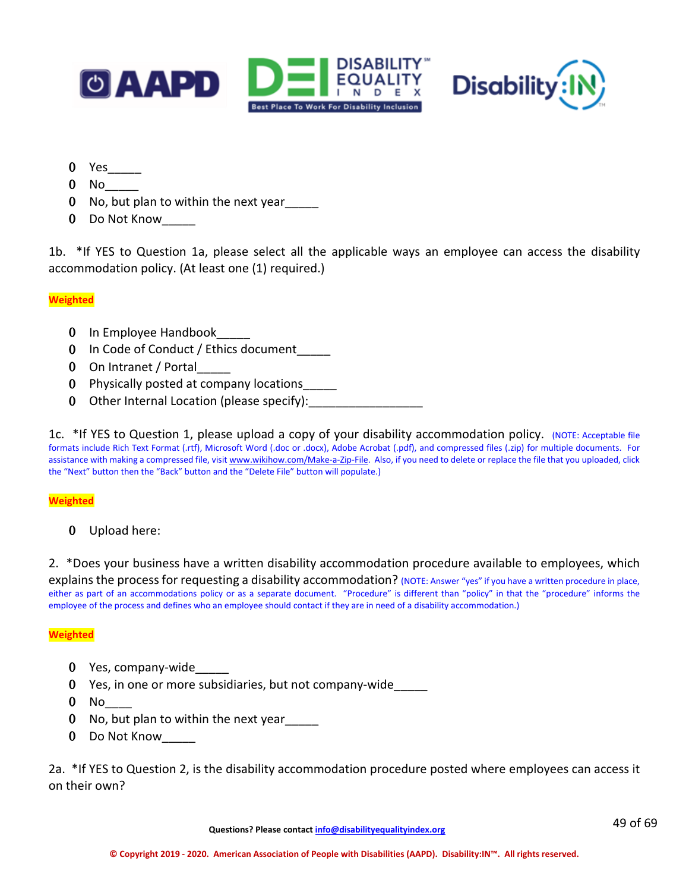- Yes_____
- No_____
- No, but plan to within the next year_____
- Do Not Know_____

1b. *If YES to Question 1a, please select all the applicable ways an employee can access the disability accommodation policy. (At least one (1) required.)

**Weighted**

- In Employee Handbook_____
- In Code of Conduct / Ethics document_____
- On Intranet / Portal_____
- Physically posted at company locations_____
- Other Internal Location (please specify):_________________

1c. *If YES to Question 1, please upload a copy of your disability accommodation policy. (NOTE: Acceptable file formats include Rich Text Format (.rtf), Microsoft Word (.doc or .docx), Adobe Acrobat (.pdf), and compressed files (.zip) for multiple documents. For assistance with making a compressed file, visit www.wikihow.com/Make-a-Zip-File. Also, if you need to delete or replace the file that you uploaded, click the "Next" button then the "Back" button and the "Delete File" button will populate.)

**Weighted**

- Upload here:

2. *Does your business have a written disability accommodation procedure available to employees, which explains the process for requesting a disability accommodation? (NOTE: Answer "yes" if you have a written procedure in place, either as part of an accommodations policy or as a separate document. "Procedure" is different than "policy" in that the "procedure" informs the employee of the process and defines who an employee should contact if they are in need of a disability accommodation.)

**Weighted**

- Yes, company-wide_____
- Yes, in one or more subsidiaries, but not company-wide_____
- No____
- No, but plan to within the next year_____
- Do Not Know_____

2a. *If YES to Question 2, is the disability accommodation procedure posted where employees can access it on their own?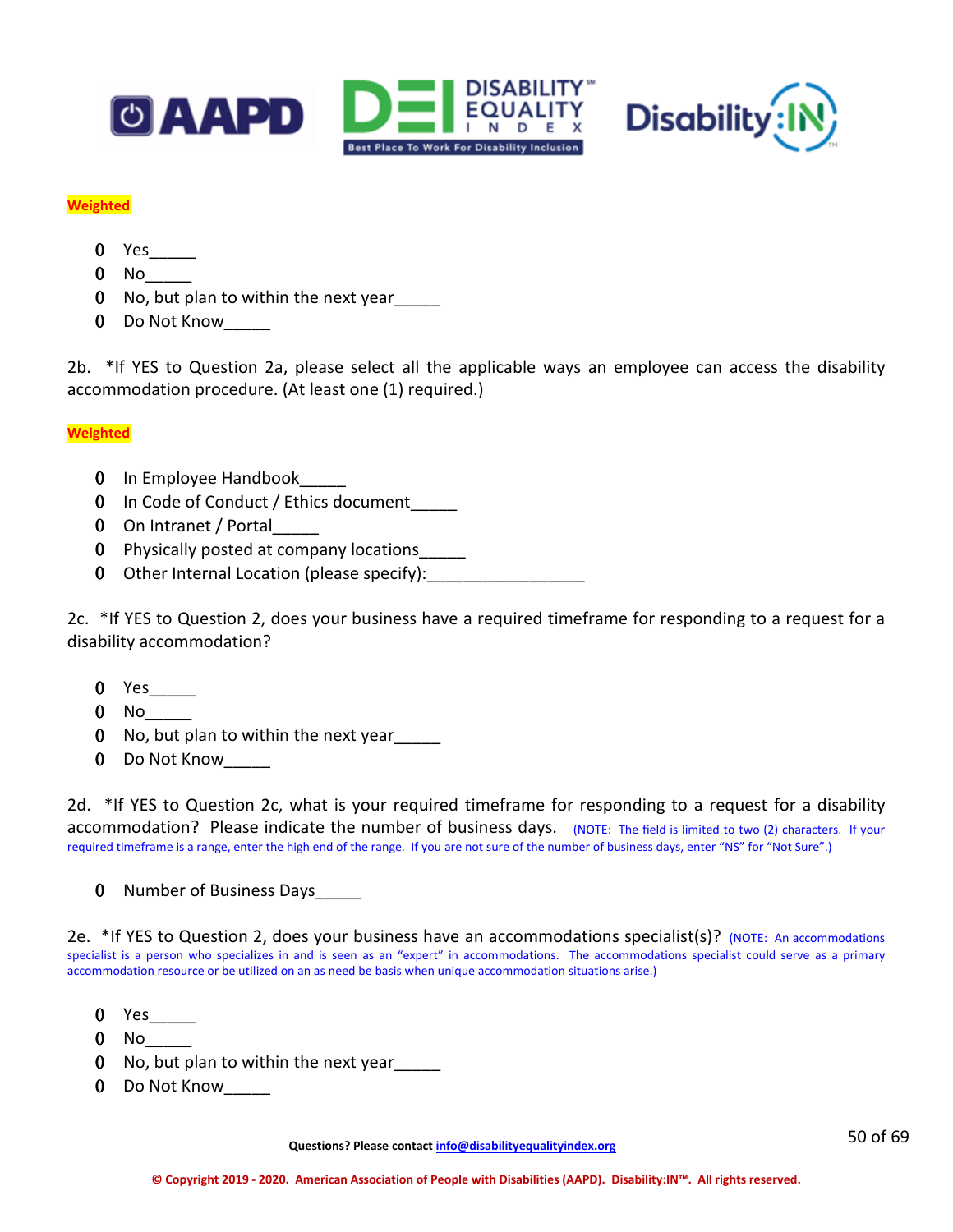**Weighted**

- Yes_____
- No_____
- No, but plan to within the next year_____
- Do Not Know_____

2b. *If YES to Question 2a, please select all the applicable ways an employee can access the disability accommodation procedure. (At least one (1) required.)

**Weighted**

- In Employee Handbook_____
- In Code of Conduct / Ethics document_____
- On Intranet / Portal_____
- Physically posted at company locations_____
- Other Internal Location (please specify):_________________

2c. *If YES to Question 2, does your business have a required timeframe for responding to a request for a disability accommodation?

- Yes_____
- No_____
- No, but plan to within the next year_____
- Do Not Know_____

2d. *If YES to Question 2c, what is your required timeframe for responding to a request for a disability accommodation? Please indicate the number of business days. (NOTE: The field is limited to two (2) characters. If your required timeframe is a range, enter the high end of the range. If you are not sure of the number of business days, enter "NS" for "Not Sure".)

- Number of Business Days_____

2e. *If YES to Question 2, does your business have an accommodations specialist(s)? (NOTE: An accommodations specialist is a person who specializes in and is seen as an "expert" in accommodations. The accommodations specialist could serve as a primary accommodation resource or be utilized on an as need be basis when unique accommodation situations arise.)

- Yes_____
- No_____
- No, but plan to within the next year_____
- Do Not Know_____

Questions? Please contact info@disabilityequalityindex.org

© Copyright 2019 - 2020. American Association of People with Disabilities (AAPD). Disability:IN™. All rights reserved.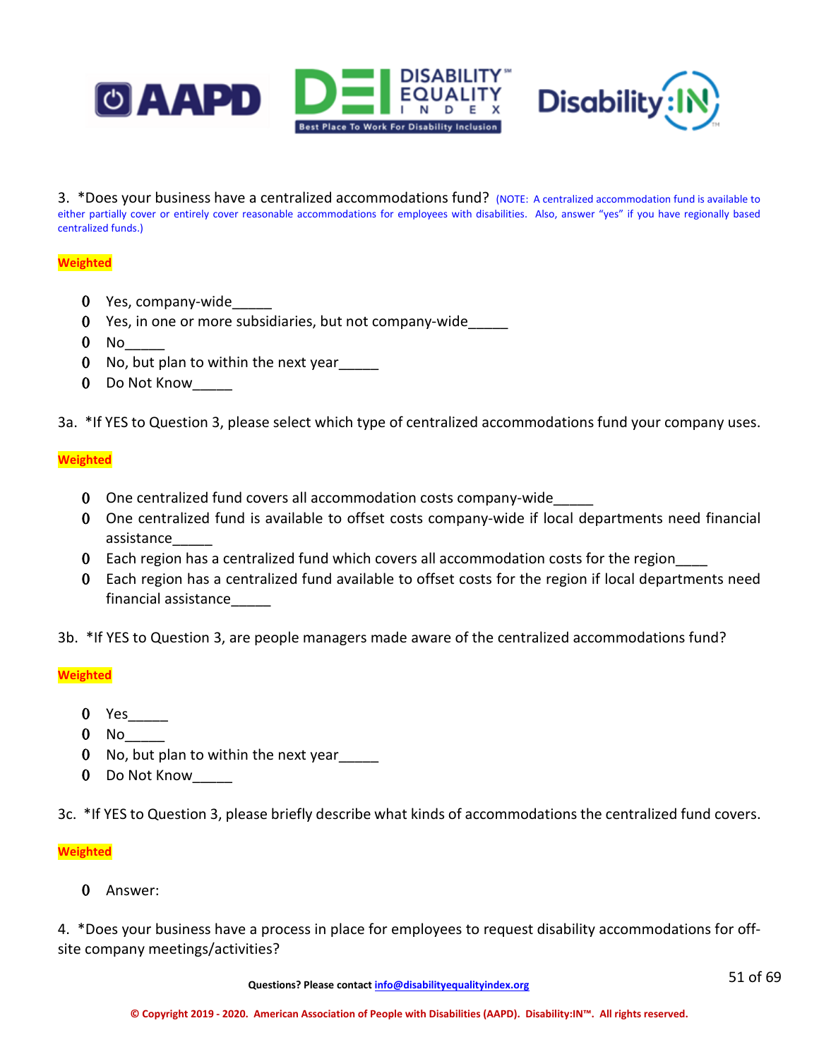3. *Does your business have a centralized accommodations fund? (NOTE: A centralized accommodation fund is available to either partially cover or entirely cover reasonable accommodations for employees with disabilities. Also, answer "yes" if you have regionally based centralized funds.)

**Weighted**

- Yes, company-wide_____
- Yes, in one or more subsidiaries, but not company-wide_____
- No_____
- No, but plan to within the next year_____
- Do Not Know_____

3a. *If YES to Question 3, please select which type of centralized accommodations fund your company uses.

**Weighted**

- One centralized fund covers all accommodation costs company-wide_____
- One centralized fund is available to offset costs company-wide if local departments need financial assistance_____
- Each region has a centralized fund which covers all accommodation costs for the region____
- Each region has a centralized fund available to offset costs for the region if local departments need financial assistance_____

3b. *If YES to Question 3, are people managers made aware of the centralized accommodations fund?

**Weighted**

- Yes_____
- No_____
- No, but plan to within the next year_____
- Do Not Know_____

3c. *If YES to Question 3, please briefly describe what kinds of accommodations the centralized fund covers.

**Weighted**

- Answer:

4. *Does your business have a process in place for employees to request disability accommodations for off-site company meetings/activities?

Questions? Please contact info@disabilityequalityindex.org

© Copyright 2019 - 2020. American Association of People with Disabilities (AAPD). Disability:IN™. All rights reserved.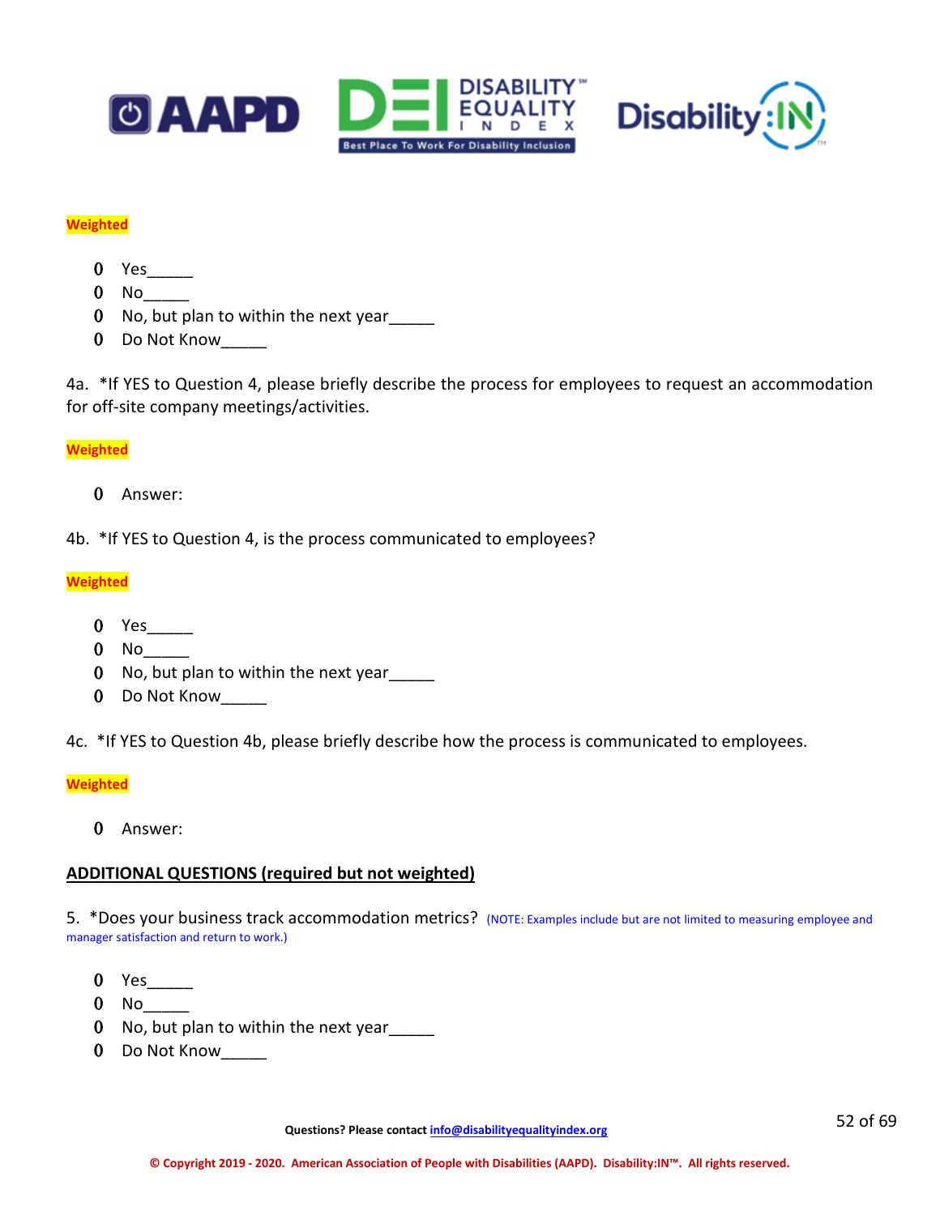**Weighted**

- Yes_____
- No_____
- No, but plan to within the next year_____
- Do Not Know_____

4a. *If YES to Question 4, please briefly describe the process for employees to request an accommodation for off-site company meetings/activities.

**Weighted**

- Answer:

4b. *If YES to Question 4, is the process communicated to employees?

**Weighted**

- Yes_____
- No_____
- No, but plan to within the next year_____
- Do Not Know_____

4c. *If YES to Question 4b, please briefly describe how the process is communicated to employees.

**Weighted**

- Answer:

**ADDITIONAL QUESTIONS (required but not weighted)**

5. *Does your business track accommodation metrics? (NOTE: Examples include but are not limited to measuring employee and manager satisfaction and return to work.)

- Yes_____
- No_____
- No, but plan to within the next year_____
- Do Not Know_____

**Questions? Please contact info@disabilityequalityindex.org**

**© Copyright 2019 - 2020. American Association of People with Disabilities (AAPD). Disability:IN™. All rights reserved.**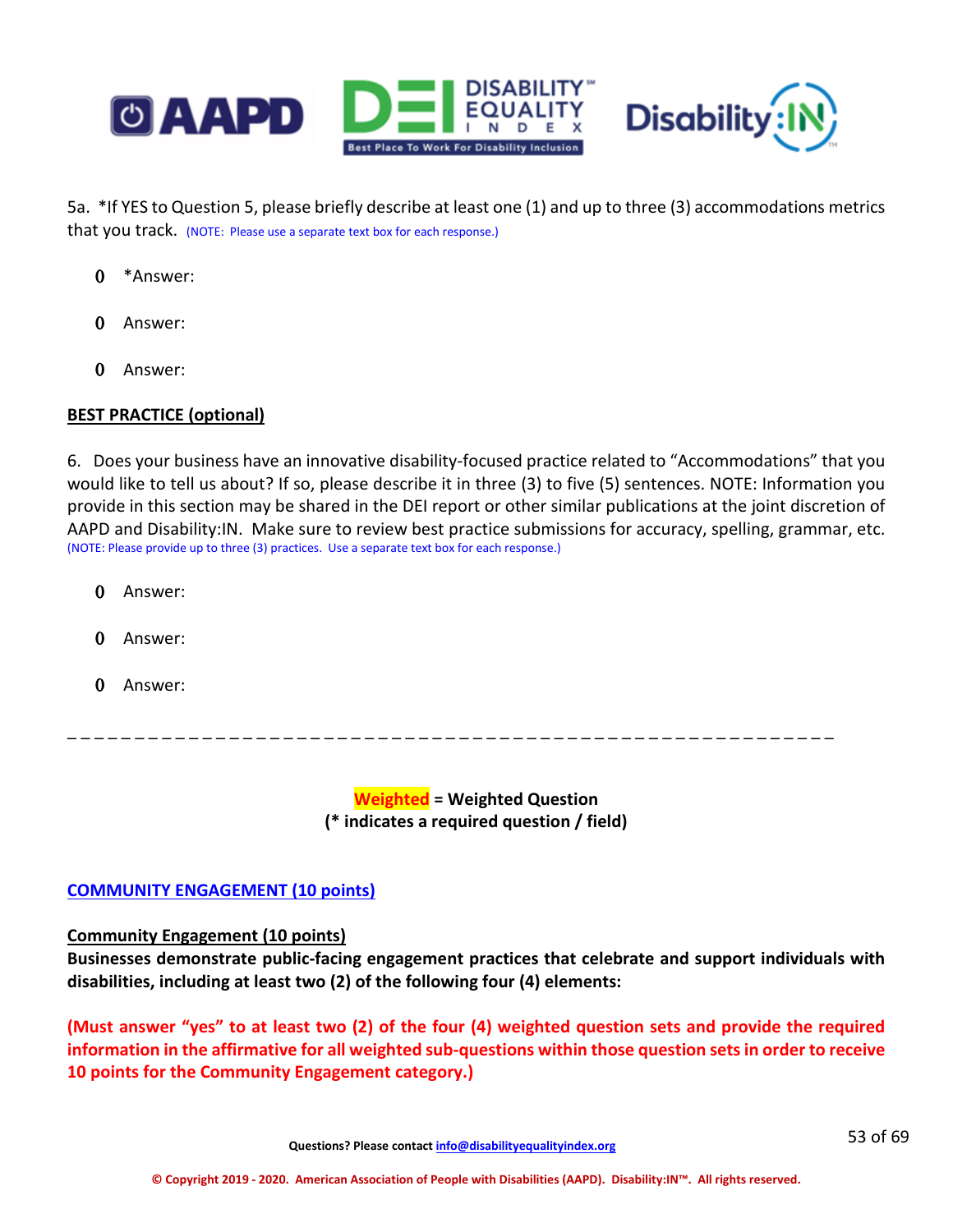5a. *If YES to Question 5, please briefly describe at least one (1) and up to three (3) accommodations metrics that you track. (NOTE: Please use a separate text box for each response.)

- *Answer:
- Answer:
- Answer:

**BEST PRACTICE (optional)**

6. Does your business have an innovative disability-focused practice related to “Accommodations” that you would like to tell us about? If so, please describe it in three (3) to five (5) sentences. NOTE: Information you provide in this section may be shared in the DEI report or other similar publications at the joint discretion of AAPD and Disability:IN. Make sure to review best practice submissions for accuracy, spelling, grammar, etc. (NOTE: Please provide up to three (3) practices. Use a separate text box for each response.)

- Answer:
- Answer:
- Answer:

_ _ _ _ _ _ _ _ _ _ _ _ _ _ _ _ _ _ _ _ _ _ _ _ _ _ _ _ _ _ _ _ _ _ _ _ _ _ _ _ _ _ _ _ _ _ _ _ _ _ _ _ _ _ _ _ _ _ _ _ _

**Weighted = Weighted Question**
**(* indicates a required question / field)**

## COMMUNITY ENGAGEMENT (10 points)

### Community Engagement (10 points)

**Businesses demonstrate public-facing engagement practices that celebrate and support individuals with disabilities, including at least two (2) of the following four (4) elements:**

**(Must answer “yes” to at least two (2) of the four (4) weighted question sets and provide the required information in the affirmative for all weighted sub-questions within those question sets in order to receive 10 points for the Community Engagement category.)**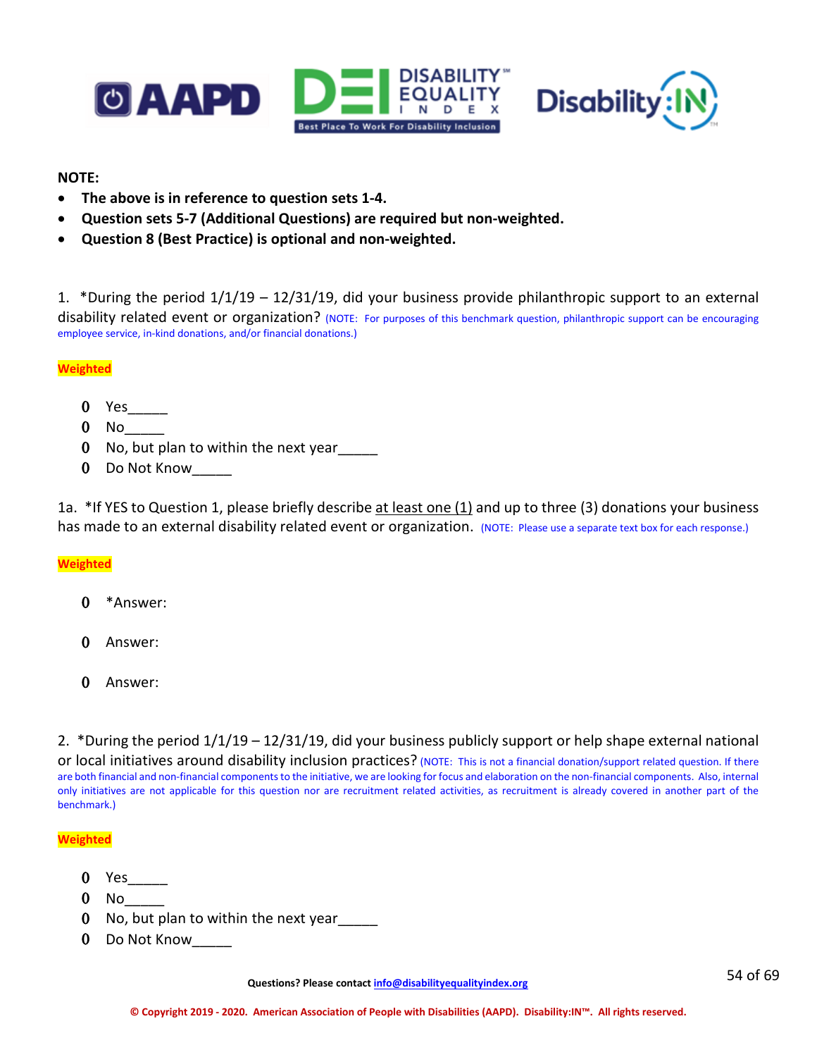**NOTE:**

- **The above is in reference to question sets 1-4.**
- **Question sets 5-7 (Additional Questions) are required but non-weighted.**
- **Question 8 (Best Practice) is optional and non-weighted.**

1. *During the period 1/1/19 – 12/31/19, did your business provide philanthropic support to an external disability related event or organization? (NOTE: For purposes of this benchmark question, philanthropic support can be encouraging employee service, in-kind donations, and/or financial donations.)

**Weighted**

- Yes_____
- No_____
- No, but plan to within the next year_____
- Do Not Know_____

1a. *If YES to Question 1, please briefly describe at least one (1) and up to three (3) donations your business has made to an external disability related event or organization. (NOTE: Please use a separate text box for each response.)

**Weighted**

- *Answer:
- Answer:
- Answer:

2. *During the period 1/1/19 – 12/31/19, did your business publicly support or help shape external national or local initiatives around disability inclusion practices? (NOTE: This is not a financial donation/support related question. If there are both financial and non-financial components to the initiative, we are looking for focus and elaboration on the non-financial components. Also, internal only initiatives are not applicable for this question nor are recruitment related activities, as recruitment is already covered in another part of the benchmark.)

**Weighted**

- Yes_____
- No_____
- No, but plan to within the next year_____
- Do Not Know_____

**Questions? Please contact info@disabilityequalityindex.org**

**© Copyright 2019 - 2020. American Association of People with Disabilities (AAPD). Disability:IN™. All rights reserved.**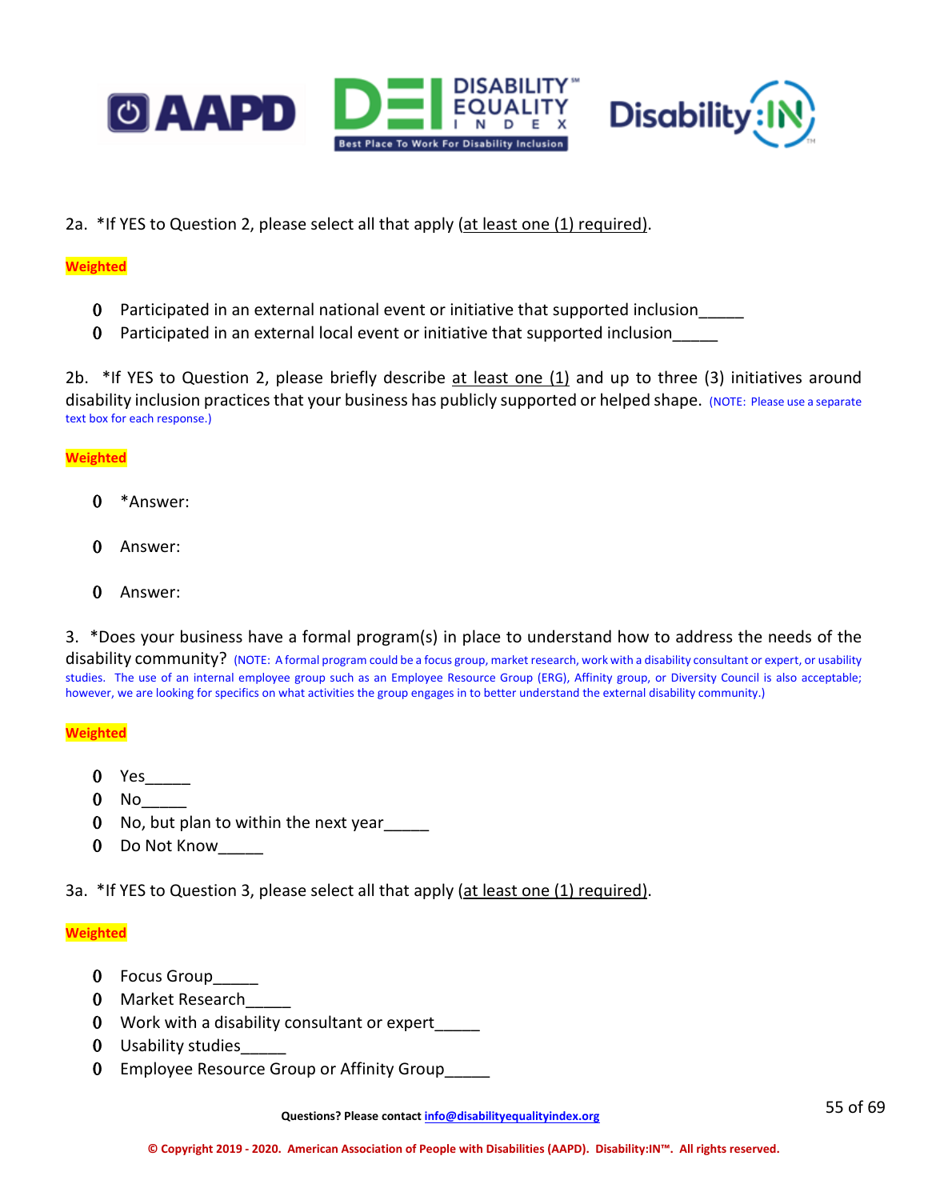2a. *If YES to Question 2, please select all that apply (at least one (1) required).

**Weighted**

- Participated in an external national event or initiative that supported inclusion_____
- Participated in an external local event or initiative that supported inclusion_____

2b. *If YES to Question 2, please briefly describe at least one (1) and up to three (3) initiatives around disability inclusion practices that your business has publicly supported or helped shape. (NOTE: Please use a separate text box for each response.)

**Weighted**

- *Answer:
- Answer:
- Answer:

3. *Does your business have a formal program(s) in place to understand how to address the needs of the disability community? (NOTE: A formal program could be a focus group, market research, work with a disability consultant or expert, or usability studies. The use of an internal employee group such as an Employee Resource Group (ERG), Affinity group, or Diversity Council is also acceptable; however, we are looking for specifics on what activities the group engages in to better understand the external disability community.)

**Weighted**

- Yes_____
- No_____
- No, but plan to within the next year_____
- Do Not Know_____

3a. *If YES to Question 3, please select all that apply (at least one (1) required).

**Weighted**

- Focus Group_____
- Market Research_____
- Work with a disability consultant or expert_____
- Usability studies_____
- Employee Resource Group or Affinity Group_____

Questions? Please contact info@disabilityequalityindex.org

© Copyright 2019 - 2020. American Association of People with Disabilities (AAPD). Disability:IN™. All rights reserved.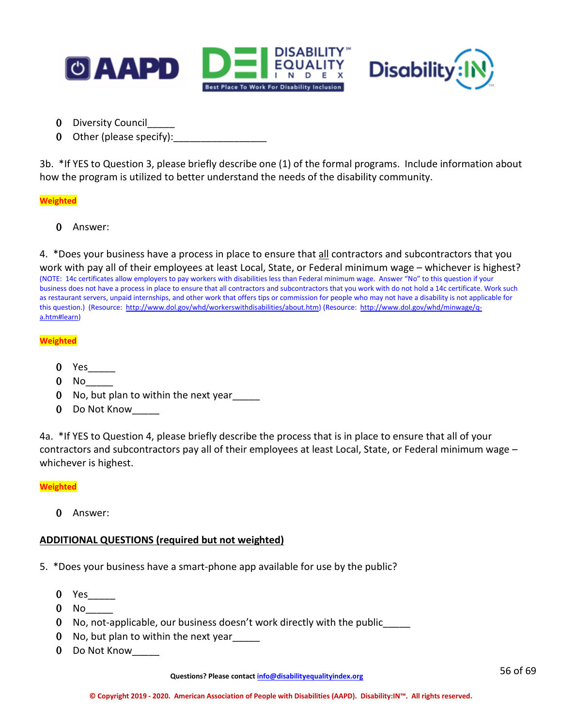- Diversity Council_____
- Other (please specify):_________________

3b. *If YES to Question 3, please briefly describe one (1) of the formal programs. Include information about how the program is utilized to better understand the needs of the disability community.

**Weighted**

- Answer:

4. *Does your business have a process in place to ensure that all contractors and subcontractors that you work with pay all of their employees at least Local, State, or Federal minimum wage – whichever is highest? (NOTE: 14c certificates allow employers to pay workers with disabilities less than Federal minimum wage. Answer "No" to this question if your business does not have a process in place to ensure that all contractors and subcontractors that you work with do not hold a 14c certificate. Work such as restaurant servers, unpaid internships, and other work that offers tips or commission for people who may not have a disability is not applicable for this question.) (Resource: [http://www.dol.gov/whd/workerswithdisabilities/about.htm](http://www.dol.gov/whd/workerswithdisabilities/about.htm)) (Resource: [http://www.dol.gov/whd/minwage/q-a.htm#learn](http://www.dol.gov/whd/minwage/q-a.htm#learn))

**Weighted**

- Yes_____
- No_____
- No, but plan to within the next year_____
- Do Not Know_____

4a. *If YES to Question 4, please briefly describe the process that is in place to ensure that all of your contractors and subcontractors pay all of their employees at least Local, State, or Federal minimum wage – whichever is highest.

**Weighted**

- Answer:

**ADDITIONAL QUESTIONS (required but not weighted)**

5. *Does your business have a smart-phone app available for use by the public?

- Yes_____
- No_____
- No, not-applicable, our business doesn't work directly with the public_____
- No, but plan to within the next year_____
- Do Not Know_____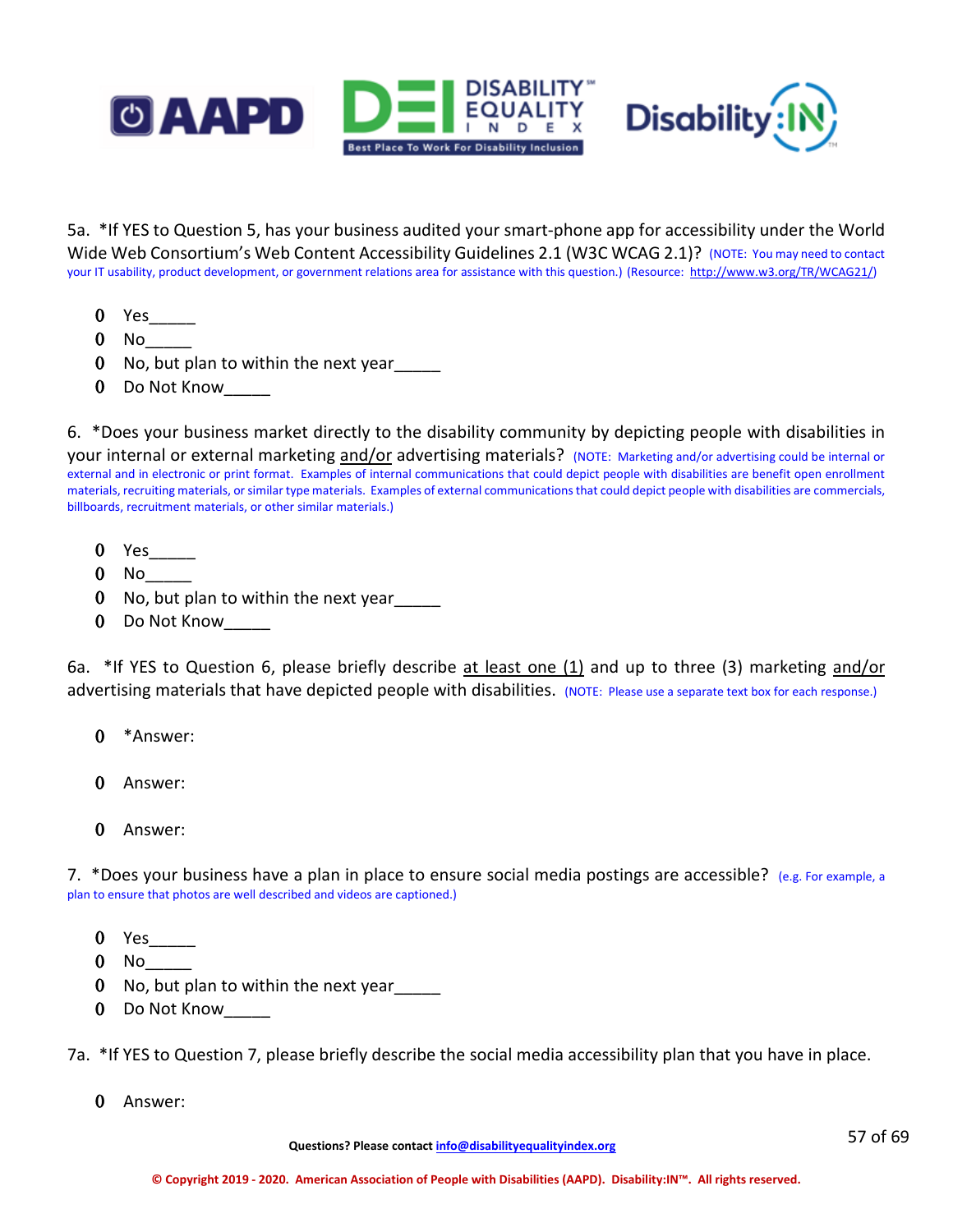5a. *If YES to Question 5, has your business audited your smart-phone app for accessibility under the World Wide Web Consortium's Web Content Accessibility Guidelines 2.1 (W3C WCAG 2.1)? (NOTE: You may need to contact your IT usability, product development, or government relations area for assistance with this question.) (Resource: http://www.w3.org/TR/WCAG21/)

- Yes_____
- No_____
- No, but plan to within the next year_____
- Do Not Know_____

6. *Does your business market directly to the disability community by depicting people with disabilities in your internal or external marketing and/or advertising materials? (NOTE: Marketing and/or advertising could be internal or external and in electronic or print format. Examples of internal communications that could depict people with disabilities are benefit open enrollment materials, recruiting materials, or similar type materials. Examples of external communications that could depict people with disabilities are commercials, billboards, recruitment materials, or other similar materials.)

- Yes_____
- No_____
- No, but plan to within the next year_____
- Do Not Know_____

6a. *If YES to Question 6, please briefly describe at least one (1) and up to three (3) marketing and/or advertising materials that have depicted people with disabilities. (NOTE: Please use a separate text box for each response.)

- *Answer:
- Answer:
- Answer:

7. *Does your business have a plan in place to ensure social media postings are accessible? (e.g. For example, a plan to ensure that photos are well described and videos are captioned.)

- Yes_____
- No_____
- No, but plan to within the next year_____
- Do Not Know_____

7a. *If YES to Question 7, please briefly describe the social media accessibility plan that you have in place.

- Answer:

Questions? Please contact info@disabilityequalityindex.org

© Copyright 2019 - 2020. American Association of People with Disabilities (AAPD). Disability:IN™. All rights reserved.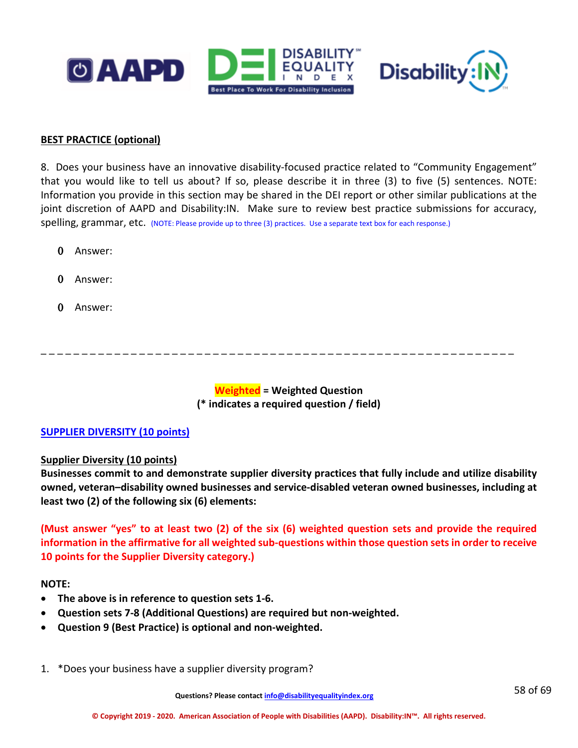**BEST PRACTICE (optional)**

8. Does your business have an innovative disability-focused practice related to "Community Engagement" that you would like to tell us about? If so, please describe it in three (3) to five (5) sentences. NOTE: Information you provide in this section may be shared in the DEI report or other similar publications at the joint discretion of AAPD and Disability:IN. Make sure to review best practice submissions for accuracy, spelling, grammar, etc. (NOTE: Please provide up to three (3) practices. Use a separate text box for each response.)

- Answer:
- Answer:
- Answer:

---

**Weighted = Weighted Question**
**(* indicates a required question / field)**

## SUPPLIER DIVERSITY (10 points)

**Supplier Diversity (10 points)**
**Businesses commit to and demonstrate supplier diversity practices that fully include and utilize disability owned, veteran–disability owned businesses and service-disabled veteran owned businesses, including at least two (2) of the following six (6) elements:**

**(Must answer "yes" to at least two (2) of the six (6) weighted question sets and provide the required information in the affirmative for all weighted sub-questions within those question sets in order to receive 10 points for the Supplier Diversity category.)**

**NOTE:**

- **The above is in reference to question sets 1-6.**
- **Question sets 7-8 (Additional Questions) are required but non-weighted.**
- **Question 9 (Best Practice) is optional and non-weighted.**

1. *Does your business have a supplier diversity program?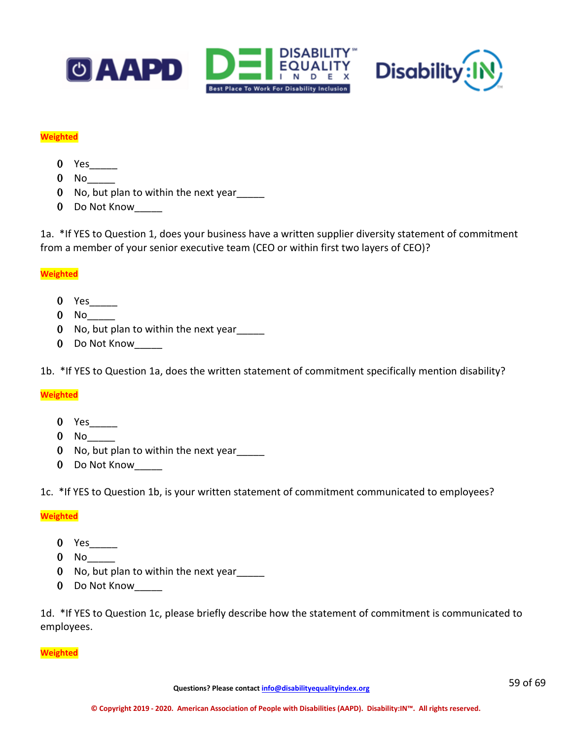**Weighted**

- Yes_____
- No_____
- No, but plan to within the next year_____
- Do Not Know_____

1a. *If YES to Question 1, does your business have a written supplier diversity statement of commitment from a member of your senior executive team (CEO or within first two layers of CEO)?

**Weighted**

- Yes_____
- No_____
- No, but plan to within the next year_____
- Do Not Know_____

1b. *If YES to Question 1a, does the written statement of commitment specifically mention disability?

**Weighted**

- Yes_____
- No_____
- No, but plan to within the next year_____
- Do Not Know_____

1c. *If YES to Question 1b, is your written statement of commitment communicated to employees?

**Weighted**

- Yes_____
- No_____
- No, but plan to within the next year_____
- Do Not Know_____

1d. *If YES to Question 1c, please briefly describe how the statement of commitment is communicated to employees.

**Weighted**

**Questions? Please contact info@disabilityequalityindex.org**

**© Copyright 2019 - 2020. American Association of People with Disabilities (AAPD). Disability:IN™. All rights reserved.**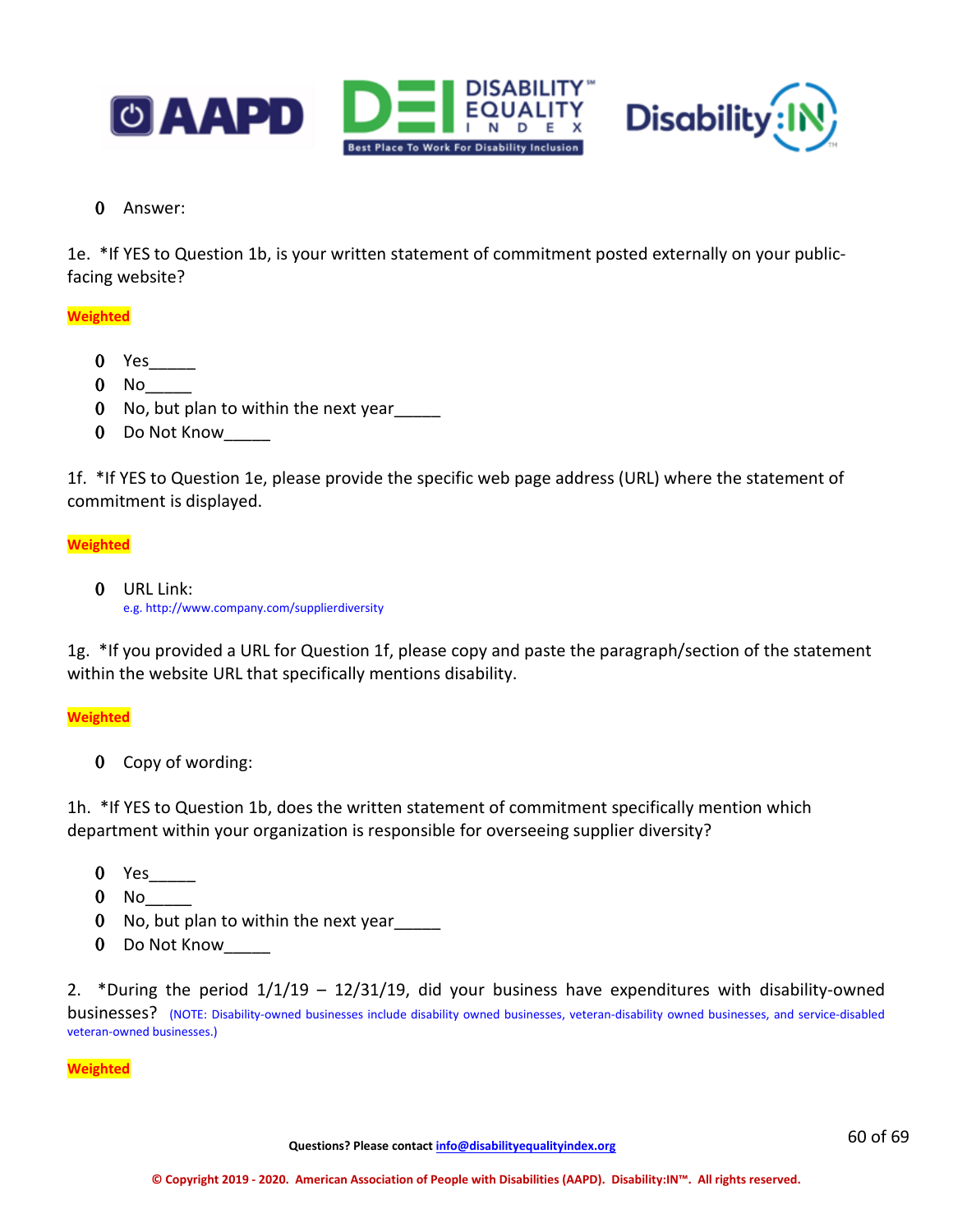- Answer:

1e. *If YES to Question 1b, is your written statement of commitment posted externally on your public-facing website?

**Weighted**

- Yes_____
- No_____
- No, but plan to within the next year_____
- Do Not Know_____

1f. *If YES to Question 1e, please provide the specific web page address (URL) where the statement of commitment is displayed.

**Weighted**

- URL Link:
  e.g. http://www.company.com/supplierdiversity

1g. *If you provided a URL for Question 1f, please copy and paste the paragraph/section of the statement within the website URL that specifically mentions disability.

**Weighted**

- Copy of wording:

1h. *If YES to Question 1b, does the written statement of commitment specifically mention which department within your organization is responsible for overseeing supplier diversity?

- Yes_____
- No_____
- No, but plan to within the next year_____
- Do Not Know_____

2. *During the period 1/1/19 – 12/31/19, did your business have expenditures with disability-owned businesses? (NOTE: Disability-owned businesses include disability owned businesses, veteran-disability owned businesses, and service-disabled veteran-owned businesses.)

**Weighted**

Questions? Please contact info@disabilityequalityindex.org

© Copyright 2019 - 2020. American Association of People with Disabilities (AAPD). Disability:IN™. All rights reserved.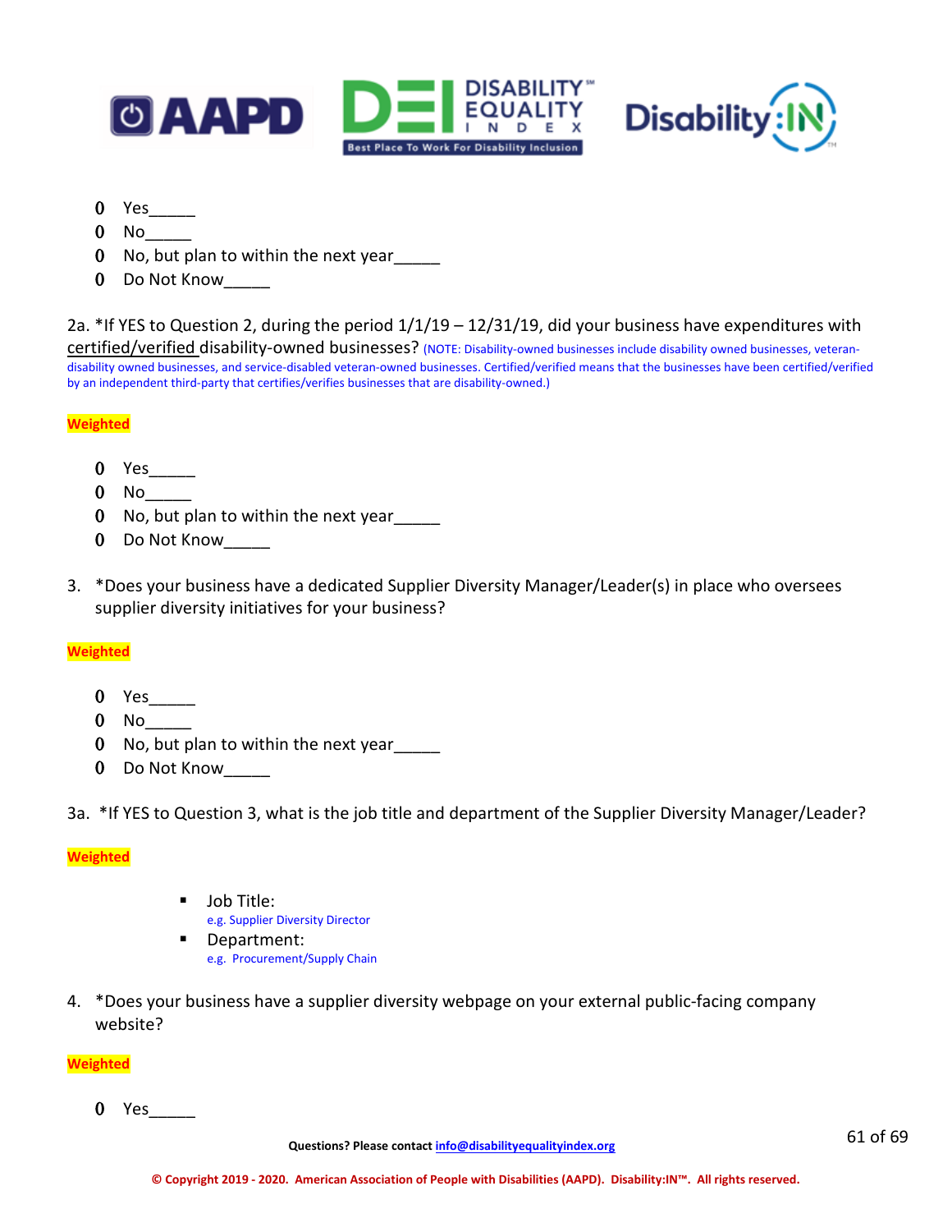- Yes_____
- No_____
- No, but plan to within the next year_____
- Do Not Know_____

2a. *If YES to Question 2, during the period 1/1/19 – 12/31/19, did your business have expenditures with certified/verified disability-owned businesses? (NOTE: Disability-owned businesses include disability owned businesses, veteran-disability owned businesses, and service-disabled veteran-owned businesses. Certified/verified means that the businesses have been certified/verified by an independent third-party that certifies/verifies businesses that are disability-owned.)

**Weighted**

- Yes_____
- No_____
- No, but plan to within the next year_____
- Do Not Know_____

3. *Does your business have a dedicated Supplier Diversity Manager/Leader(s) in place who oversees supplier diversity initiatives for your business?

**Weighted**

- Yes_____
- No_____
- No, but plan to within the next year_____
- Do Not Know_____

3a. *If YES to Question 3, what is the job title and department of the Supplier Diversity Manager/Leader?

**Weighted**

- Job Title:
  e.g. Supplier Diversity Director
- Department:
  e.g. Procurement/Supply Chain

4. *Does your business have a supplier diversity webpage on your external public-facing company website?

**Weighted**

- Yes_____

Questions? Please contact info@disabilityequalityindex.org

© Copyright 2019 - 2020. American Association of People with Disabilities (AAPD). Disability:IN™. All rights reserved.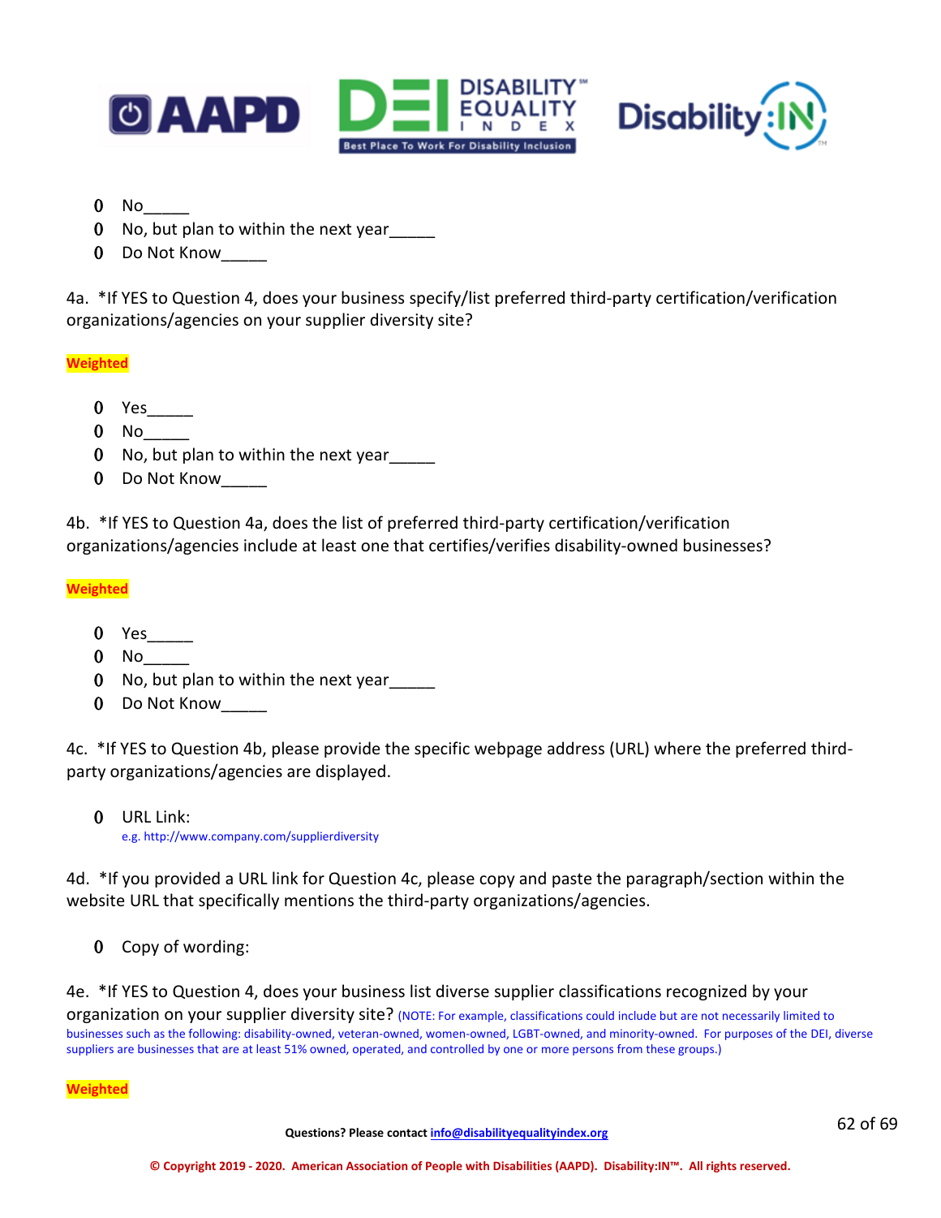- No_____
- No, but plan to within the next year_____
- Do Not Know_____

4a. *If YES to Question 4, does your business specify/list preferred third-party certification/verification organizations/agencies on your supplier diversity site?

**Weighted**

- Yes_____
- No_____
- No, but plan to within the next year_____
- Do Not Know_____

4b. *If YES to Question 4a, does the list of preferred third-party certification/verification organizations/agencies include at least one that certifies/verifies disability-owned businesses?

**Weighted**

- Yes_____
- No_____
- No, but plan to within the next year_____
- Do Not Know_____

4c. *If YES to Question 4b, please provide the specific webpage address (URL) where the preferred third-party organizations/agencies are displayed.

- URL Link:
  e.g. http://www.company.com/supplierdiversity

4d. *If you provided a URL link for Question 4c, please copy and paste the paragraph/section within the website URL that specifically mentions the third-party organizations/agencies.

- Copy of wording:

4e. *If YES to Question 4, does your business list diverse supplier classifications recognized by your organization on your supplier diversity site? (NOTE: For example, classifications could include but are not necessarily limited to businesses such as the following: disability-owned, veteran-owned, women-owned, LGBT-owned, and minority-owned. For purposes of the DEI, diverse suppliers are businesses that are at least 51% owned, operated, and controlled by one or more persons from these groups.)

**Weighted**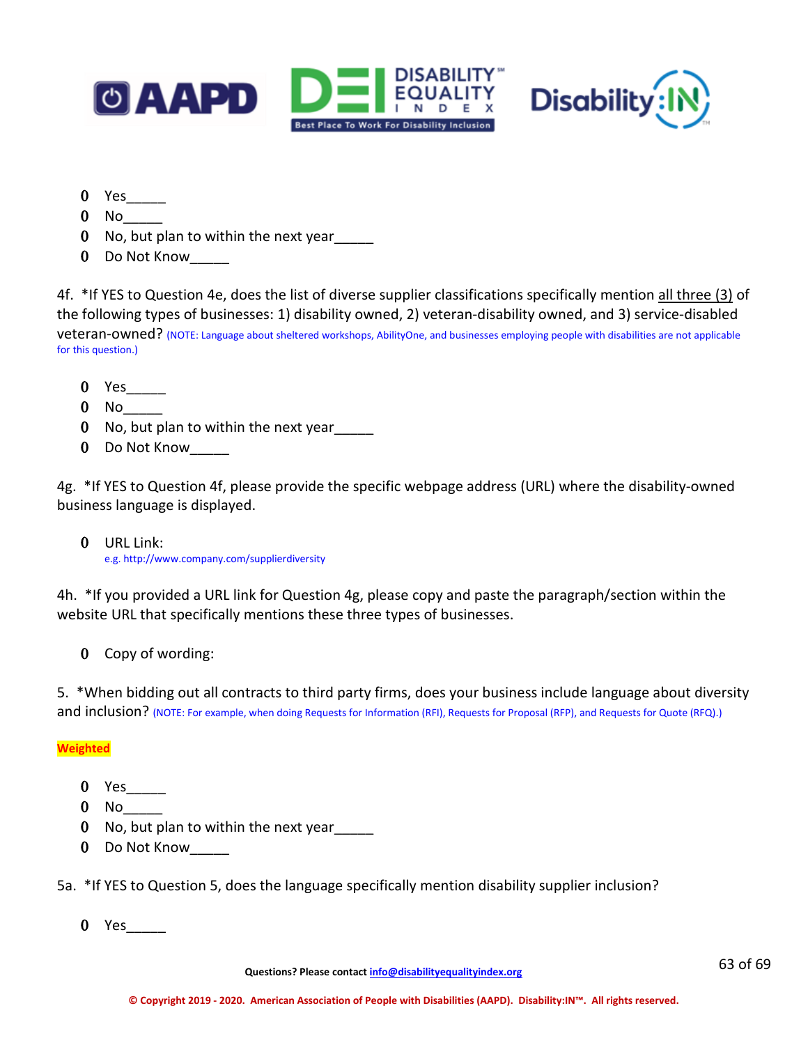- Yes_____
- No_____
- No, but plan to within the next year_____
- Do Not Know_____

4f. *If YES to Question 4e, does the list of diverse supplier classifications specifically mention <u>all three (3)</u> of the following types of businesses: 1) disability owned, 2) veteran-disability owned, and 3) service-disabled veteran-owned? (NOTE: Language about sheltered workshops, AbilityOne, and businesses employing people with disabilities are not applicable for this question.)

- Yes_____
- No_____
- No, but plan to within the next year_____
- Do Not Know_____

4g. *If YES to Question 4f, please provide the specific webpage address (URL) where the disability-owned business language is displayed.

- URL Link:
  e.g. http://www.company.com/supplierdiversity

4h. *If you provided a URL link for Question 4g, please copy and paste the paragraph/section within the website URL that specifically mentions these three types of businesses.

- Copy of wording:

5. *When bidding out all contracts to third party firms, does your business include language about diversity and inclusion? (NOTE: For example, when doing Requests for Information (RFI), Requests for Proposal (RFP), and Requests for Quote (RFQ).)

**Weighted**

- Yes_____
- No_____
- No, but plan to within the next year_____
- Do Not Know_____

5a. *If YES to Question 5, does the language specifically mention disability supplier inclusion?

- Yes_____

Questions? Please contact info@disabilityequalityindex.org

© Copyright 2019 - 2020. American Association of People with Disabilities (AAPD). Disability:IN™. All rights reserved.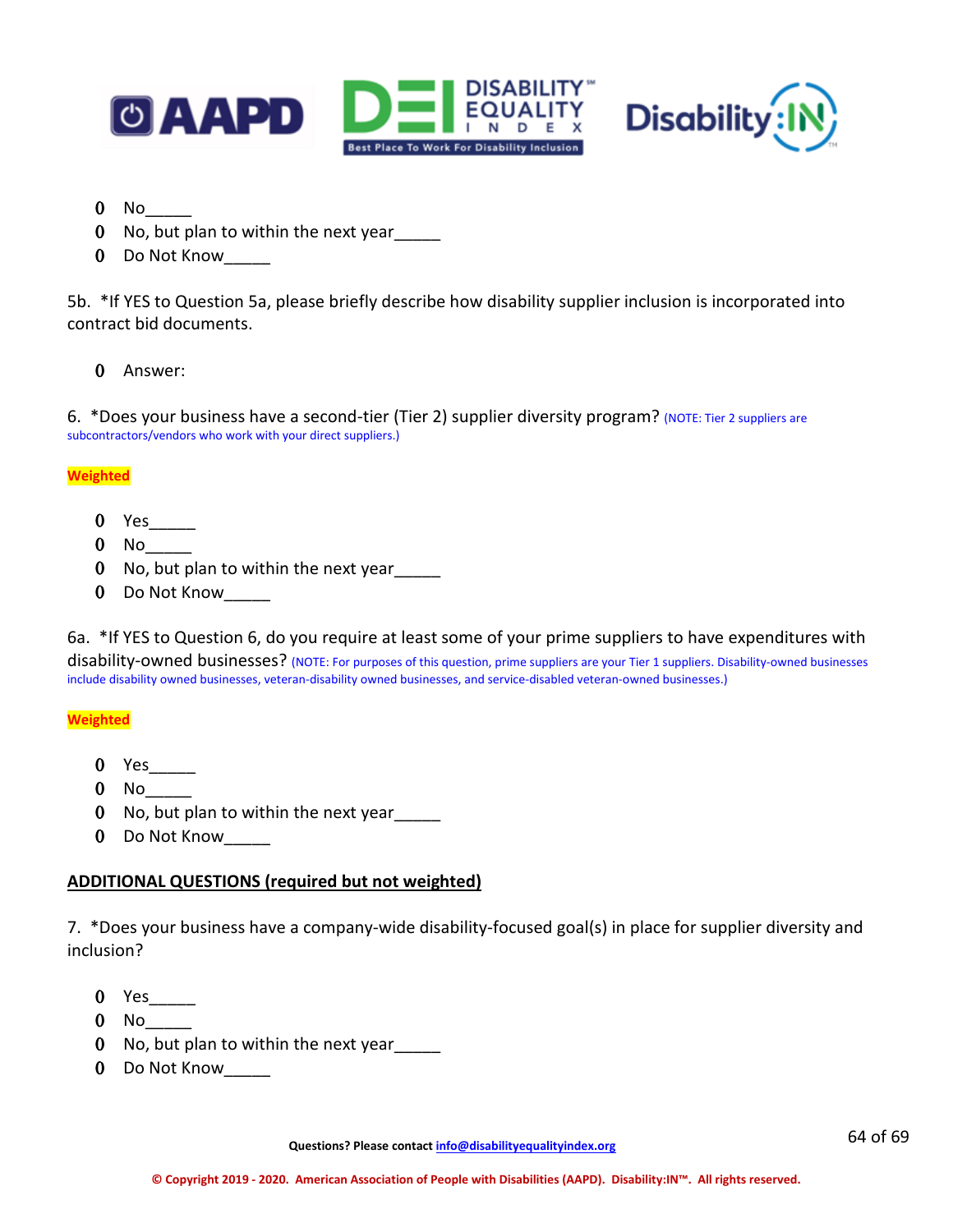- No_____
- No, but plan to within the next year_____
- Do Not Know_____

5b. *If YES to Question 5a, please briefly describe how disability supplier inclusion is incorporated into contract bid documents.

- Answer:

6. *Does your business have a second-tier (Tier 2) supplier diversity program? (NOTE: Tier 2 suppliers are subcontractors/vendors who work with your direct suppliers.)

**Weighted**

- Yes_____
- No_____
- No, but plan to within the next year_____
- Do Not Know_____

6a. *If YES to Question 6, do you require at least some of your prime suppliers to have expenditures with disability-owned businesses? (NOTE: For purposes of this question, prime suppliers are your Tier 1 suppliers. Disability-owned businesses include disability owned businesses, veteran-disability owned businesses, and service-disabled veteran-owned businesses.)

**Weighted**

- Yes_____
- No_____
- No, but plan to within the next year_____
- Do Not Know_____

**ADDITIONAL QUESTIONS (required but not weighted)**

7. *Does your business have a company-wide disability-focused goal(s) in place for supplier diversity and inclusion?

- Yes_____
- No_____
- No, but plan to within the next year_____
- Do Not Know_____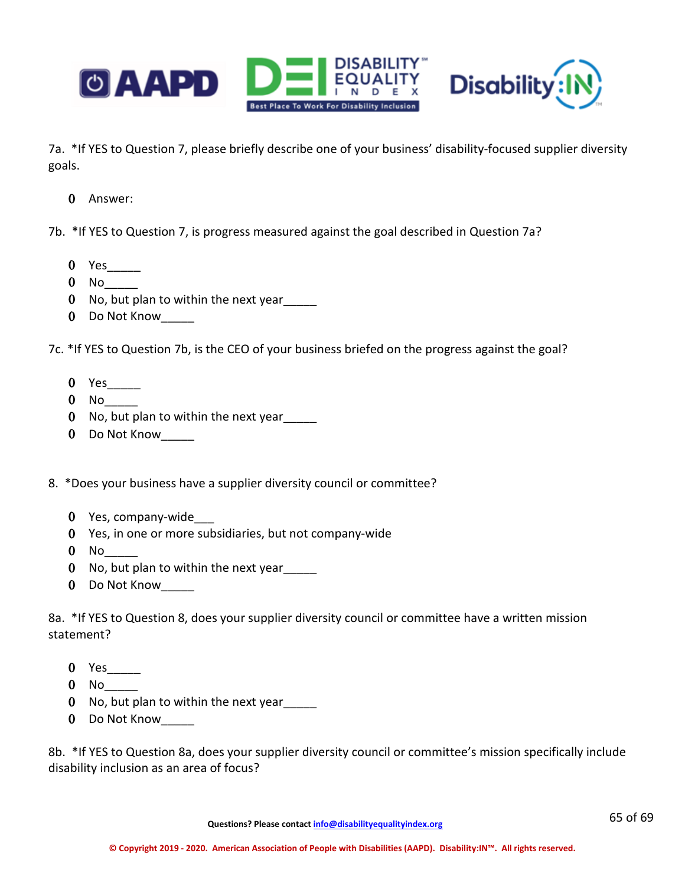7a. *If YES to Question 7, please briefly describe one of your business' disability-focused supplier diversity goals.

- Answer:

7b. *If YES to Question 7, is progress measured against the goal described in Question 7a?

- Yes_____
- No_____
- No, but plan to within the next year_____
- Do Not Know_____

7c. *If YES to Question 7b, is the CEO of your business briefed on the progress against the goal?

- Yes_____
- No_____
- No, but plan to within the next year_____
- Do Not Know_____

8. *Does your business have a supplier diversity council or committee?

- Yes, company-wide___
- Yes, in one or more subsidiaries, but not company-wide
- No_____
- No, but plan to within the next year_____
- Do Not Know_____

8a. *If YES to Question 8, does your supplier diversity council or committee have a written mission statement?

- Yes_____
- No_____
- No, but plan to within the next year_____
- Do Not Know_____

8b. *If YES to Question 8a, does your supplier diversity council or committee's mission specifically include disability inclusion as an area of focus?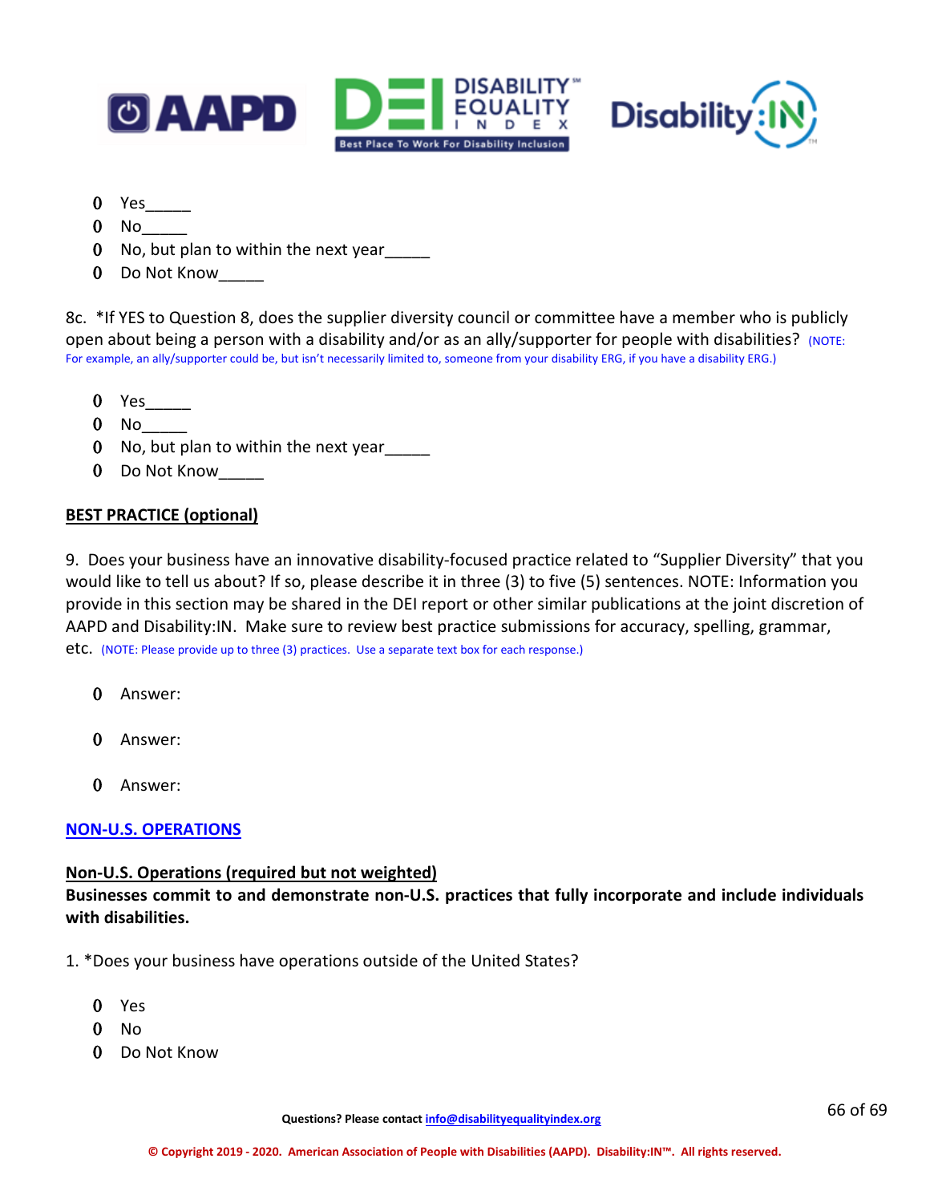- Yes_____
- No_____
- No, but plan to within the next year_____
- Do Not Know_____

8c. *If YES to Question 8, does the supplier diversity council or committee have a member who is publicly open about being a person with a disability and/or as an ally/supporter for people with disabilities? (NOTE: For example, an ally/supporter could be, but isn't necessarily limited to, someone from your disability ERG, if you have a disability ERG.)

- Yes_____
- No_____
- No, but plan to within the next year_____
- Do Not Know_____

**BEST PRACTICE (optional)**

9. Does your business have an innovative disability-focused practice related to "Supplier Diversity" that you would like to tell us about? If so, please describe it in three (3) to five (5) sentences. NOTE: Information you provide in this section may be shared in the DEI report or other similar publications at the joint discretion of AAPD and Disability:IN. Make sure to review best practice submissions for accuracy, spelling, grammar, etc. (NOTE: Please provide up to three (3) practices. Use a separate text box for each response.)

- Answer:
- Answer:
- Answer:

## NON-U.S. OPERATIONS

**Non-U.S. Operations (required but not weighted)**

**Businesses commit to and demonstrate non-U.S. practices that fully incorporate and include individuals with disabilities.**

1. *Does your business have operations outside of the United States?

- Yes
- No
- Do Not Know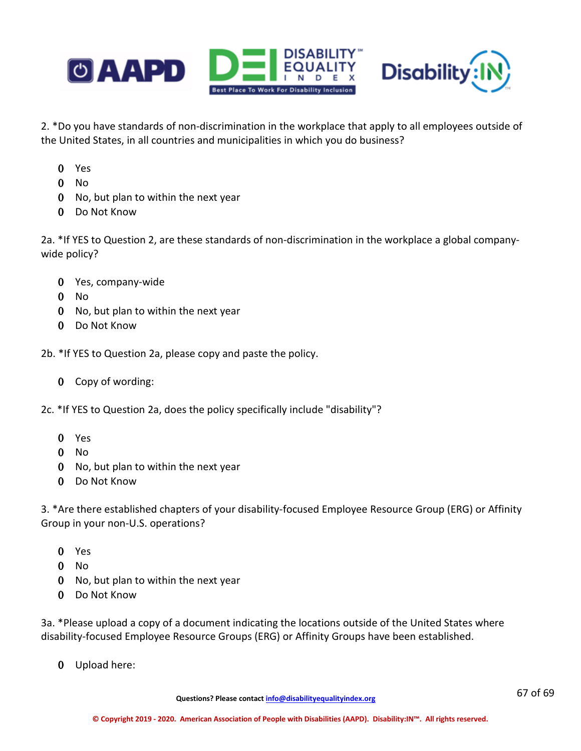2. *Do you have standards of non-discrimination in the workplace that apply to all employees outside of the United States, in all countries and municipalities in which you do business?

- Yes
- No
- No, but plan to within the next year
- Do Not Know

2a. *If YES to Question 2, are these standards of non-discrimination in the workplace a global company-wide policy?

- Yes, company-wide
- No
- No, but plan to within the next year
- Do Not Know

2b. *If YES to Question 2a, please copy and paste the policy.

- Copy of wording:

2c. *If YES to Question 2a, does the policy specifically include "disability"?

- Yes
- No
- No, but plan to within the next year
- Do Not Know

3. *Are there established chapters of your disability-focused Employee Resource Group (ERG) or Affinity Group in your non-U.S. operations?

- Yes
- No
- No, but plan to within the next year
- Do Not Know

3a. *Please upload a copy of a document indicating the locations outside of the United States where disability-focused Employee Resource Groups (ERG) or Affinity Groups have been established.

- Upload here: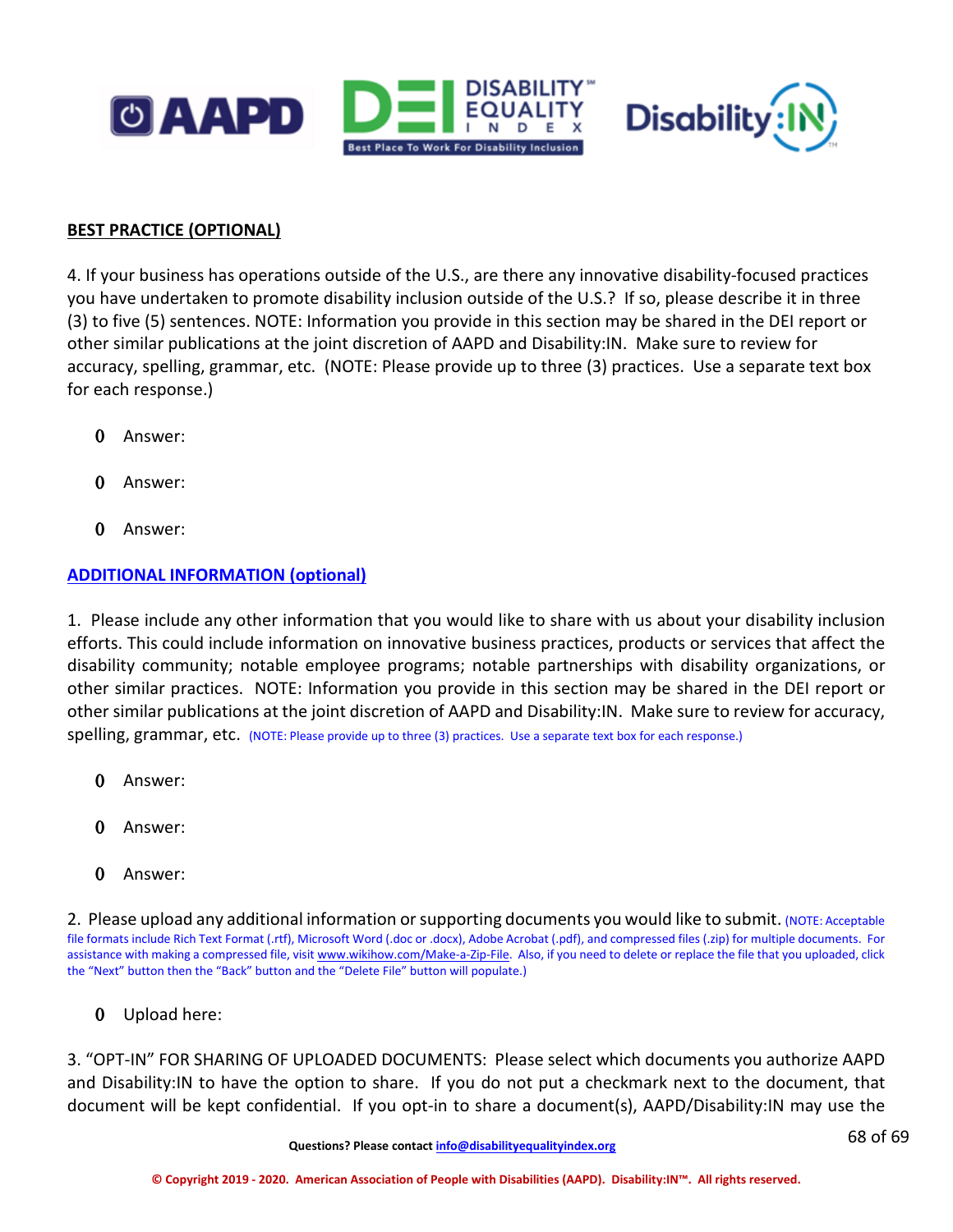**BEST PRACTICE (OPTIONAL)**

4. If your business has operations outside of the U.S., are there any innovative disability-focused practices you have undertaken to promote disability inclusion outside of the U.S.? If so, please describe it in three (3) to five (5) sentences. NOTE: Information you provide in this section may be shared in the DEI report or other similar publications at the joint discretion of AAPD and Disability:IN. Make sure to review for accuracy, spelling, grammar, etc. (NOTE: Please provide up to three (3) practices. Use a separate text box for each response.)

- Answer:
- Answer:
- Answer:

**ADDITIONAL INFORMATION (optional)**

1. Please include any other information that you would like to share with us about your disability inclusion efforts. This could include information on innovative business practices, products or services that affect the disability community; notable employee programs; notable partnerships with disability organizations, or other similar practices. NOTE: Information you provide in this section may be shared in the DEI report or other similar publications at the joint discretion of AAPD and Disability:IN. Make sure to review for accuracy, spelling, grammar, etc. (NOTE: Please provide up to three (3) practices. Use a separate text box for each response.)

- Answer:
- Answer:
- Answer:

2. Please upload any additional information or supporting documents you would like to submit. (NOTE: Acceptable file formats include Rich Text Format (.rtf), Microsoft Word (.doc or .docx), Adobe Acrobat (.pdf), and compressed files (.zip) for multiple documents. For assistance with making a compressed file, visit www.wikihow.com/Make-a-Zip-File. Also, if you need to delete or replace the file that you uploaded, click the "Next" button then the "Back" button and the "Delete File" button will populate.)

- Upload here:

3. "OPT-IN" FOR SHARING OF UPLOADED DOCUMENTS: Please select which documents you authorize AAPD and Disability:IN to have the option to share. If you do not put a checkmark next to the document, that document will be kept confidential. If you opt-in to share a document(s), AAPD/Disability:IN may use the

Questions? Please contact info@disabilityequalityindex.org

© Copyright 2019 - 2020. American Association of People with Disabilities (AAPD). Disability:IN™. All rights reserved.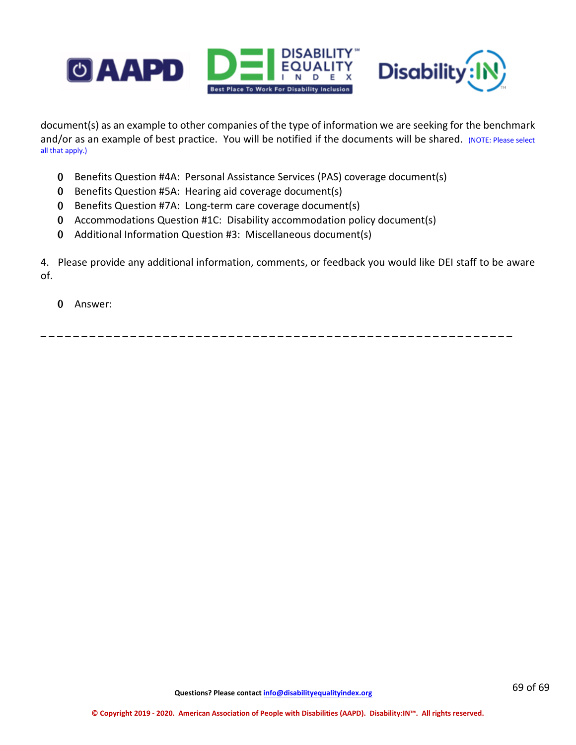document(s) as an example to other companies of the type of information we are seeking for the benchmark and/or as an example of best practice. You will be notified if the documents will be shared. (NOTE: Please select all that apply.)

- Benefits Question #4A: Personal Assistance Services (PAS) coverage document(s)
- Benefits Question #5A: Hearing aid coverage document(s)
- Benefits Question #7A: Long-term care coverage document(s)
- Accommodations Question #1C: Disability accommodation policy document(s)
- Additional Information Question #3: Miscellaneous document(s)

4. Please provide any additional information, comments, or feedback you would like DEI staff to be aware of.

- Answer:

_ _ _ _ _ _ _ _ _ _ _ _ _ _ _ _ _ _ _ _ _ _ _ _ _ _ _ _ _ _ _ _ _ _ _ _ _ _ _ _ _ _ _ _ _ _ _ _ _ _ _ _ _ _ _ _ _ _ _ _

Questions? Please contact info@disabilityequalityindex.org

© Copyright 2019 - 2020. American Association of People with Disabilities (AAPD). Disability:IN™. All rights reserved.